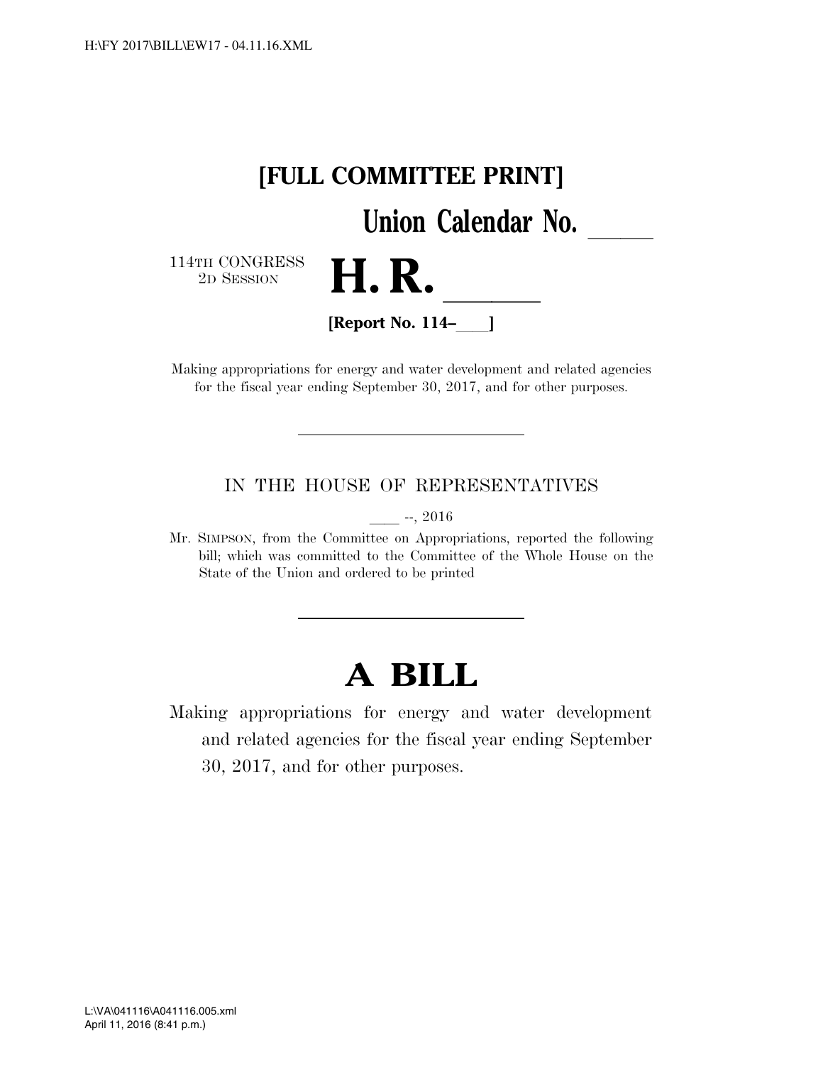# [FULL COMMITTEE PRINT]

**Union Calendar No. \_\_\_\_\_**

114TH CONGRESS
2D SESSION

# H. R. \_\_\_\_\_

**[Report No. 114–\_\_\_\_]**

Making appropriations for energy and water development and related agencies for the fiscal year ending September 30, 2017, and for other purposes.

---

IN THE HOUSE OF REPRESENTATIVES

\_\_\_\_ --, 2016

Mr. SIMPSON, from the Committee on Appropriations, reported the following bill; which was committed to the Committee of the Whole House on the State of the Union and ordered to be printed

---

# A BILL

Making appropriations for energy and water development and related agencies for the fiscal year ending September 30, 2017, and for other purposes.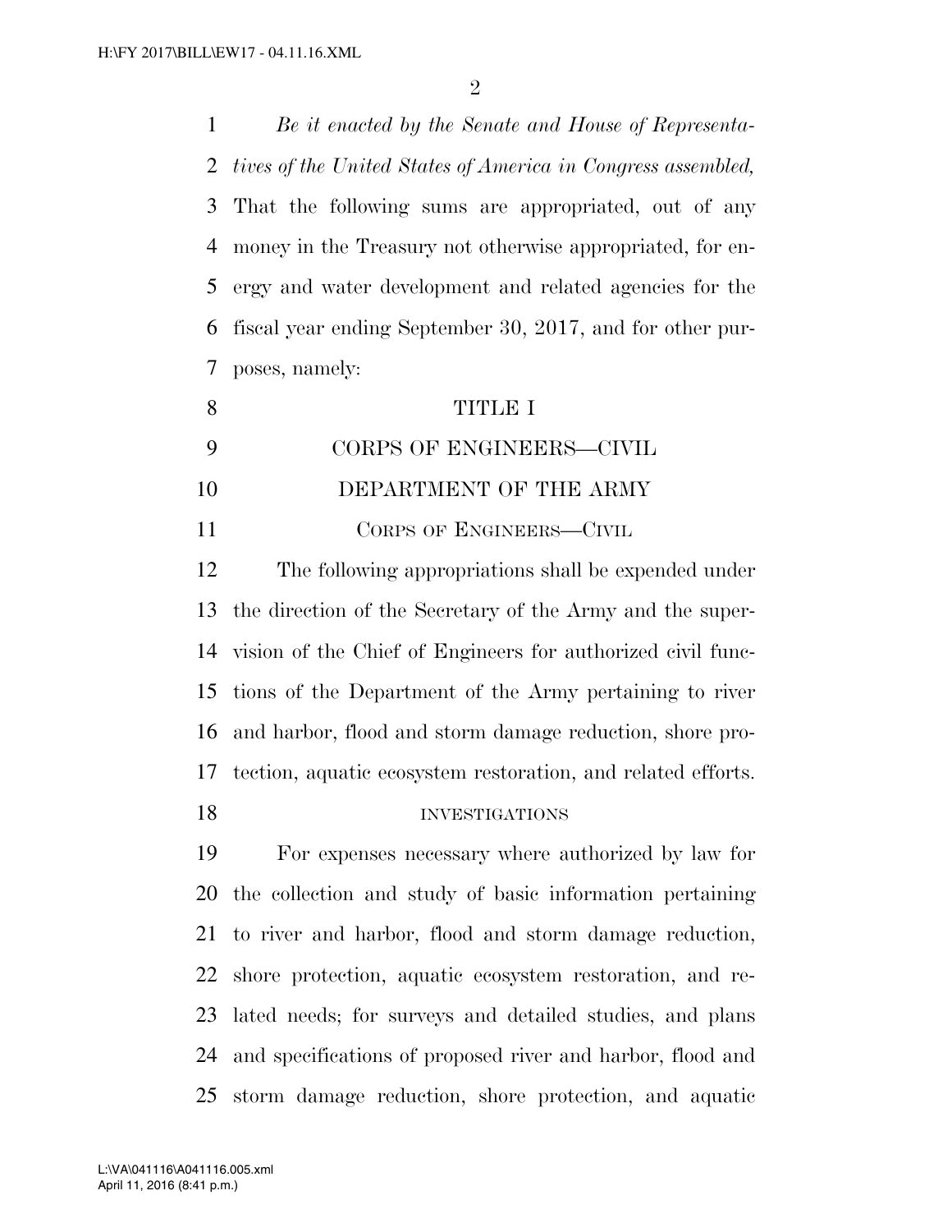*Be it enacted by the Senate and House of Representatives of the United States of America in Congress assembled,* That the following sums are appropriated, out of any money in the Treasury not otherwise appropriated, for energy and water development and related agencies for the fiscal year ending September 30, 2017, and for other purposes, namely:

# TITLE I

## CORPS OF ENGINEERS—CIVIL

## DEPARTMENT OF THE ARMY

### CORPS OF ENGINEERS—CIVIL

The following appropriations shall be expended under the direction of the Secretary of the Army and the supervision of the Chief of Engineers for authorized civil functions of the Department of the Army pertaining to river and harbor, flood and storm damage reduction, shore protection, aquatic ecosystem restoration, and related efforts.

#### INVESTIGATIONS

For expenses necessary where authorized by law for the collection and study of basic information pertaining to river and harbor, flood and storm damage reduction, shore protection, aquatic ecosystem restoration, and related needs; for surveys and detailed studies, and plans and specifications of proposed river and harbor, flood and storm damage reduction, shore protection, and aquatic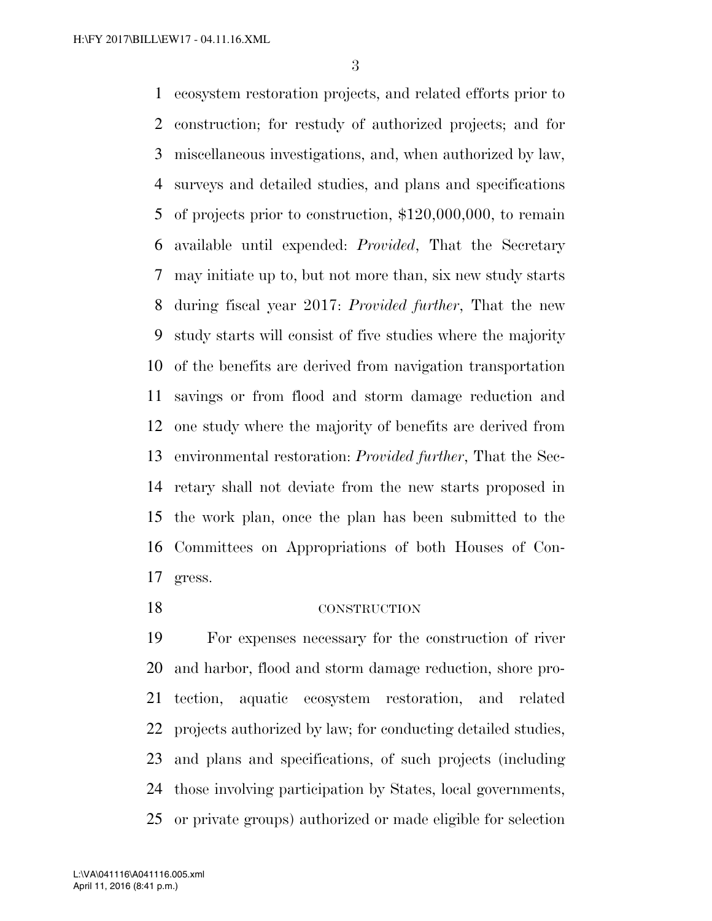ecosystem restoration projects, and related efforts prior to construction; for restudy of authorized projects; and for miscellaneous investigations, and, when authorized by law, surveys and detailed studies, and plans and specifications of projects prior to construction, $120,000,000, to remain available until expended: *Provided*, That the Secretary may initiate up to, but not more than, six new study starts during fiscal year 2017: *Provided further*, That the new study starts will consist of five studies where the majority of the benefits are derived from navigation transportation savings or from flood and storm damage reduction and one study where the majority of benefits are derived from environmental restoration: *Provided further*, That the Secretary shall not deviate from the new starts proposed in the work plan, once the plan has been submitted to the Committees on Appropriations of both Houses of Congress.

CONSTRUCTION

For expenses necessary for the construction of river and harbor, flood and storm damage reduction, shore protection, aquatic ecosystem restoration, and related projects authorized by law; for conducting detailed studies, and plans and specifications, of such projects (including those involving participation by States, local governments, or private groups) authorized or made eligible for selection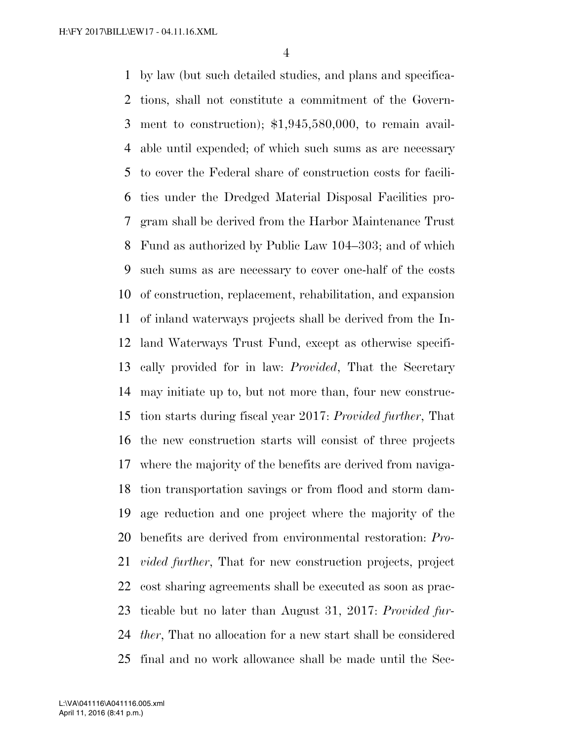by law (but such detailed studies, and plans and specifications, shall not constitute a commitment of the Government to construction); $1,945,580,000, to remain available until expended; of which such sums as are necessary to cover the Federal share of construction costs for facilities under the Dredged Material Disposal Facilities program shall be derived from the Harbor Maintenance Trust Fund as authorized by Public Law 104–303; and of which such sums as are necessary to cover one-half of the costs of construction, replacement, rehabilitation, and expansion of inland waterways projects shall be derived from the Inland Waterways Trust Fund, except as otherwise specifically provided for in law: *Provided*, That the Secretary may initiate up to, but not more than, four new construction starts during fiscal year 2017: *Provided further*, That the new construction starts will consist of three projects where the majority of the benefits are derived from navigation transportation savings or from flood and storm damage reduction and one project where the majority of the benefits are derived from environmental restoration: *Provided further*, That for new construction projects, project cost sharing agreements shall be executed as soon as practicable but no later than August 31, 2017: *Provided further*, That no allocation for a new start shall be considered final and no work allowance shall be made until the Sec-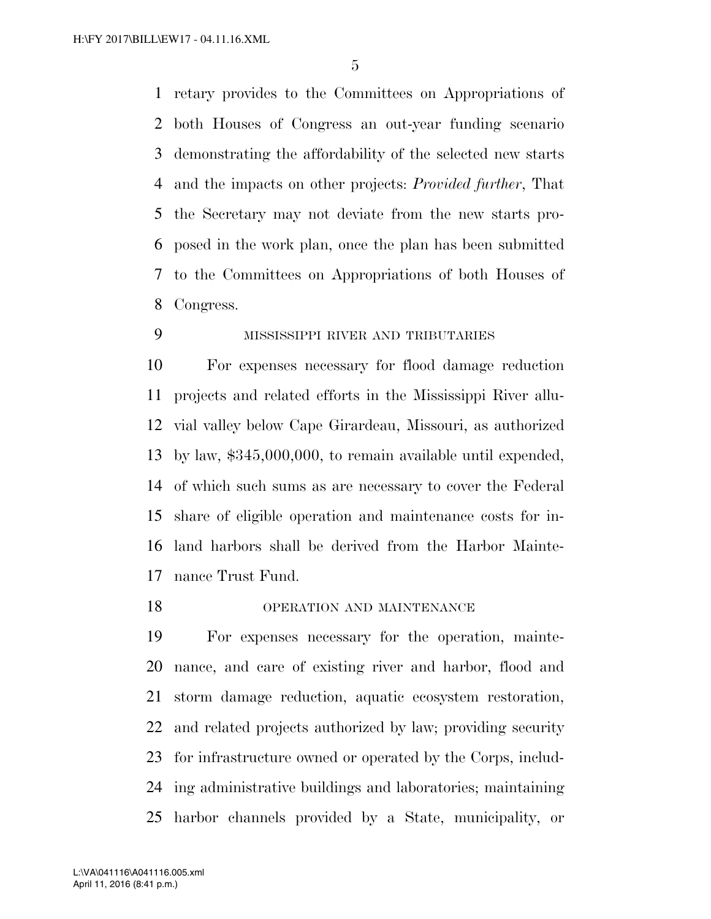retary provides to the Committees on Appropriations of both Houses of Congress an out-year funding scenario demonstrating the affordability of the selected new starts and the impacts on other projects: *Provided further*, That the Secretary may not deviate from the new starts proposed in the work plan, once the plan has been submitted to the Committees on Appropriations of both Houses of Congress.

MISSISSIPPI RIVER AND TRIBUTARIES

For expenses necessary for flood damage reduction projects and related efforts in the Mississippi River alluvial valley below Cape Girardeau, Missouri, as authorized by law, $345,000,000, to remain available until expended, of which such sums as are necessary to cover the Federal share of eligible operation and maintenance costs for inland harbors shall be derived from the Harbor Maintenance Trust Fund.

OPERATION AND MAINTENANCE

For expenses necessary for the operation, maintenance, and care of existing river and harbor, flood and storm damage reduction, aquatic ecosystem restoration, and related projects authorized by law; providing security for infrastructure owned or operated by the Corps, including administrative buildings and laboratories; maintaining harbor channels provided by a State, municipality, or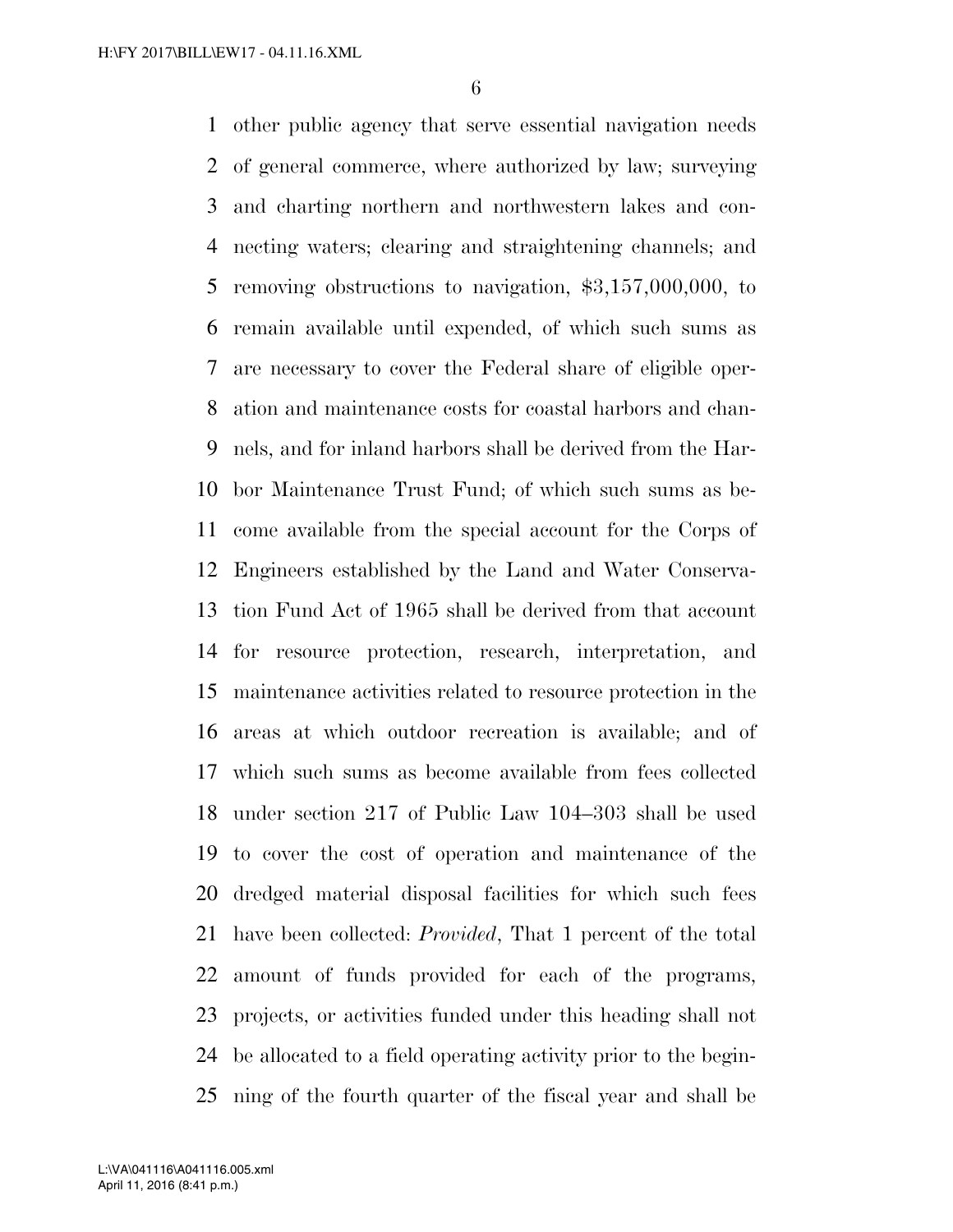other public agency that serve essential navigation needs of general commerce, where authorized by law; surveying and charting northern and northwestern lakes and connecting waters; clearing and straightening channels; and removing obstructions to navigation, $3,157,000,000, to remain available until expended, of which such sums as are necessary to cover the Federal share of eligible operation and maintenance costs for coastal harbors and channels, and for inland harbors shall be derived from the Harbor Maintenance Trust Fund; of which such sums as become available from the special account for the Corps of Engineers established by the Land and Water Conservation Fund Act of 1965 shall be derived from that account for resource protection, research, interpretation, and maintenance activities related to resource protection in the areas at which outdoor recreation is available; and of which such sums as become available from fees collected under section 217 of Public Law 104–303 shall be used to cover the cost of operation and maintenance of the dredged material disposal facilities for which such fees have been collected: *Provided*, That 1 percent of the total amount of funds provided for each of the programs, projects, or activities funded under this heading shall not be allocated to a field operating activity prior to the beginning of the fourth quarter of the fiscal year and shall be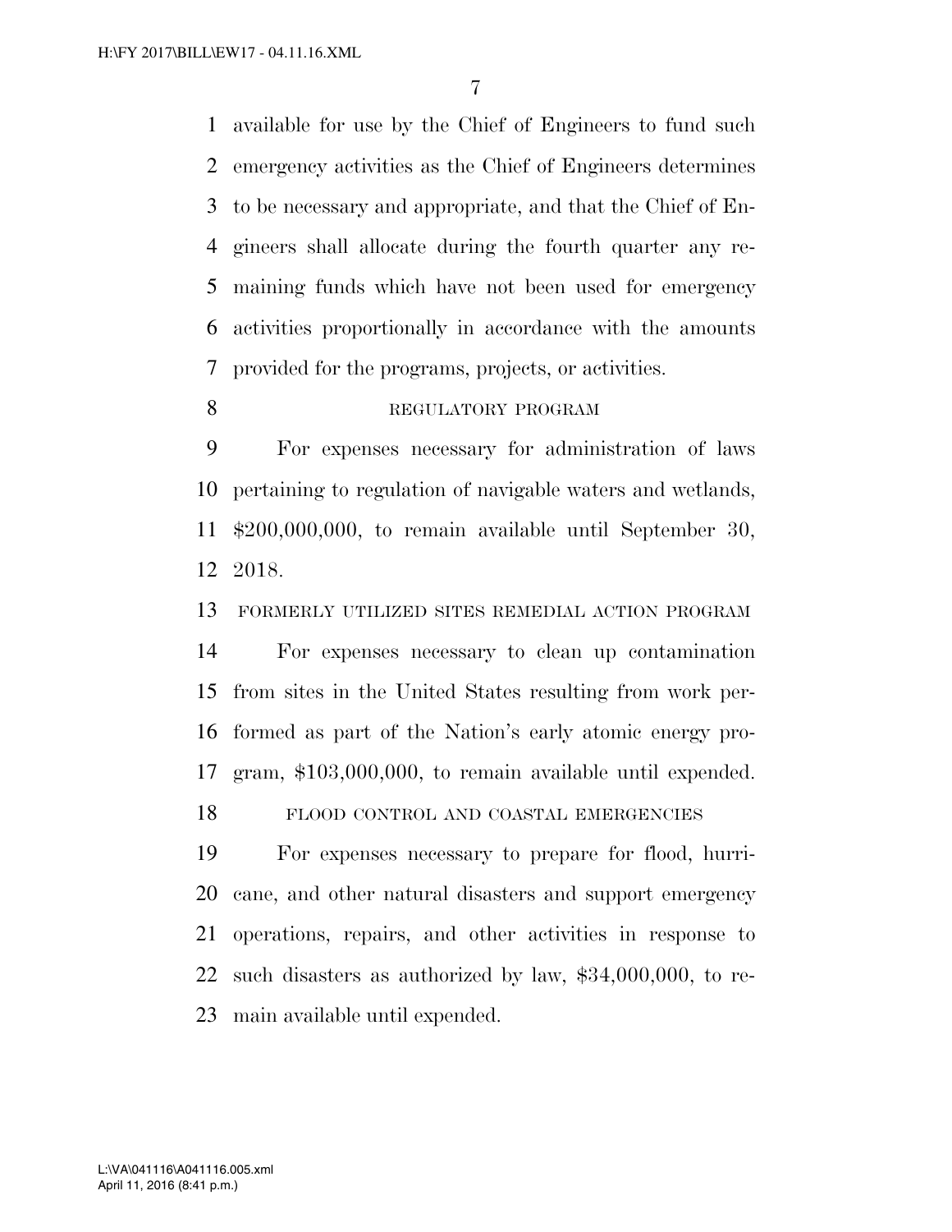available for use by the Chief of Engineers to fund such emergency activities as the Chief of Engineers determines to be necessary and appropriate, and that the Chief of Engineers shall allocate during the fourth quarter any remaining funds which have not been used for emergency activities proportionally in accordance with the amounts provided for the programs, projects, or activities.

REGULATORY PROGRAM

For expenses necessary for administration of laws pertaining to regulation of navigable waters and wetlands, $200,000,000, to remain available until September 30, 2018.

FORMERLY UTILIZED SITES REMEDIAL ACTION PROGRAM

For expenses necessary to clean up contamination from sites in the United States resulting from work performed as part of the Nation's early atomic energy program, $103,000,000, to remain available until expended.

FLOOD CONTROL AND COASTAL EMERGENCIES

For expenses necessary to prepare for flood, hurricane, and other natural disasters and support emergency operations, repairs, and other activities in response to such disasters as authorized by law, $34,000,000, to remain available until expended.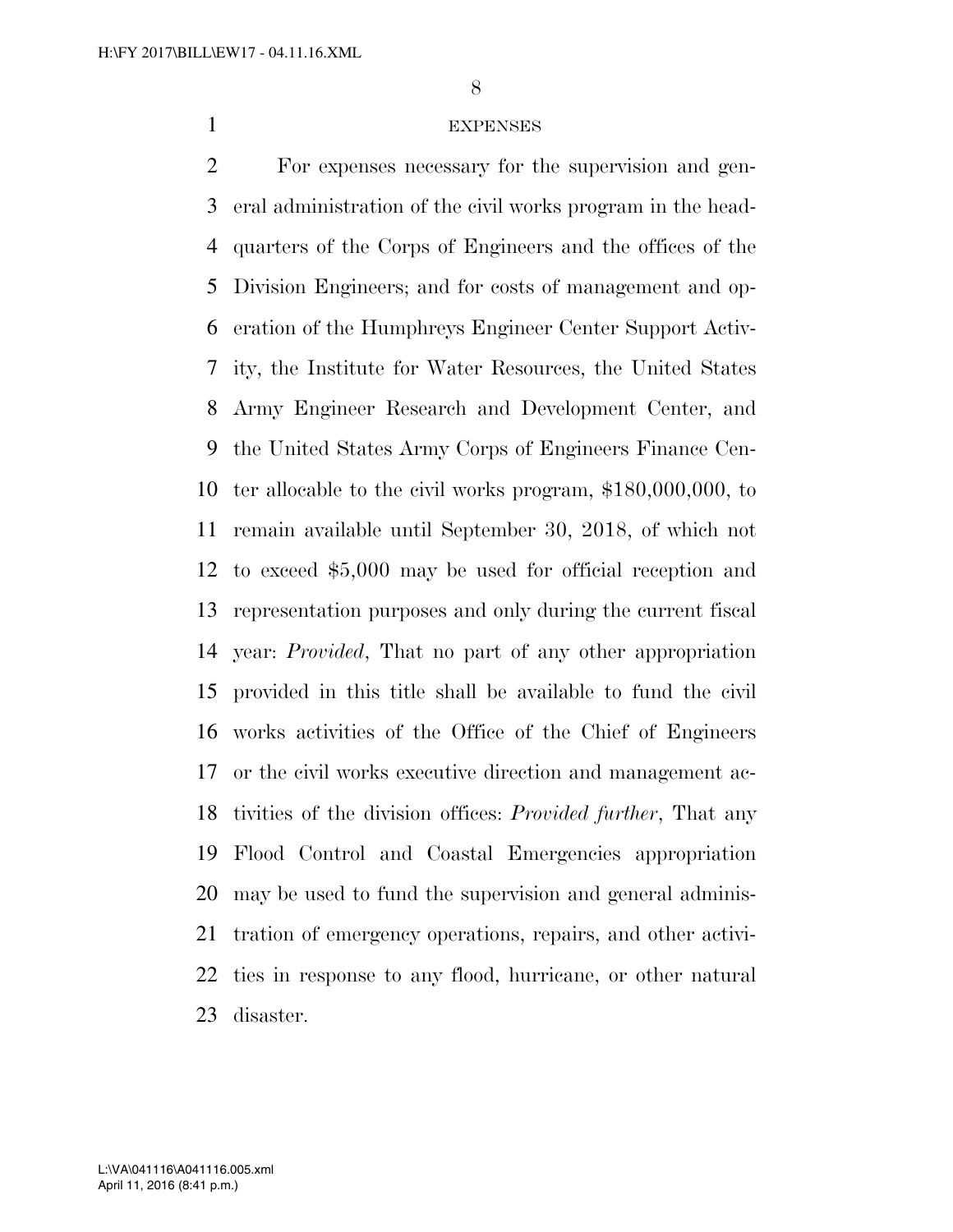EXPENSES

For expenses necessary for the supervision and general administration of the civil works program in the headquarters of the Corps of Engineers and the offices of the Division Engineers; and for costs of management and operation of the Humphreys Engineer Center Support Activity, the Institute for Water Resources, the United States Army Engineer Research and Development Center, and the United States Army Corps of Engineers Finance Center allocable to the civil works program, $180,000,000, to remain available until September 30, 2018, of which not to exceed $5,000 may be used for official reception and representation purposes and only during the current fiscal year: *Provided*, That no part of any other appropriation provided in this title shall be available to fund the civil works activities of the Office of the Chief of Engineers or the civil works executive direction and management activities of the division offices: *Provided further*, That any Flood Control and Coastal Emergencies appropriation may be used to fund the supervision and general administration of emergency operations, repairs, and other activities in response to any flood, hurricane, or other natural disaster.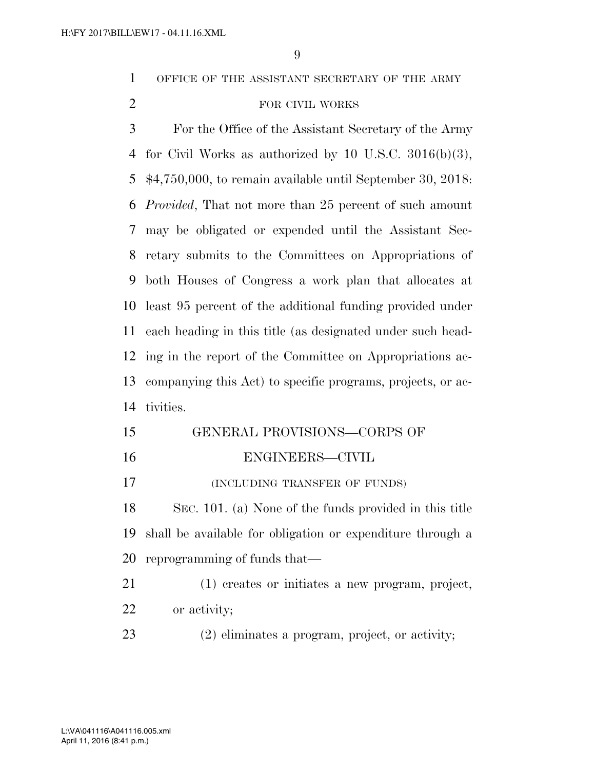OFFICE OF THE ASSISTANT SECRETARY OF THE ARMY FOR CIVIL WORKS

For the Office of the Assistant Secretary of the Army for Civil Works as authorized by 10 U.S.C. 3016(b)(3), $4,750,000, to remain available until September 30, 2018: *Provided*, That not more than 25 percent of such amount may be obligated or expended until the Assistant Secretary submits to the Committees on Appropriations of both Houses of Congress a work plan that allocates at least 95 percent of the additional funding provided under each heading in this title (as designated under such heading in the report of the Committee on Appropriations accompanying this Act) to specific programs, projects, or activities.

## GENERAL PROVISIONS—CORPS OF ENGINEERS—CIVIL

(INCLUDING TRANSFER OF FUNDS)

SEC. 101. (a) None of the funds provided in this title shall be available for obligation or expenditure through a reprogramming of funds that—

(1) creates or initiates a new program, project, or activity;

(2) eliminates a program, project, or activity;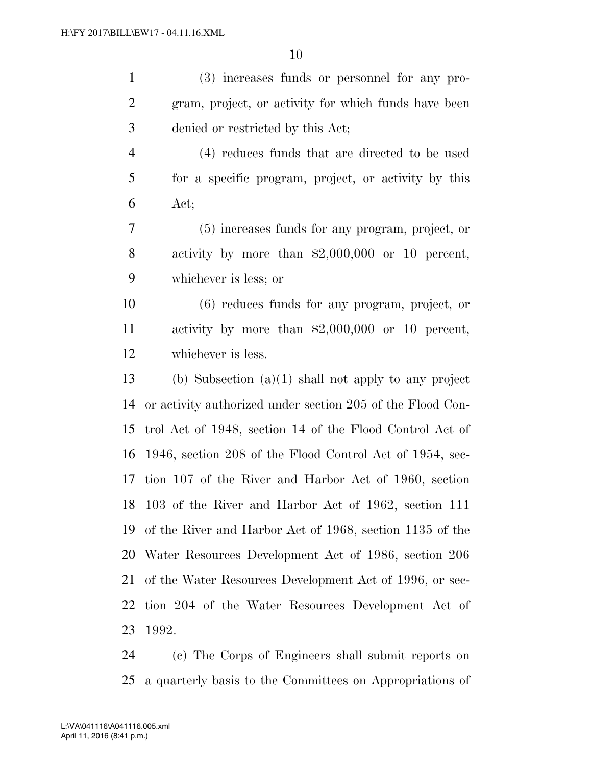(3) increases funds or personnel for any program, project, or activity for which funds have been denied or restricted by this Act;

(4) reduces funds that are directed to be used for a specific program, project, or activity by this Act;

(5) increases funds for any program, project, or activity by more than $2,000,000 or 10 percent, whichever is less; or

(6) reduces funds for any program, project, or activity by more than $2,000,000 or 10 percent, whichever is less.

(b) Subsection (a)(1) shall not apply to any project or activity authorized under section 205 of the Flood Control Act of 1948, section 14 of the Flood Control Act of 1946, section 208 of the Flood Control Act of 1954, section 107 of the River and Harbor Act of 1960, section 103 of the River and Harbor Act of 1962, section 111 of the River and Harbor Act of 1968, section 1135 of the Water Resources Development Act of 1986, section 206 of the Water Resources Development Act of 1996, or section 204 of the Water Resources Development Act of 1992.

(c) The Corps of Engineers shall submit reports on a quarterly basis to the Committees on Appropriations of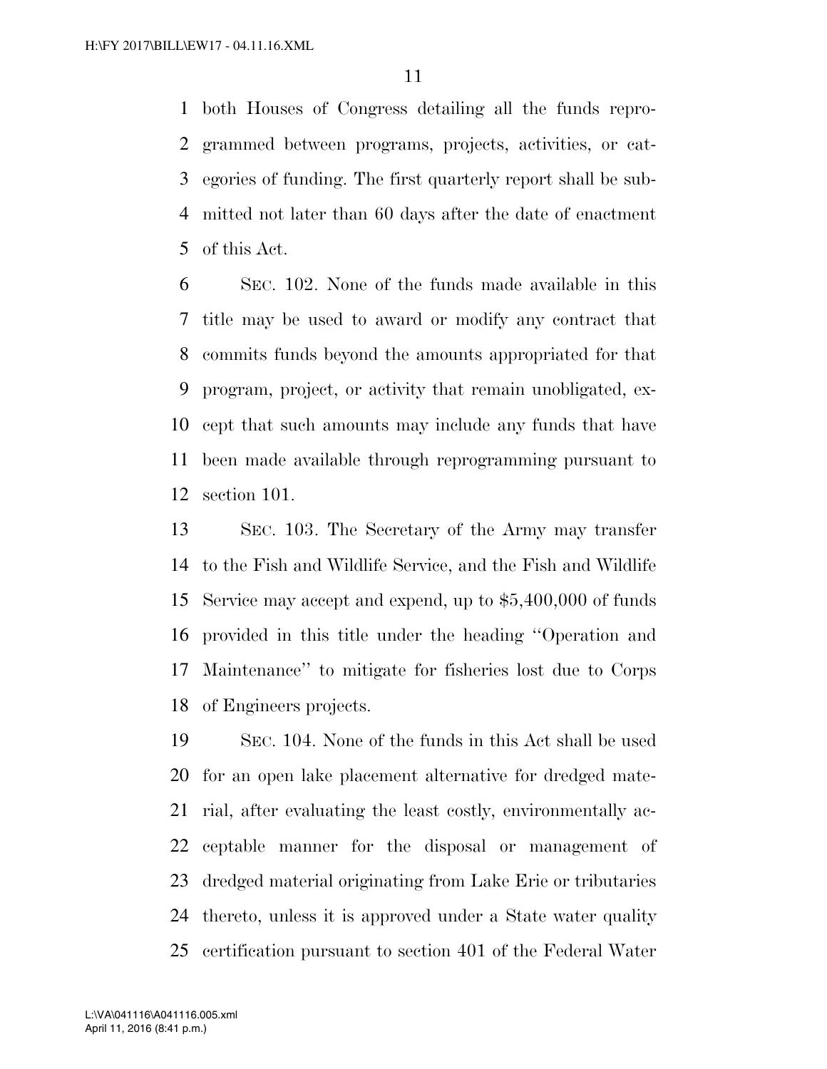both Houses of Congress detailing all the funds reprogrammed between programs, projects, activities, or categories of funding. The first quarterly report shall be submitted not later than 60 days after the date of enactment of this Act.

SEC. 102. None of the funds made available in this title may be used to award or modify any contract that commits funds beyond the amounts appropriated for that program, project, or activity that remain unobligated, except that such amounts may include any funds that have been made available through reprogramming pursuant to section 101.

SEC. 103. The Secretary of the Army may transfer to the Fish and Wildlife Service, and the Fish and Wildlife Service may accept and expend, up to $5,400,000 of funds provided in this title under the heading ''Operation and Maintenance'' to mitigate for fisheries lost due to Corps of Engineers projects.

SEC. 104. None of the funds in this Act shall be used for an open lake placement alternative for dredged material, after evaluating the least costly, environmentally acceptable manner for the disposal or management of dredged material originating from Lake Erie or tributaries thereto, unless it is approved under a State water quality certification pursuant to section 401 of the Federal Water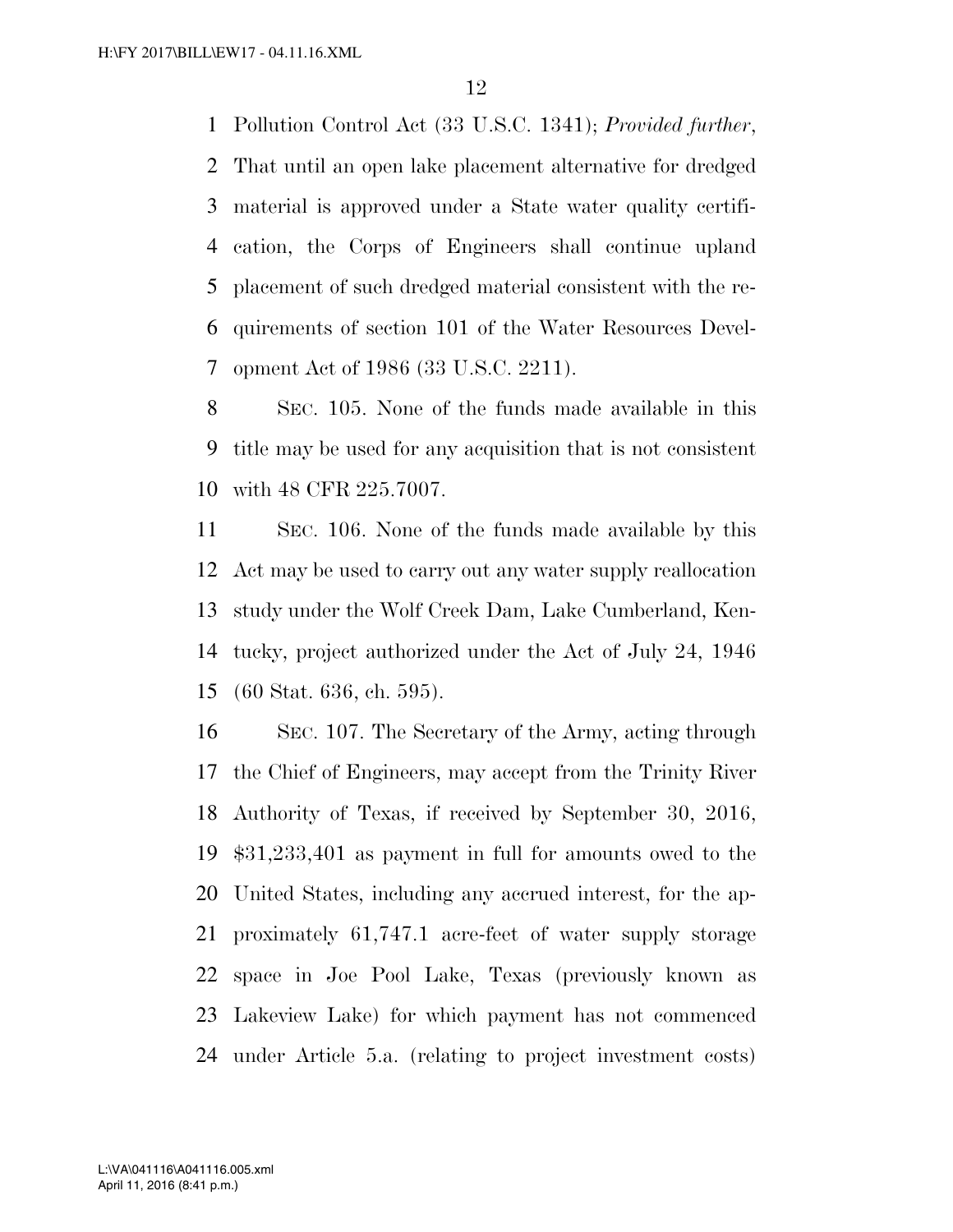Pollution Control Act (33 U.S.C. 1341); *Provided further*, That until an open lake placement alternative for dredged material is approved under a State water quality certification, the Corps of Engineers shall continue upland placement of such dredged material consistent with the requirements of section 101 of the Water Resources Development Act of 1986 (33 U.S.C. 2211).

SEC. 105. None of the funds made available in this title may be used for any acquisition that is not consistent with 48 CFR 225.7007.

SEC. 106. None of the funds made available by this Act may be used to carry out any water supply reallocation study under the Wolf Creek Dam, Lake Cumberland, Kentucky, project authorized under the Act of July 24, 1946 (60 Stat. 636, ch. 595).

SEC. 107. The Secretary of the Army, acting through the Chief of Engineers, may accept from the Trinity River Authority of Texas, if received by September 30, 2016, $31,233,401 as payment in full for amounts owed to the United States, including any accrued interest, for the approximately 61,747.1 acre-feet of water supply storage space in Joe Pool Lake, Texas (previously known as Lakeview Lake) for which payment has not commenced under Article 5.a. (relating to project investment costs)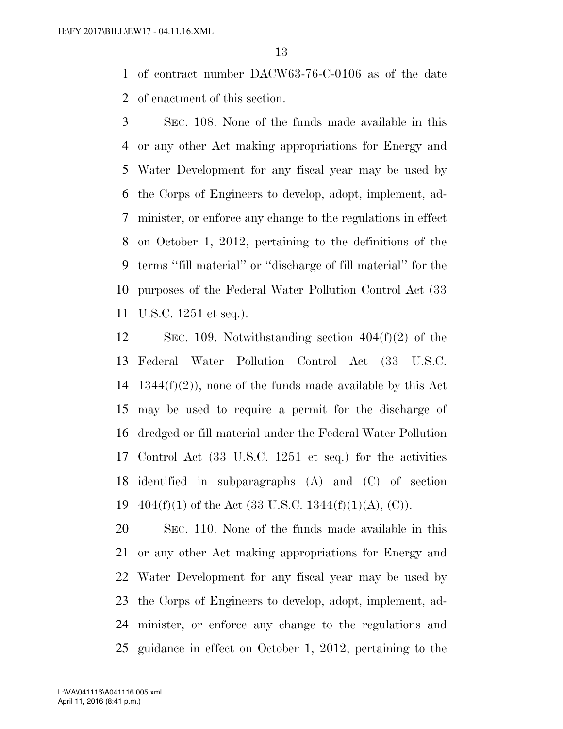of contract number DACW63-76-C-0106 as of the date of enactment of this section.

SEC. 108. None of the funds made available in this or any other Act making appropriations for Energy and Water Development for any fiscal year may be used by the Corps of Engineers to develop, adopt, implement, administer, or enforce any change to the regulations in effect on October 1, 2012, pertaining to the definitions of the terms ''fill material'' or ''discharge of fill material'' for the purposes of the Federal Water Pollution Control Act (33 U.S.C. 1251 et seq.).

SEC. 109. Notwithstanding section 404(f)(2) of the Federal Water Pollution Control Act (33 U.S.C. 1344(f)(2)), none of the funds made available by this Act may be used to require a permit for the discharge of dredged or fill material under the Federal Water Pollution Control Act (33 U.S.C. 1251 et seq.) for the activities identified in subparagraphs (A) and (C) of section 404(f)(1) of the Act (33 U.S.C. 1344(f)(1)(A), (C)).

SEC. 110. None of the funds made available in this or any other Act making appropriations for Energy and Water Development for any fiscal year may be used by the Corps of Engineers to develop, adopt, implement, administer, or enforce any change to the regulations and guidance in effect on October 1, 2012, pertaining to the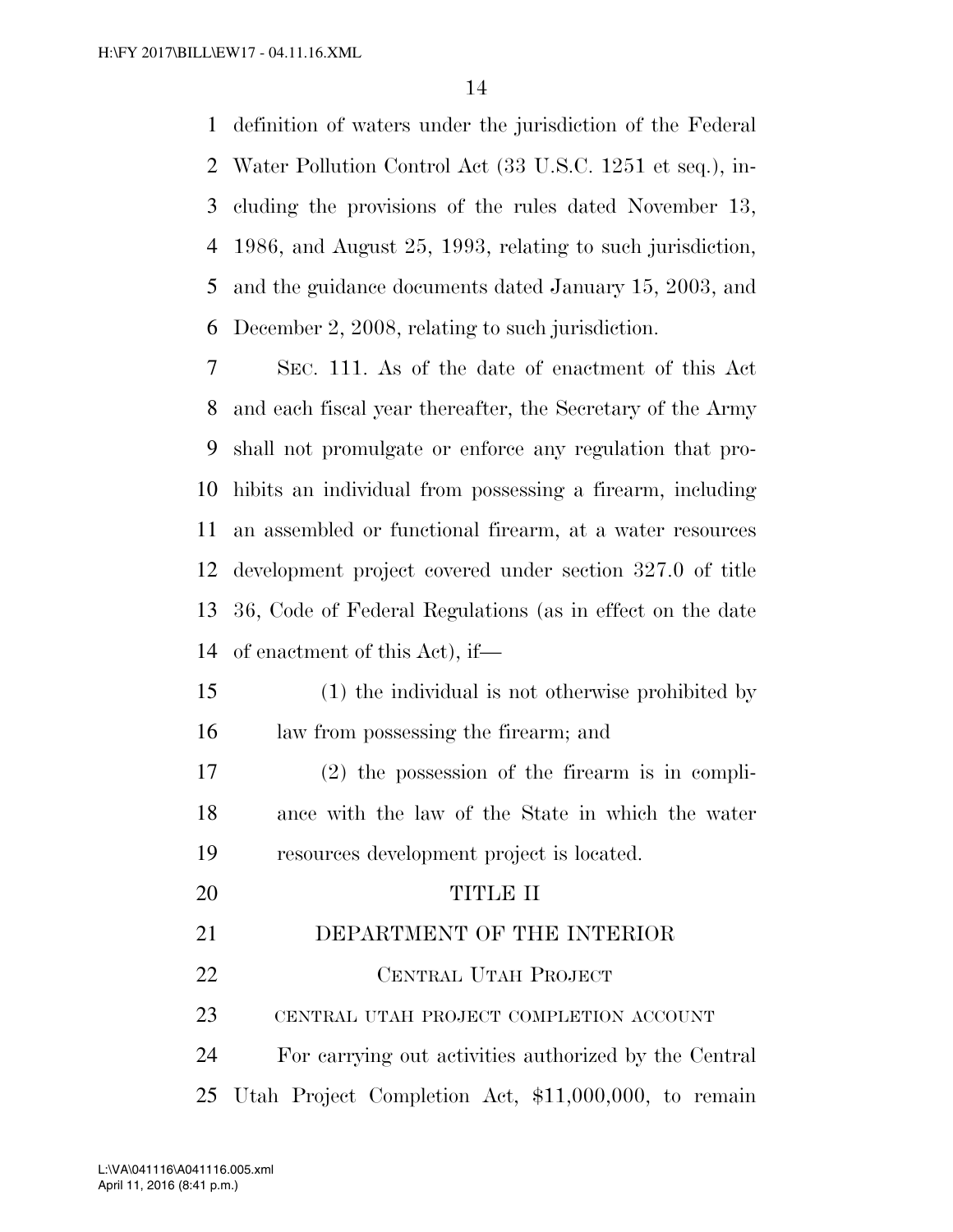definition of waters under the jurisdiction of the Federal Water Pollution Control Act (33 U.S.C. 1251 et seq.), including the provisions of the rules dated November 13, 1986, and August 25, 1993, relating to such jurisdiction, and the guidance documents dated January 15, 2003, and December 2, 2008, relating to such jurisdiction.

SEC. 111. As of the date of enactment of this Act and each fiscal year thereafter, the Secretary of the Army shall not promulgate or enforce any regulation that prohibits an individual from possessing a firearm, including an assembled or functional firearm, at a water resources development project covered under section 327.0 of title 36, Code of Federal Regulations (as in effect on the date of enactment of this Act), if—

(1) the individual is not otherwise prohibited by law from possessing the firearm; and

(2) the possession of the firearm is in compliance with the law of the State in which the water resources development project is located.

# TITLE II

# DEPARTMENT OF THE INTERIOR

## CENTRAL UTAH PROJECT

### CENTRAL UTAH PROJECT COMPLETION ACCOUNT

For carrying out activities authorized by the Central Utah Project Completion Act, $11,000,000, to remain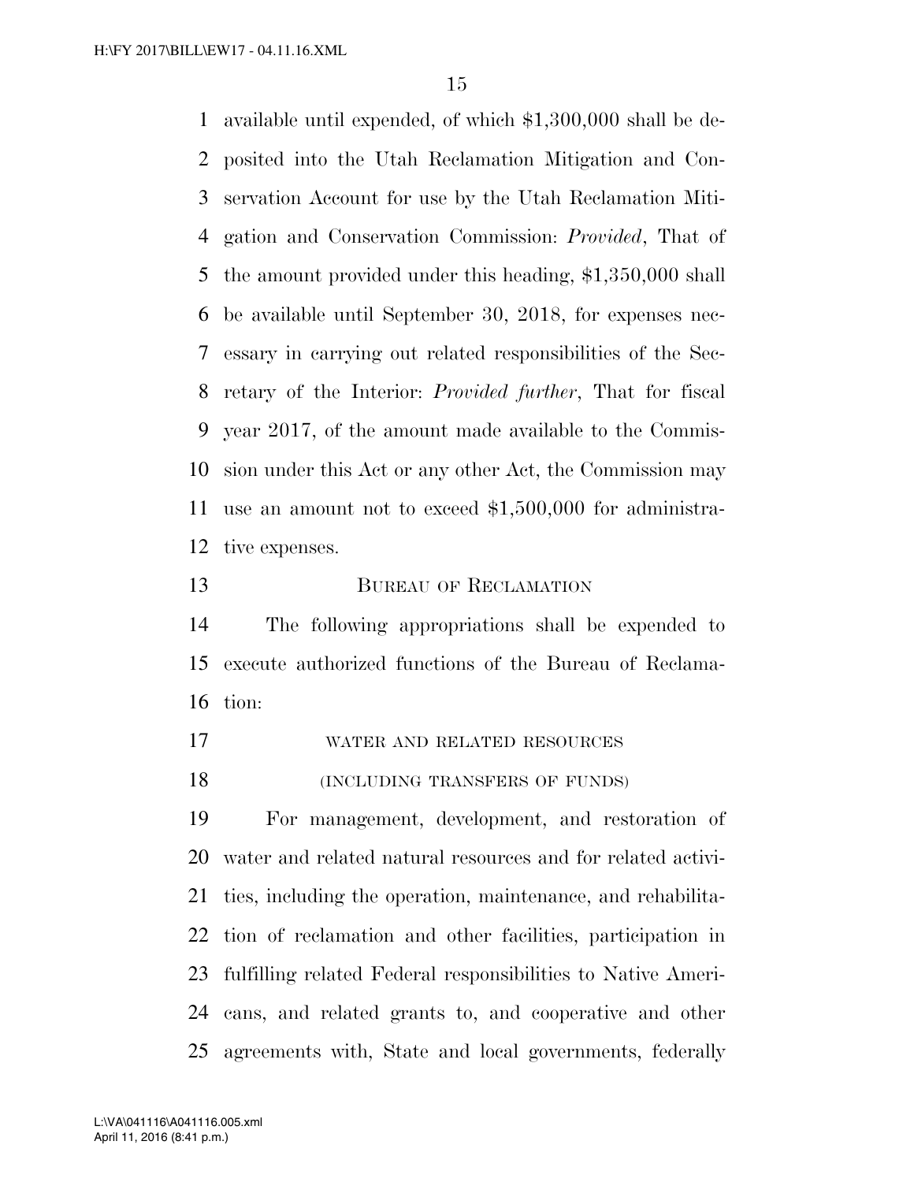available until expended, of which $1,300,000 shall be deposited into the Utah Reclamation Mitigation and Conservation Account for use by the Utah Reclamation Mitigation and Conservation Commission: *Provided*, That of the amount provided under this heading, $1,350,000 shall be available until September 30, 2018, for expenses necessary in carrying out related responsibilities of the Secretary of the Interior: *Provided further*, That for fiscal year 2017, of the amount made available to the Commission under this Act or any other Act, the Commission may use an amount not to exceed $1,500,000 for administrative expenses.

## BUREAU OF RECLAMATION

The following appropriations shall be expended to execute authorized functions of the Bureau of Reclamation:

### WATER AND RELATED RESOURCES

### (INCLUDING TRANSFERS OF FUNDS)

For management, development, and restoration of water and related natural resources and for related activities, including the operation, maintenance, and rehabilitation of reclamation and other facilities, participation in fulfilling related Federal responsibilities to Native Americans, and related grants to, and cooperative and other agreements with, State and local governments, federally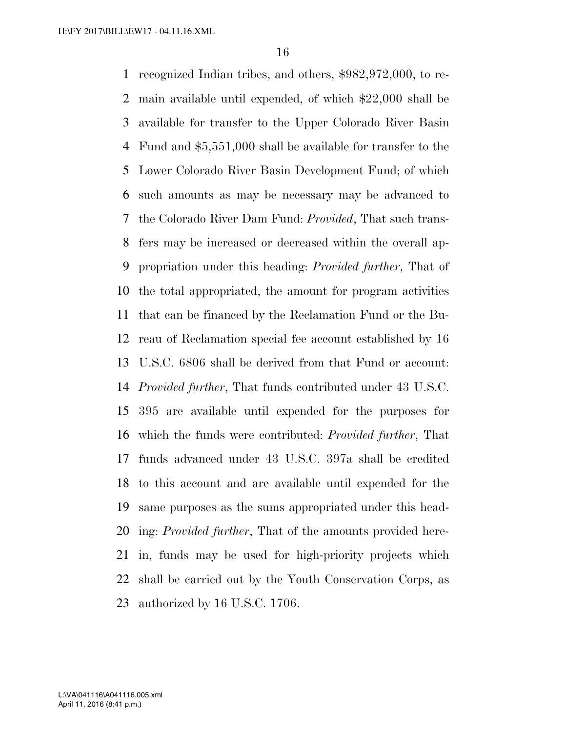recognized Indian tribes, and others, $982,972,000, to remain available until expended, of which $22,000 shall be available for transfer to the Upper Colorado River Basin Fund and $5,551,000 shall be available for transfer to the Lower Colorado River Basin Development Fund; of which such amounts as may be necessary may be advanced to the Colorado River Dam Fund: *Provided*, That such transfers may be increased or decreased within the overall appropriation under this heading: *Provided further*, That of the total appropriated, the amount for program activities that can be financed by the Reclamation Fund or the Bureau of Reclamation special fee account established by 16 U.S.C. 6806 shall be derived from that Fund or account: *Provided further*, That funds contributed under 43 U.S.C. 395 are available until expended for the purposes for which the funds were contributed: *Provided further*, That funds advanced under 43 U.S.C. 397a shall be credited to this account and are available until expended for the same purposes as the sums appropriated under this heading: *Provided further*, That of the amounts provided herein, funds may be used for high-priority projects which shall be carried out by the Youth Conservation Corps, as authorized by 16 U.S.C. 1706.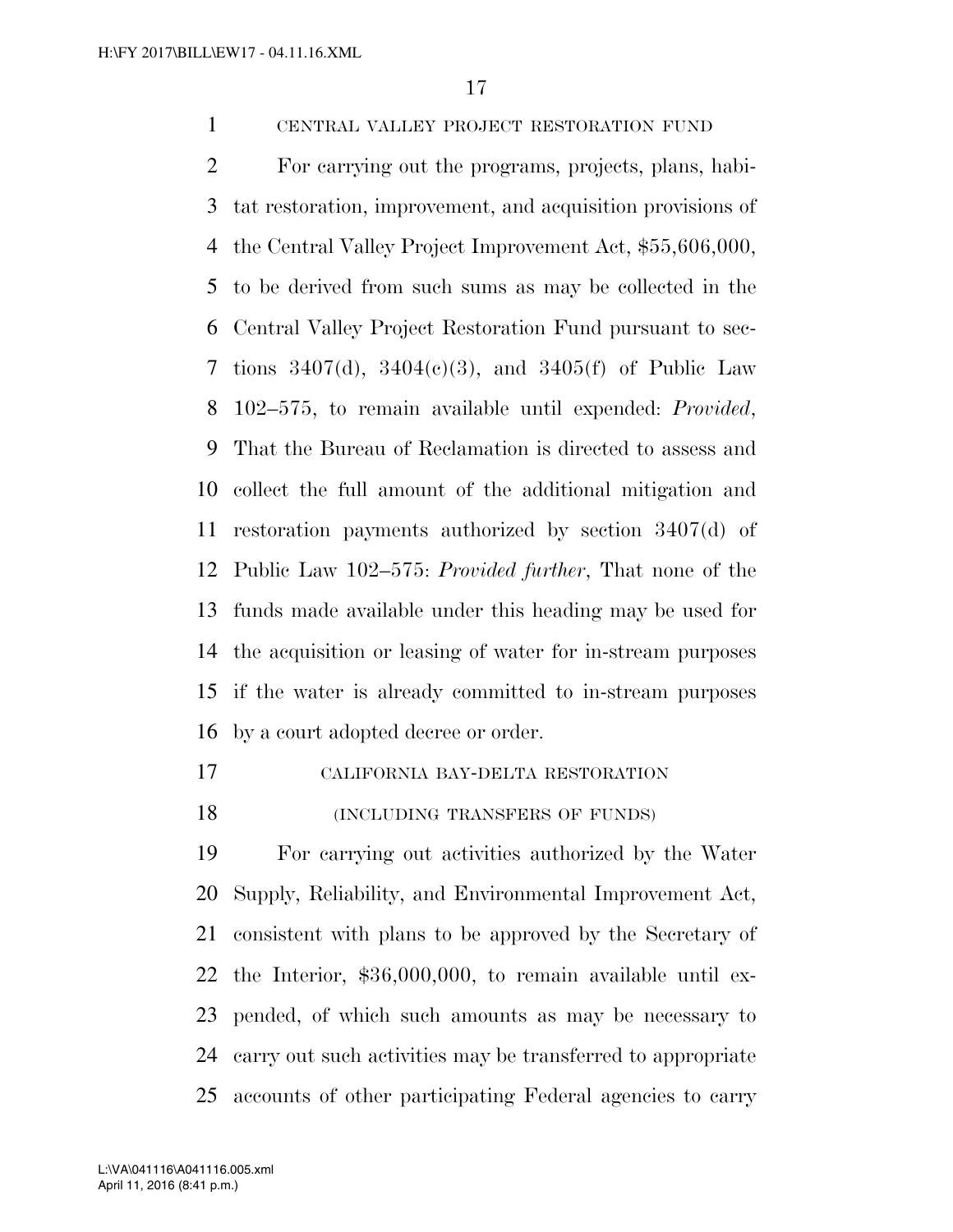CENTRAL VALLEY PROJECT RESTORATION FUND

For carrying out the programs, projects, plans, habitat restoration, improvement, and acquisition provisions of the Central Valley Project Improvement Act, $55,606,000, to be derived from such sums as may be collected in the Central Valley Project Restoration Fund pursuant to sections 3407(d), 3404(c)(3), and 3405(f) of Public Law 102–575, to remain available until expended: *Provided*, That the Bureau of Reclamation is directed to assess and collect the full amount of the additional mitigation and restoration payments authorized by section 3407(d) of Public Law 102–575: *Provided further*, That none of the funds made available under this heading may be used for the acquisition or leasing of water for in-stream purposes if the water is already committed to in-stream purposes by a court adopted decree or order.

CALIFORNIA BAY-DELTA RESTORATION

(INCLUDING TRANSFERS OF FUNDS)

For carrying out activities authorized by the Water Supply, Reliability, and Environmental Improvement Act, consistent with plans to be approved by the Secretary of the Interior, $36,000,000, to remain available until expended, of which such amounts as may be necessary to carry out such activities may be transferred to appropriate accounts of other participating Federal agencies to carry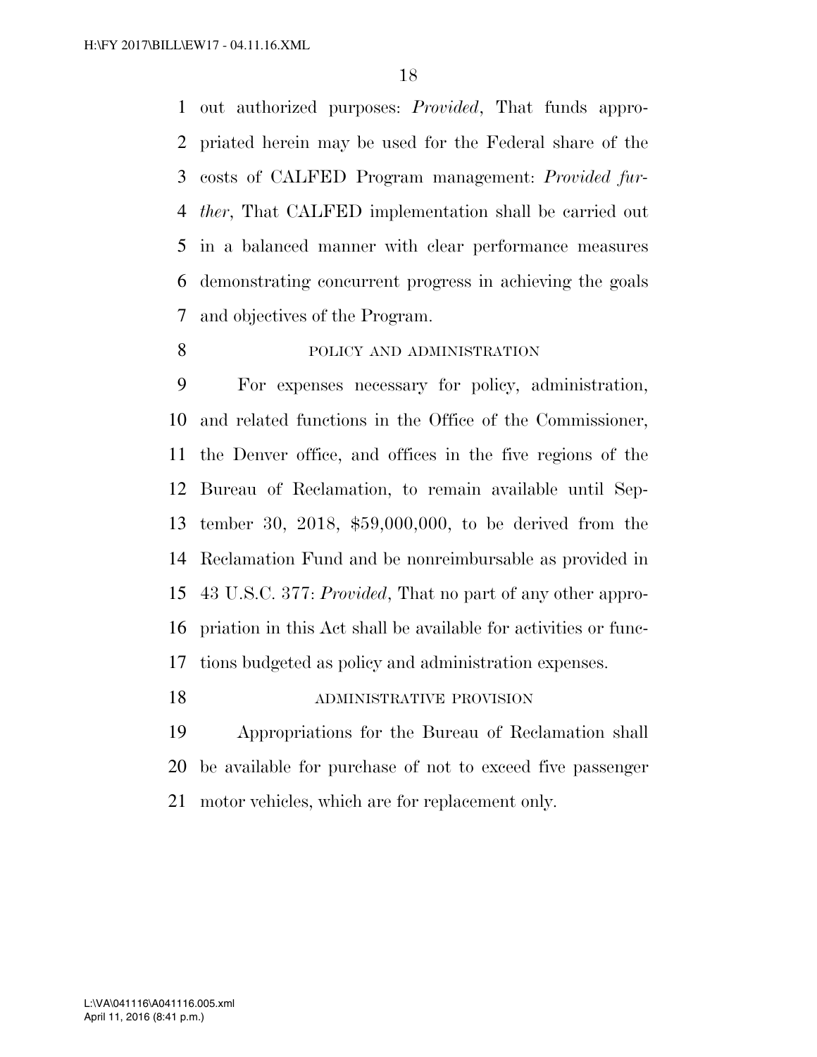out authorized purposes: *Provided*, That funds appropriated herein may be used for the Federal share of the costs of CALFED Program management: *Provided further*, That CALFED implementation shall be carried out in a balanced manner with clear performance measures demonstrating concurrent progress in achieving the goals and objectives of the Program.

POLICY AND ADMINISTRATION

For expenses necessary for policy, administration, and related functions in the Office of the Commissioner, the Denver office, and offices in the five regions of the Bureau of Reclamation, to remain available until September 30, 2018, $59,000,000, to be derived from the Reclamation Fund and be nonreimbursable as provided in 43 U.S.C. 377: *Provided*, That no part of any other appropriation in this Act shall be available for activities or functions budgeted as policy and administration expenses.

ADMINISTRATIVE PROVISION

Appropriations for the Bureau of Reclamation shall be available for purchase of not to exceed five passenger motor vehicles, which are for replacement only.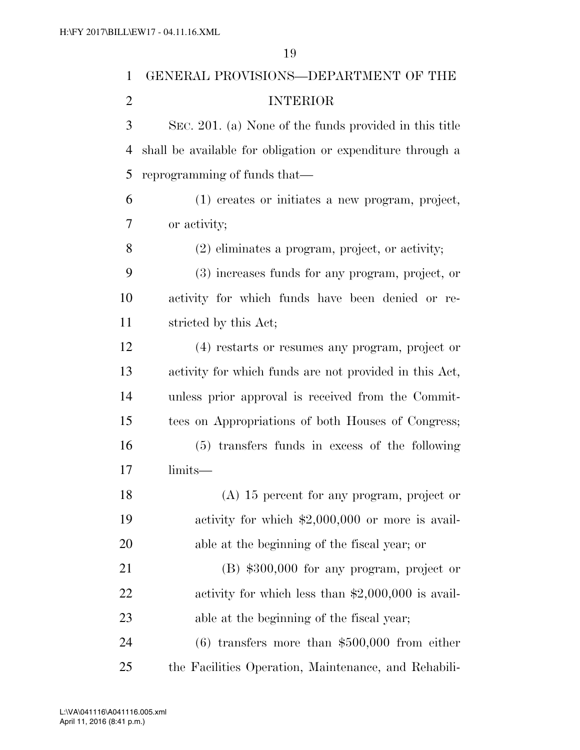## GENERAL PROVISIONS—DEPARTMENT OF THE INTERIOR

SEC. 201. (a) None of the funds provided in this title shall be available for obligation or expenditure through a reprogramming of funds that—

(1) creates or initiates a new program, project, or activity;

(2) eliminates a program, project, or activity;

(3) increases funds for any program, project, or activity for which funds have been denied or restricted by this Act;

(4) restarts or resumes any program, project or activity for which funds are not provided in this Act, unless prior approval is received from the Committees on Appropriations of both Houses of Congress;

(5) transfers funds in excess of the following limits—

(A) 15 percent for any program, project or activity for which $2,000,000 or more is available at the beginning of the fiscal year; or

(B) $300,000 for any program, project or activity for which less than $2,000,000 is available at the beginning of the fiscal year;

(6) transfers more than $500,000 from either the Facilities Operation, Maintenance, and Rehabili-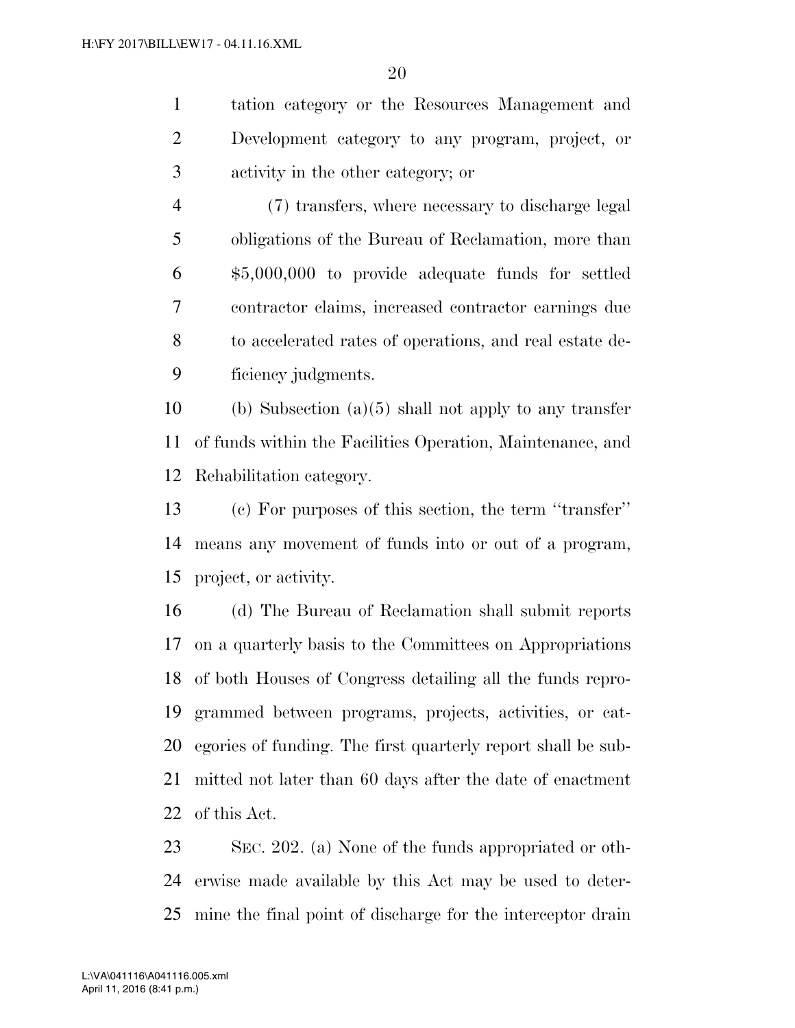tation category or the Resources Management and Development category to any program, project, or activity in the other category; or

(7) transfers, where necessary to discharge legal obligations of the Bureau of Reclamation, more than $5,000,000 to provide adequate funds for settled contractor claims, increased contractor earnings due to accelerated rates of operations, and real estate deficiency judgments.

(b) Subsection (a)(5) shall not apply to any transfer of funds within the Facilities Operation, Maintenance, and Rehabilitation category.

(c) For purposes of this section, the term "transfer" means any movement of funds into or out of a program, project, or activity.

(d) The Bureau of Reclamation shall submit reports on a quarterly basis to the Committees on Appropriations of both Houses of Congress detailing all the funds reprogrammed between programs, projects, activities, or categories of funding. The first quarterly report shall be submitted not later than 60 days after the date of enactment of this Act.

SEC. 202. (a) None of the funds appropriated or otherwise made available by this Act may be used to determine the final point of discharge for the interceptor drain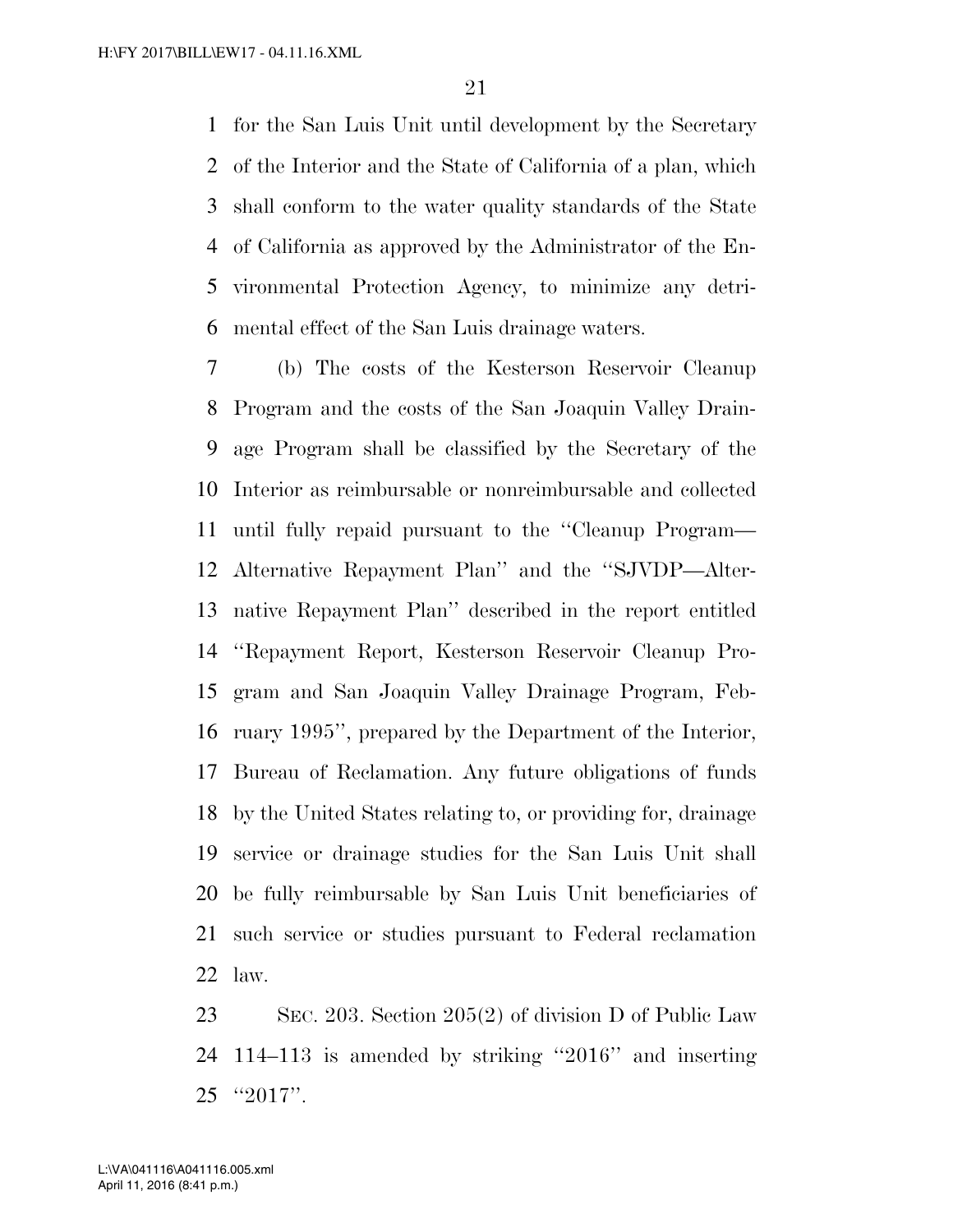for the San Luis Unit until development by the Secretary of the Interior and the State of California of a plan, which shall conform to the water quality standards of the State of California as approved by the Administrator of the Environmental Protection Agency, to minimize any detrimental effect of the San Luis drainage waters.

(b) The costs of the Kesterson Reservoir Cleanup Program and the costs of the San Joaquin Valley Drainage Program shall be classified by the Secretary of the Interior as reimbursable or nonreimbursable and collected until fully repaid pursuant to the ''Cleanup Program—Alternative Repayment Plan'' and the ''SJVDP—Alternative Repayment Plan'' described in the report entitled ''Repayment Report, Kesterson Reservoir Cleanup Program and San Joaquin Valley Drainage Program, February 1995'', prepared by the Department of the Interior, Bureau of Reclamation. Any future obligations of funds by the United States relating to, or providing for, drainage service or drainage studies for the San Luis Unit shall be fully reimbursable by San Luis Unit beneficiaries of such service or studies pursuant to Federal reclamation law.

SEC. 203. Section 205(2) of division D of Public Law 114–113 is amended by striking ''2016'' and inserting ''2017''.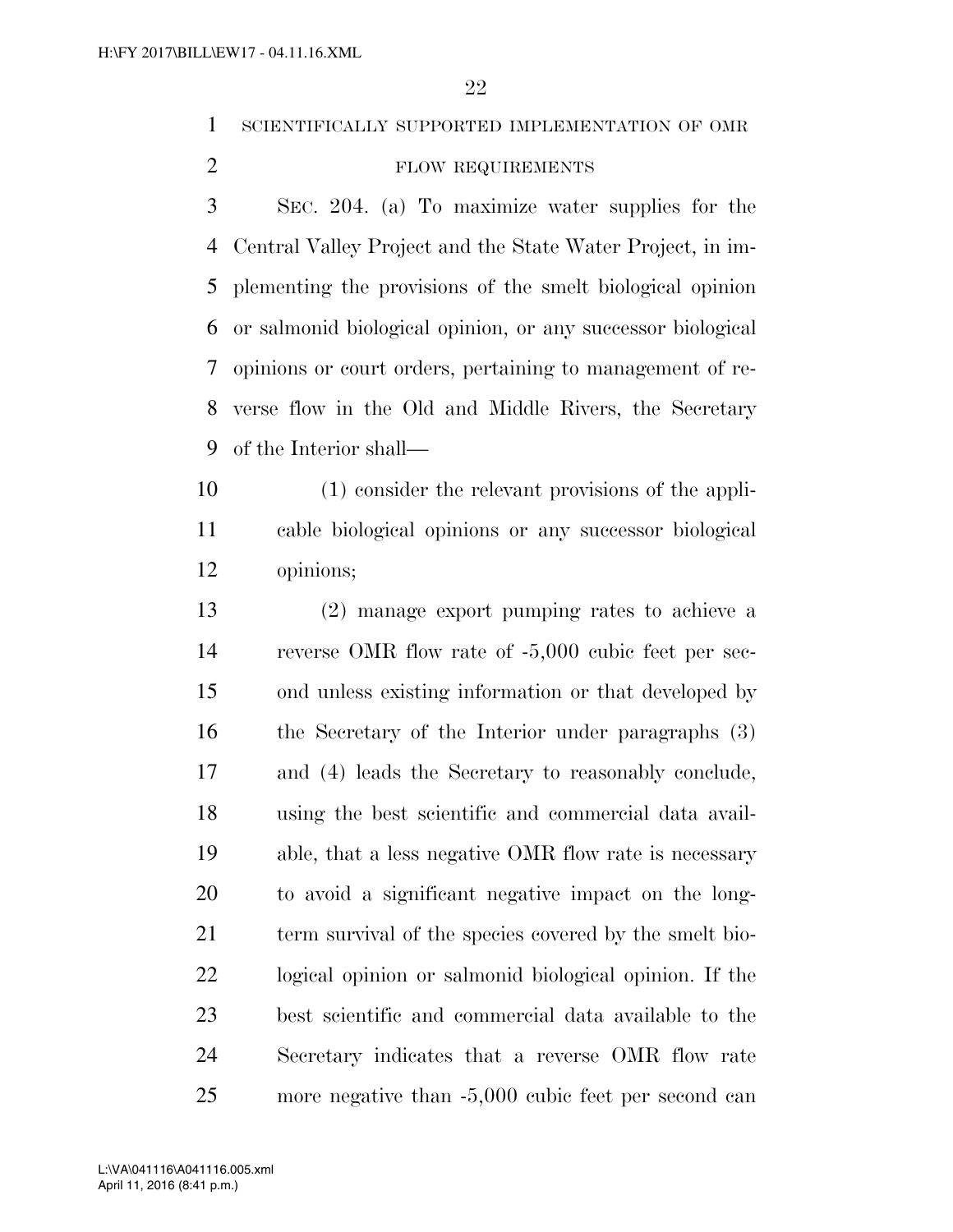SCIENTIFICALLY SUPPORTED IMPLEMENTATION OF OMR FLOW REQUIREMENTS

SEC. 204. (a) To maximize water supplies for the Central Valley Project and the State Water Project, in implementing the provisions of the smelt biological opinion or salmonid biological opinion, or any successor biological opinions or court orders, pertaining to management of reverse flow in the Old and Middle Rivers, the Secretary of the Interior shall—

(1) consider the relevant provisions of the applicable biological opinions or any successor biological opinions;

(2) manage export pumping rates to achieve a reverse OMR flow rate of -5,000 cubic feet per second unless existing information or that developed by the Secretary of the Interior under paragraphs (3) and (4) leads the Secretary to reasonably conclude, using the best scientific and commercial data available, that a less negative OMR flow rate is necessary to avoid a significant negative impact on the long-term survival of the species covered by the smelt biological opinion or salmonid biological opinion. If the best scientific and commercial data available to the Secretary indicates that a reverse OMR flow rate more negative than -5,000 cubic feet per second can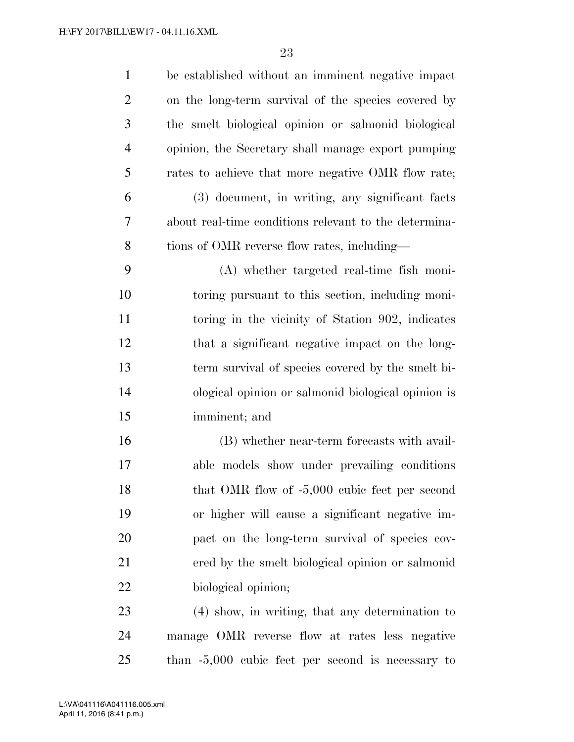be established without an imminent negative impact on the long-term survival of the species covered by the smelt biological opinion or salmonid biological opinion, the Secretary shall manage export pumping rates to achieve that more negative OMR flow rate;

(3) document, in writing, any significant facts about real-time conditions relevant to the determinations of OMR reverse flow rates, including—

(A) whether targeted real-time fish monitoring pursuant to this section, including monitoring in the vicinity of Station 902, indicates that a significant negative impact on the long-term survival of species covered by the smelt biological opinion or salmonid biological opinion is imminent; and

(B) whether near-term forecasts with available models show under prevailing conditions that OMR flow of -5,000 cubic feet per second or higher will cause a significant negative impact on the long-term survival of species covered by the smelt biological opinion or salmonid biological opinion;

(4) show, in writing, that any determination to manage OMR reverse flow at rates less negative than -5,000 cubic feet per second is necessary to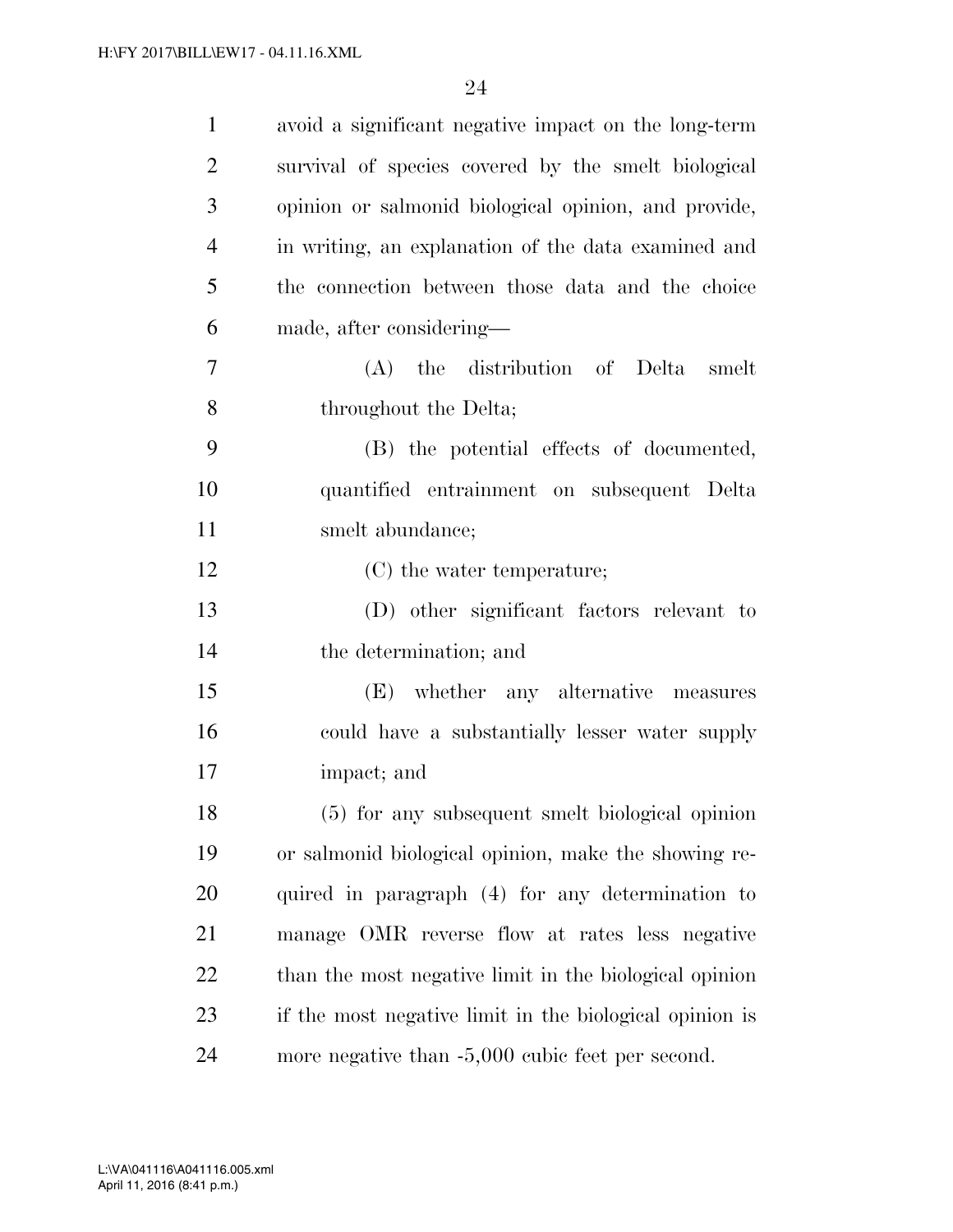avoid a significant negative impact on the long-term survival of species covered by the smelt biological opinion or salmonid biological opinion, and provide, in writing, an explanation of the data examined and the connection between those data and the choice made, after considering—

(A) the distribution of Delta smelt throughout the Delta;

(B) the potential effects of documented, quantified entrainment on subsequent Delta smelt abundance;

(C) the water temperature;

(D) other significant factors relevant to the determination; and

(E) whether any alternative measures could have a substantially lesser water supply impact; and

(5) for any subsequent smelt biological opinion or salmonid biological opinion, make the showing required in paragraph (4) for any determination to manage OMR reverse flow at rates less negative than the most negative limit in the biological opinion if the most negative limit in the biological opinion is more negative than -5,000 cubic feet per second.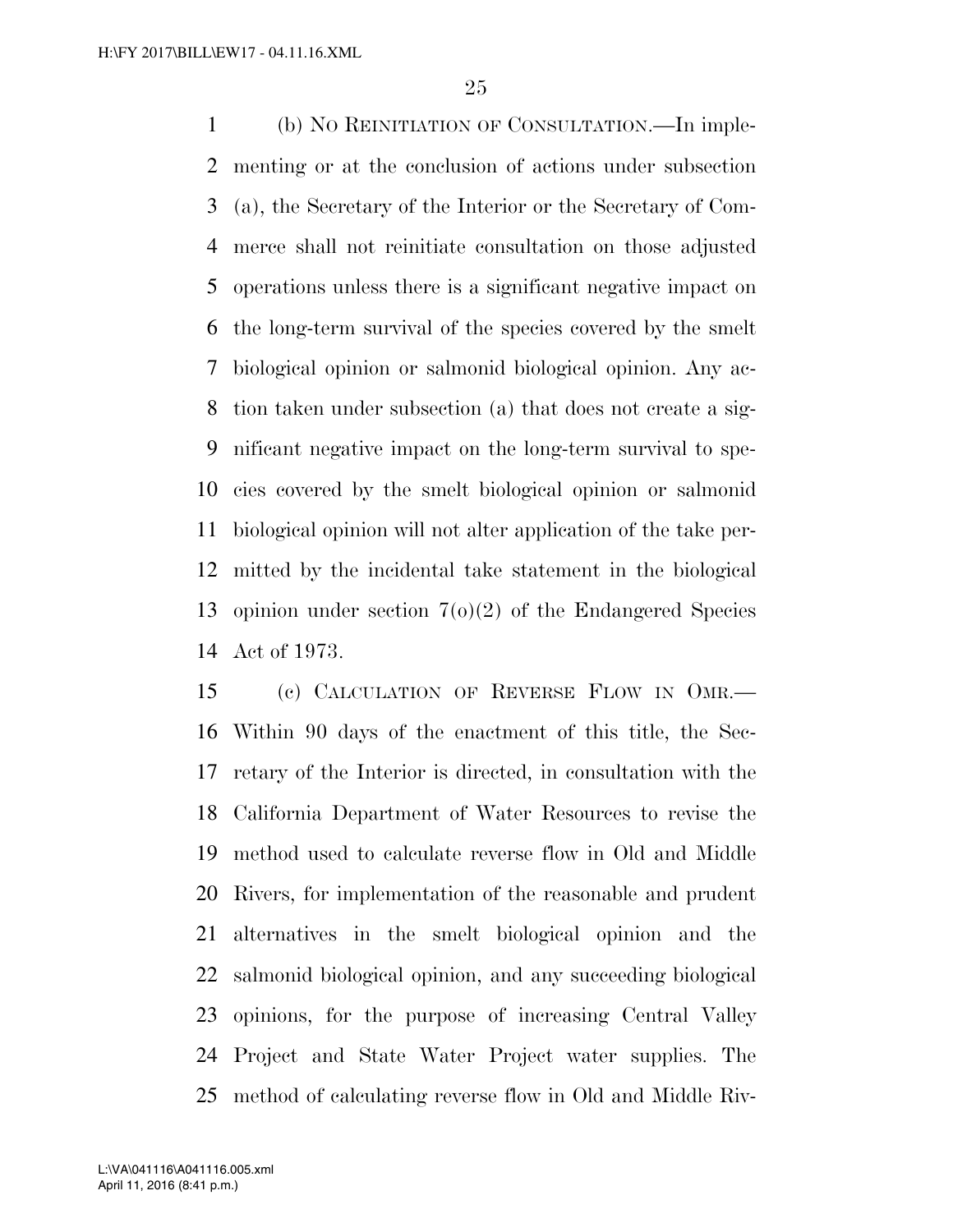(b) NO REINITIATION OF CONSULTATION.—In implementing or at the conclusion of actions under subsection (a), the Secretary of the Interior or the Secretary of Commerce shall not reinitiate consultation on those adjusted operations unless there is a significant negative impact on the long-term survival of the species covered by the smelt biological opinion or salmonid biological opinion. Any action taken under subsection (a) that does not create a significant negative impact on the long-term survival to species covered by the smelt biological opinion or salmonid biological opinion will not alter application of the take permitted by the incidental take statement in the biological opinion under section 7(o)(2) of the Endangered Species Act of 1973.

(c) CALCULATION OF REVERSE FLOW IN OMR.—Within 90 days of the enactment of this title, the Secretary of the Interior is directed, in consultation with the California Department of Water Resources to revise the method used to calculate reverse flow in Old and Middle Rivers, for implementation of the reasonable and prudent alternatives in the smelt biological opinion and the salmonid biological opinion, and any succeeding biological opinions, for the purpose of increasing Central Valley Project and State Water Project water supplies. The method of calculating reverse flow in Old and Middle Riv-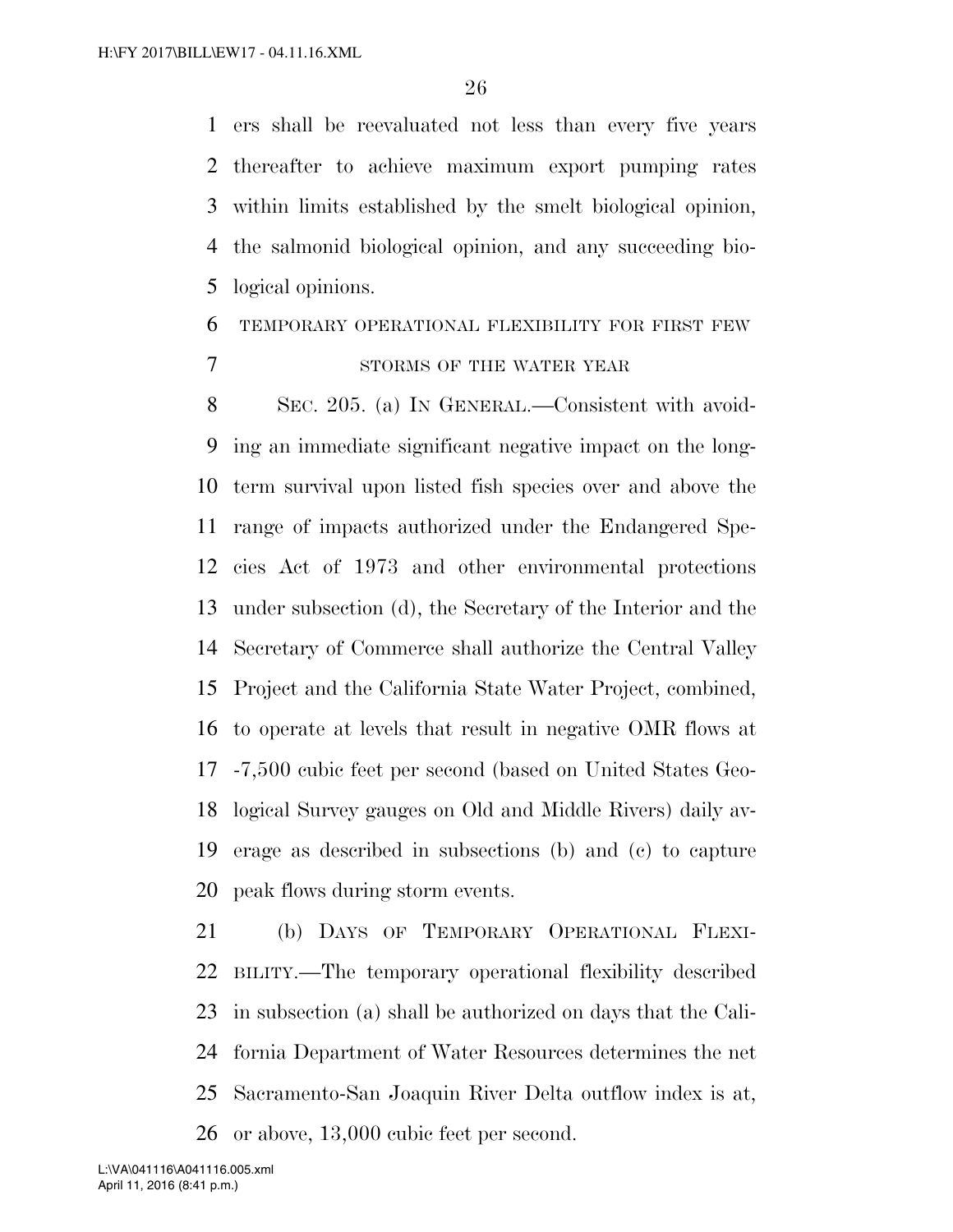ers shall be reevaluated not less than every five years thereafter to achieve maximum export pumping rates within limits established by the smelt biological opinion, the salmonid biological opinion, and any succeeding biological opinions.

TEMPORARY OPERATIONAL FLEXIBILITY FOR FIRST FEW STORMS OF THE WATER YEAR

SEC. 205. (a) IN GENERAL.—Consistent with avoiding an immediate significant negative impact on the long-term survival upon listed fish species over and above the range of impacts authorized under the Endangered Species Act of 1973 and other environmental protections under subsection (d), the Secretary of the Interior and the Secretary of Commerce shall authorize the Central Valley Project and the California State Water Project, combined, to operate at levels that result in negative OMR flows at -7,500 cubic feet per second (based on United States Geological Survey gauges on Old and Middle Rivers) daily average as described in subsections (b) and (c) to capture peak flows during storm events.

(b) DAYS OF TEMPORARY OPERATIONAL FLEXIBILITY.—The temporary operational flexibility described in subsection (a) shall be authorized on days that the California Department of Water Resources determines the net Sacramento-San Joaquin River Delta outflow index is at, or above, 13,000 cubic feet per second.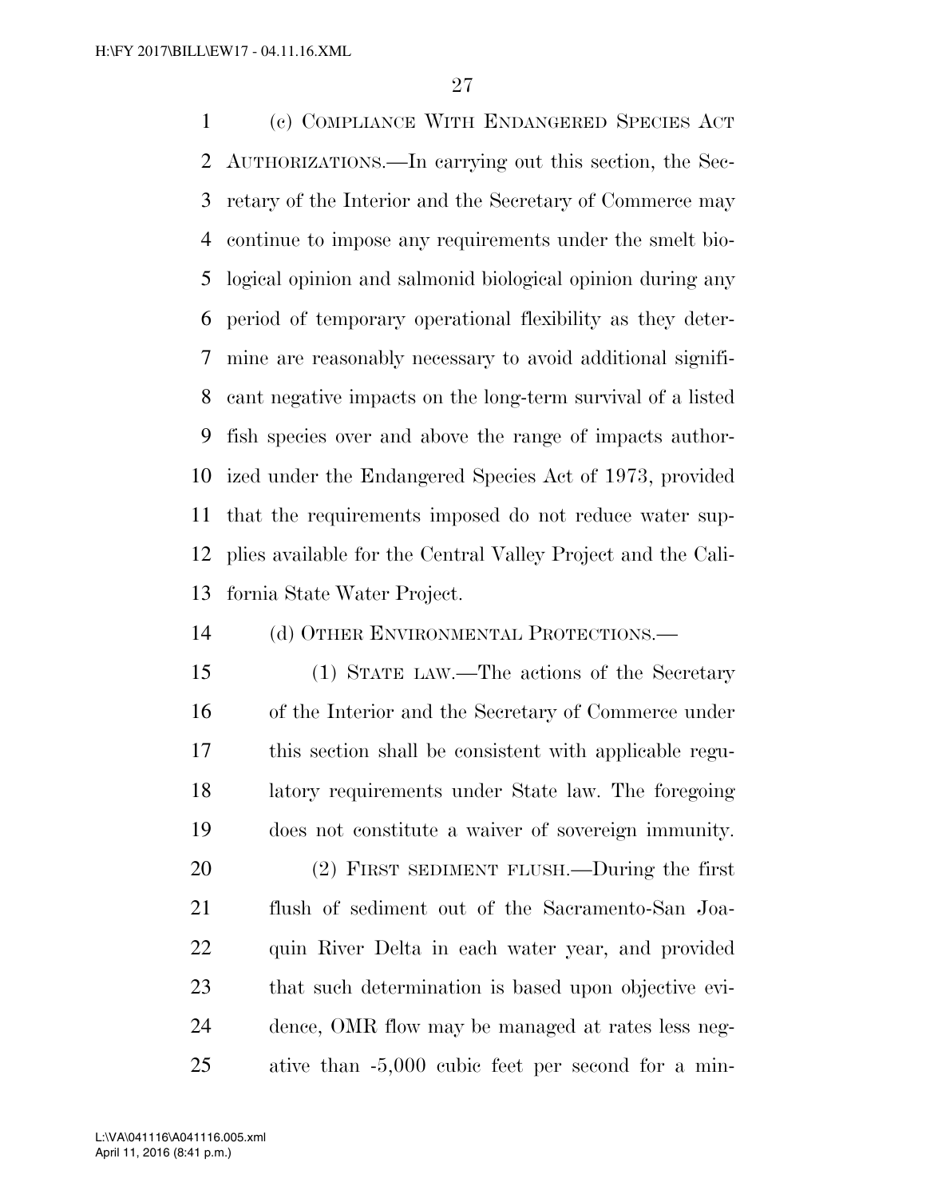(c) COMPLIANCE WITH ENDANGERED SPECIES ACT AUTHORIZATIONS.—In carrying out this section, the Secretary of the Interior and the Secretary of Commerce may continue to impose any requirements under the smelt biological opinion and salmonid biological opinion during any period of temporary operational flexibility as they determine are reasonably necessary to avoid additional significant negative impacts on the long-term survival of a listed fish species over and above the range of impacts authorized under the Endangered Species Act of 1973, provided that the requirements imposed do not reduce water supplies available for the Central Valley Project and the California State Water Project.

(d) OTHER ENVIRONMENTAL PROTECTIONS.—

(1) STATE LAW.—The actions of the Secretary of the Interior and the Secretary of Commerce under this section shall be consistent with applicable regulatory requirements under State law. The foregoing does not constitute a waiver of sovereign immunity.

(2) FIRST SEDIMENT FLUSH.—During the first flush of sediment out of the Sacramento-San Joaquin River Delta in each water year, and provided that such determination is based upon objective evidence, OMR flow may be managed at rates less negative than -5,000 cubic feet per second for a min-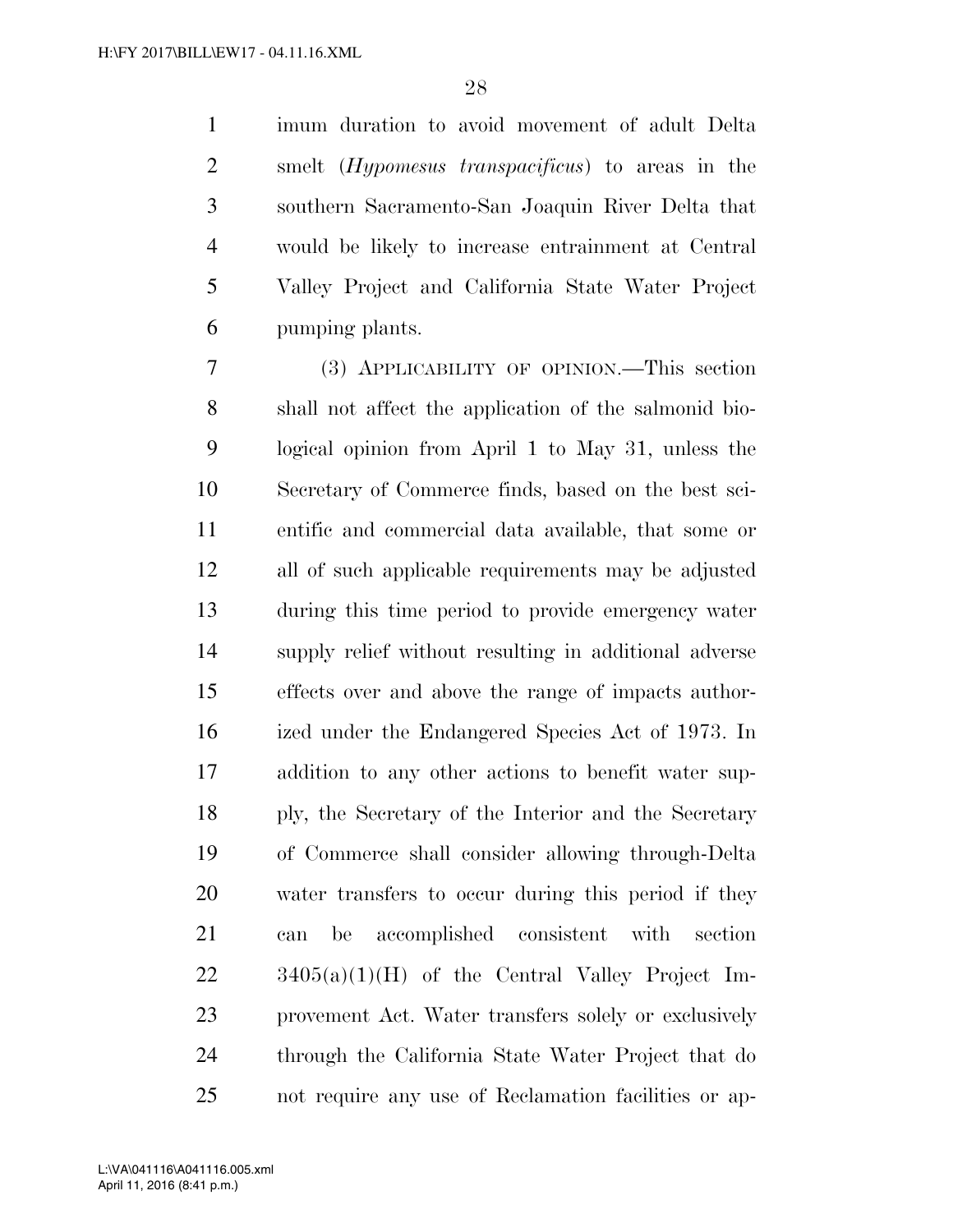imum duration to avoid movement of adult Delta smelt (*Hypomesus transpacificus*) to areas in the southern Sacramento-San Joaquin River Delta that would be likely to increase entrainment at Central Valley Project and California State Water Project pumping plants.

(3) APPLICABILITY OF OPINION.—This section shall not affect the application of the salmonid biological opinion from April 1 to May 31, unless the Secretary of Commerce finds, based on the best scientific and commercial data available, that some or all of such applicable requirements may be adjusted during this time period to provide emergency water supply relief without resulting in additional adverse effects over and above the range of impacts authorized under the Endangered Species Act of 1973. In addition to any other actions to benefit water supply, the Secretary of the Interior and the Secretary of Commerce shall consider allowing through-Delta water transfers to occur during this period if they can be accomplished consistent with section 3405(a)(1)(H) of the Central Valley Project Improvement Act. Water transfers solely or exclusively through the California State Water Project that do not require any use of Reclamation facilities or ap-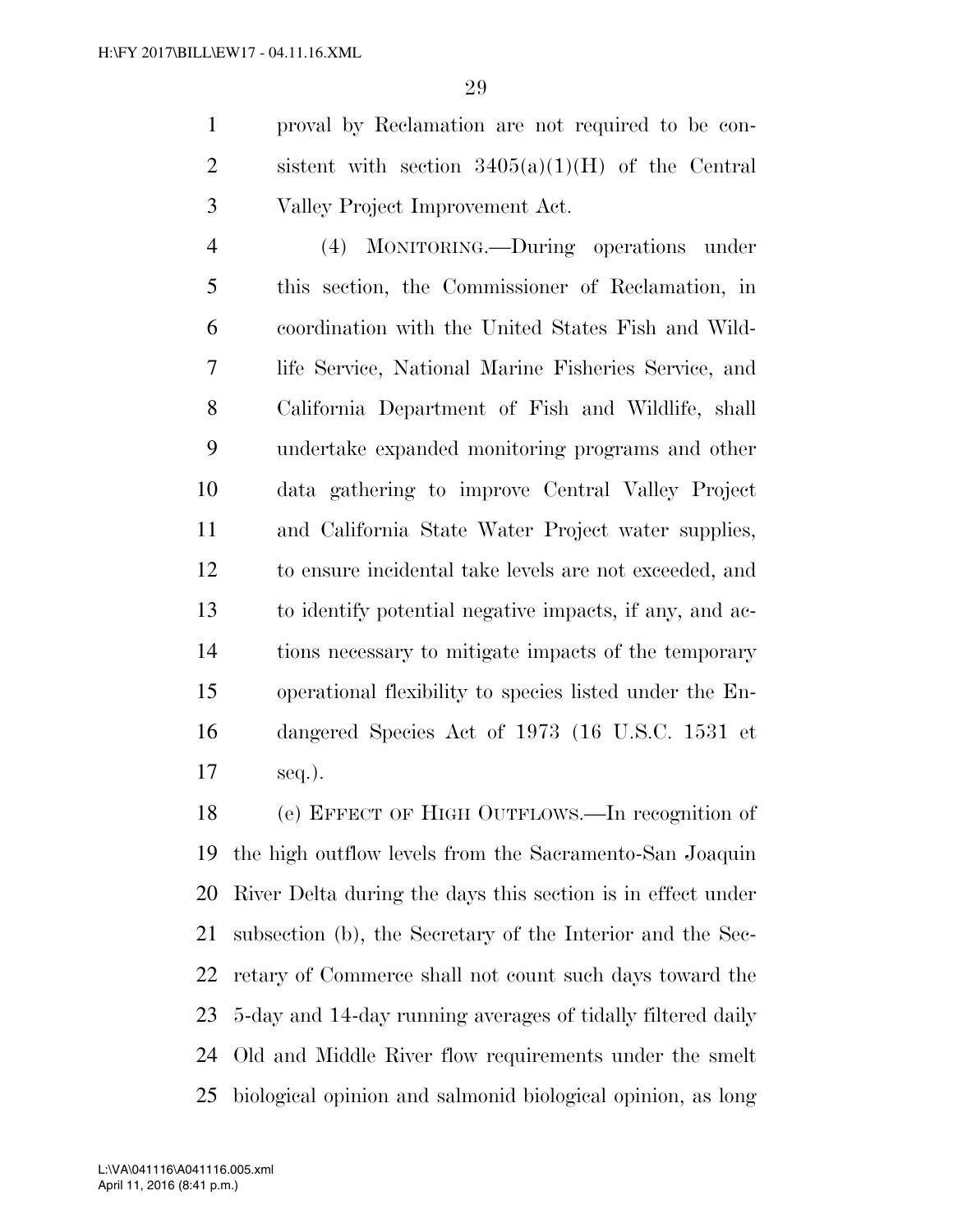proval by Reclamation are not required to be consistent with section 3405(a)(1)(H) of the Central Valley Project Improvement Act.

(4) MONITORING.—During operations under this section, the Commissioner of Reclamation, in coordination with the United States Fish and Wildlife Service, National Marine Fisheries Service, and California Department of Fish and Wildlife, shall undertake expanded monitoring programs and other data gathering to improve Central Valley Project and California State Water Project water supplies, to ensure incidental take levels are not exceeded, and to identify potential negative impacts, if any, and actions necessary to mitigate impacts of the temporary operational flexibility to species listed under the Endangered Species Act of 1973 (16 U.S.C. 1531 et seq.).

(e) EFFECT OF HIGH OUTFLOWS.—In recognition of the high outflow levels from the Sacramento-San Joaquin River Delta during the days this section is in effect under subsection (b), the Secretary of the Interior and the Secretary of Commerce shall not count such days toward the 5-day and 14-day running averages of tidally filtered daily Old and Middle River flow requirements under the smelt biological opinion and salmonid biological opinion, as long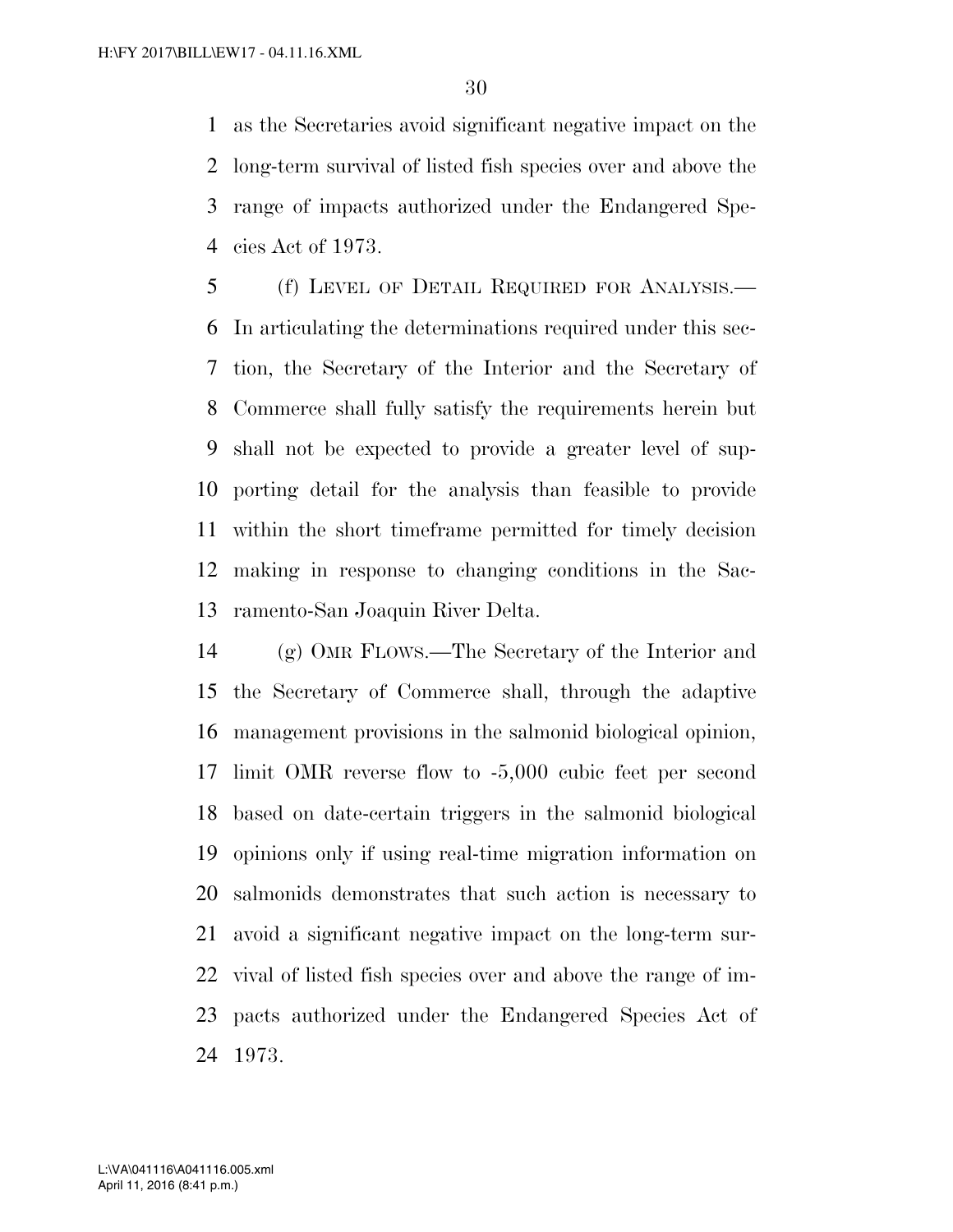as the Secretaries avoid significant negative impact on the long-term survival of listed fish species over and above the range of impacts authorized under the Endangered Species Act of 1973.

(f) LEVEL OF DETAIL REQUIRED FOR ANALYSIS.— In articulating the determinations required under this section, the Secretary of the Interior and the Secretary of Commerce shall fully satisfy the requirements herein but shall not be expected to provide a greater level of supporting detail for the analysis than feasible to provide within the short timeframe permitted for timely decision making in response to changing conditions in the Sacramento-San Joaquin River Delta.

(g) OMR FLOWS.—The Secretary of the Interior and the Secretary of Commerce shall, through the adaptive management provisions in the salmonid biological opinion, limit OMR reverse flow to -5,000 cubic feet per second based on date-certain triggers in the salmonid biological opinions only if using real-time migration information on salmonids demonstrates that such action is necessary to avoid a significant negative impact on the long-term survival of listed fish species over and above the range of impacts authorized under the Endangered Species Act of 1973.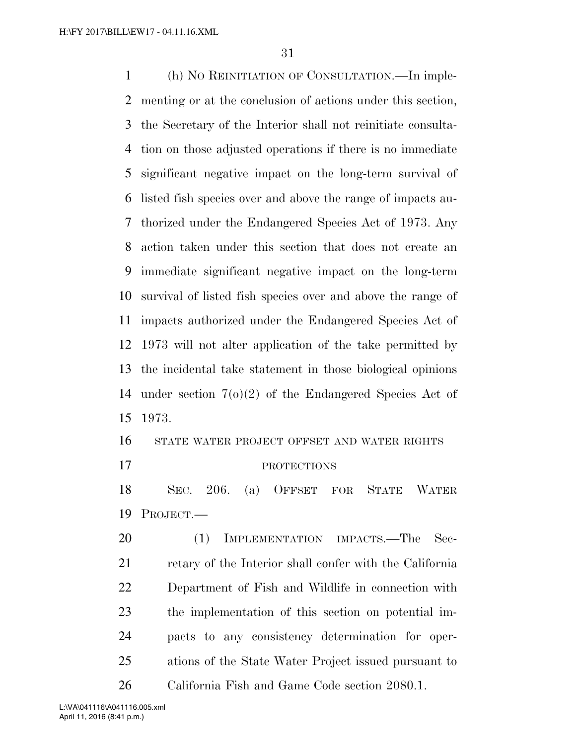(h) NO REINITIATION OF CONSULTATION.—In implementing or at the conclusion of actions under this section, the Secretary of the Interior shall not reinitiate consultation on those adjusted operations if there is no immediate significant negative impact on the long-term survival of listed fish species over and above the range of impacts authorized under the Endangered Species Act of 1973. Any action taken under this section that does not create an immediate significant negative impact on the long-term survival of listed fish species over and above the range of impacts authorized under the Endangered Species Act of 1973 will not alter application of the take permitted by the incidental take statement in those biological opinions under section 7(o)(2) of the Endangered Species Act of 1973.

STATE WATER PROJECT OFFSET AND WATER RIGHTS PROTECTIONS

SEC. 206. (a) OFFSET FOR STATE WATER PROJECT.—

(1) IMPLEMENTATION IMPACTS.—The Secretary of the Interior shall confer with the California Department of Fish and Wildlife in connection with the implementation of this section on potential impacts to any consistency determination for operations of the State Water Project issued pursuant to California Fish and Game Code section 2080.1.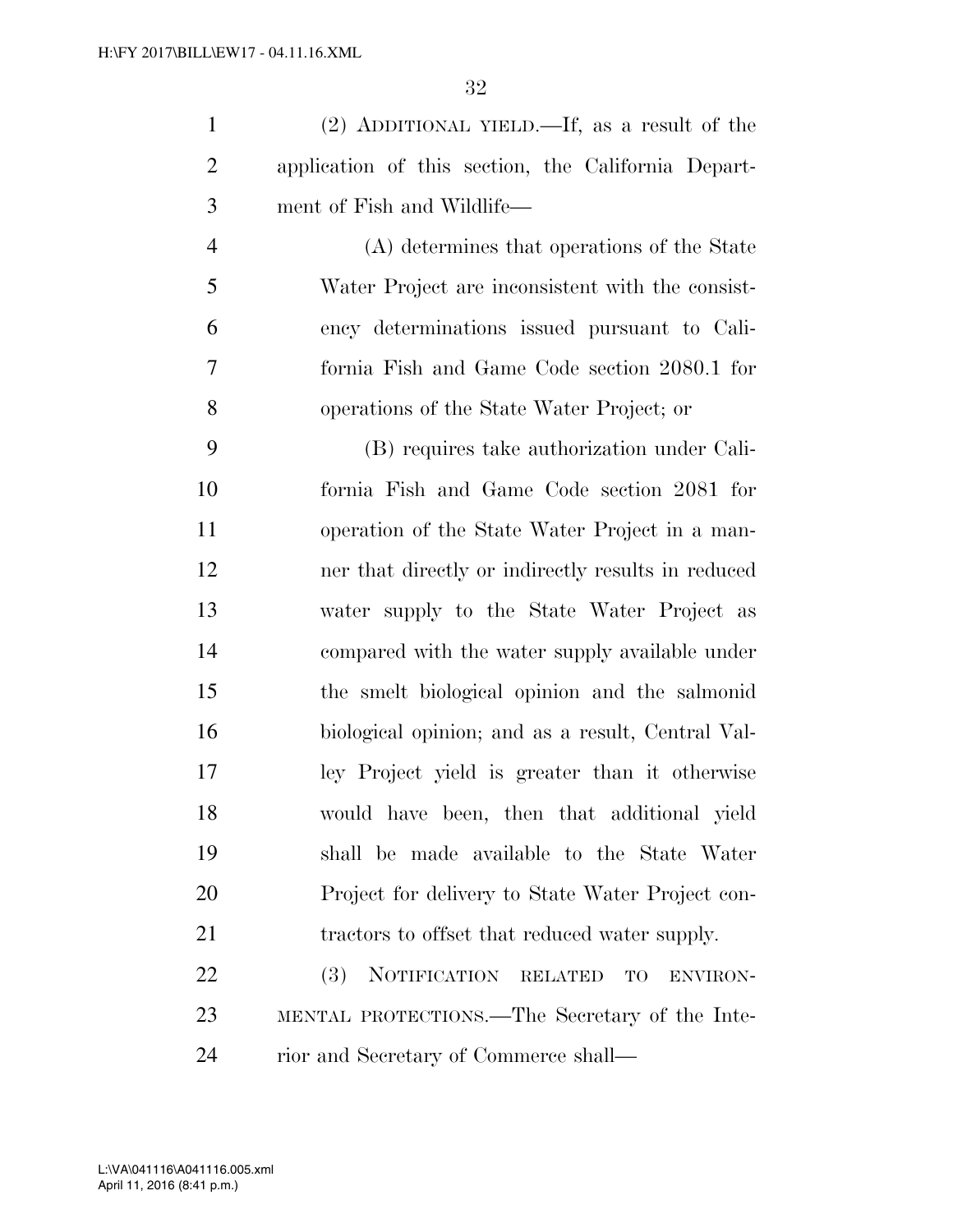(2) ADDITIONAL YIELD.—If, as a result of the application of this section, the California Department of Fish and Wildlife—

(A) determines that operations of the State Water Project are inconsistent with the consistency determinations issued pursuant to California Fish and Game Code section 2080.1 for operations of the State Water Project; or

(B) requires take authorization under California Fish and Game Code section 2081 for operation of the State Water Project in a manner that directly or indirectly results in reduced water supply to the State Water Project as compared with the water supply available under the smelt biological opinion and the salmonid biological opinion; and as a result, Central Valley Project yield is greater than it otherwise would have been, then that additional yield shall be made available to the State Water Project for delivery to State Water Project contractors to offset that reduced water supply.

(3) NOTIFICATION RELATED TO ENVIRONMENTAL PROTECTIONS.—The Secretary of the Interior and Secretary of Commerce shall—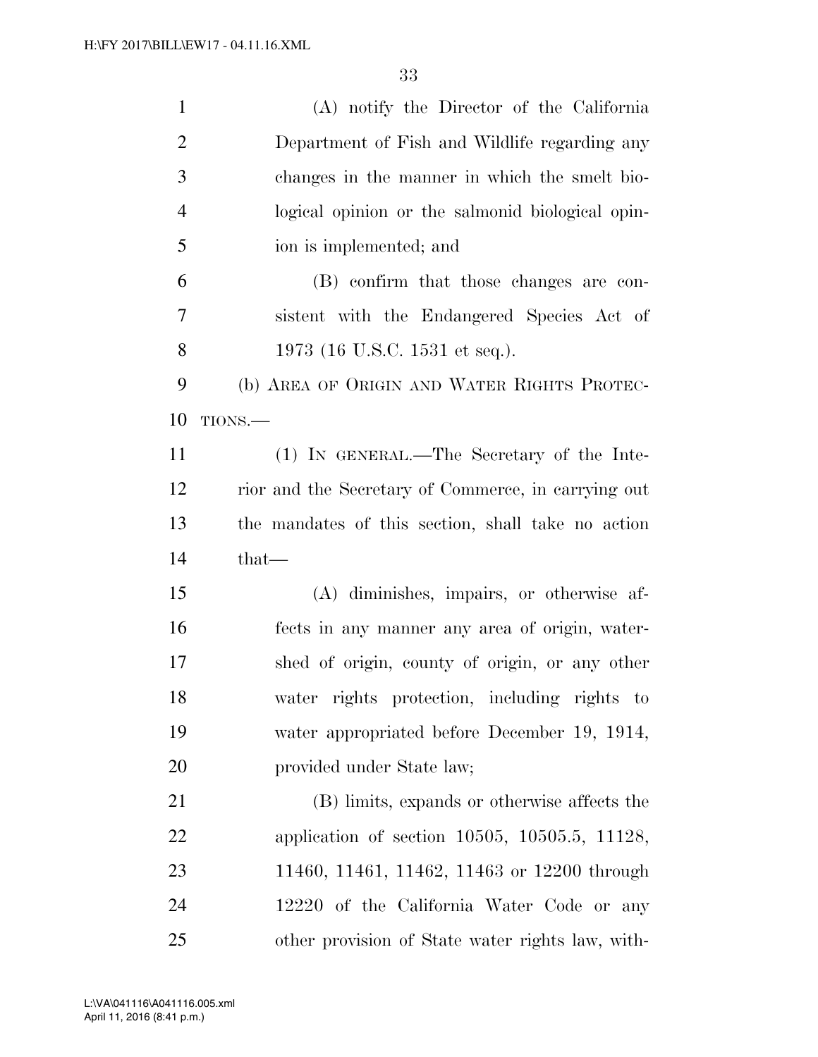(A) notify the Director of the California Department of Fish and Wildlife regarding any changes in the manner in which the smelt biological opinion or the salmonid biological opinion is implemented; and

(B) confirm that those changes are consistent with the Endangered Species Act of 1973 (16 U.S.C. 1531 et seq.).

(b) AREA OF ORIGIN AND WATER RIGHTS PROTECTIONS.—

(1) IN GENERAL.—The Secretary of the Interior and the Secretary of Commerce, in carrying out the mandates of this section, shall take no action that—

(A) diminishes, impairs, or otherwise affects in any manner any area of origin, watershed of origin, county of origin, or any other water rights protection, including rights to water appropriated before December 19, 1914, provided under State law;

(B) limits, expands or otherwise affects the application of section 10505, 10505.5, 11128, 11460, 11461, 11462, 11463 or 12200 through 12220 of the California Water Code or any other provision of State water rights law, with-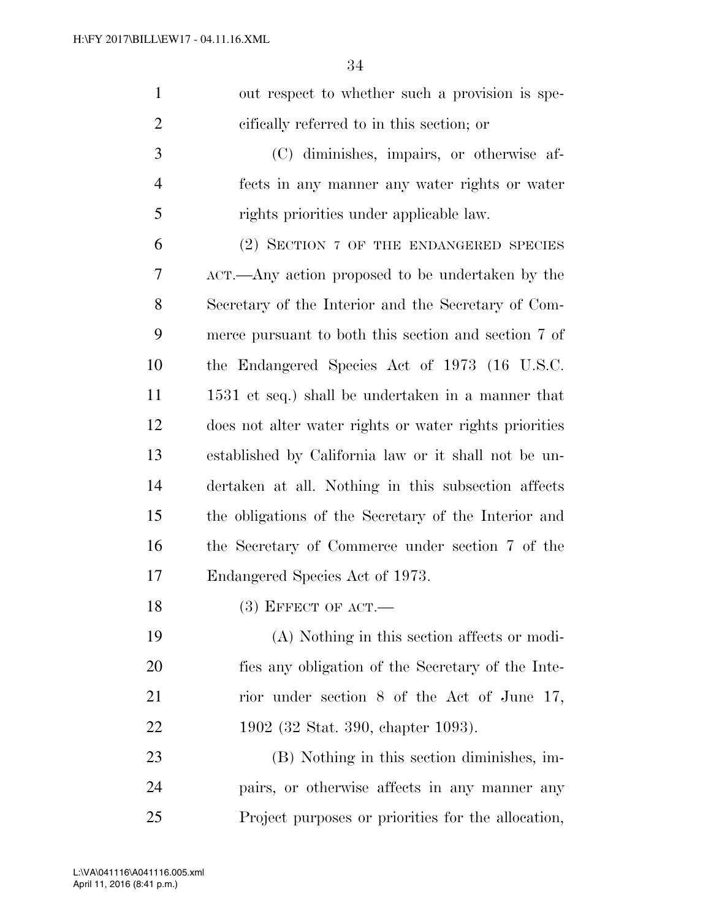out respect to whether such a provision is specifically referred to in this section; or

(C) diminishes, impairs, or otherwise affects in any manner any water rights or water rights priorities under applicable law.

(2) SECTION 7 OF THE ENDANGERED SPECIES ACT.—Any action proposed to be undertaken by the Secretary of the Interior and the Secretary of Commerce pursuant to both this section and section 7 of the Endangered Species Act of 1973 (16 U.S.C. 1531 et seq.) shall be undertaken in a manner that does not alter water rights or water rights priorities established by California law or it shall not be undertaken at all. Nothing in this subsection affects the obligations of the Secretary of the Interior and the Secretary of Commerce under section 7 of the Endangered Species Act of 1973.

(3) EFFECT OF ACT.—

(A) Nothing in this section affects or modifies any obligation of the Secretary of the Interior under section 8 of the Act of June 17, 1902 (32 Stat. 390, chapter 1093).

(B) Nothing in this section diminishes, impairs, or otherwise affects in any manner any Project purposes or priorities for the allocation,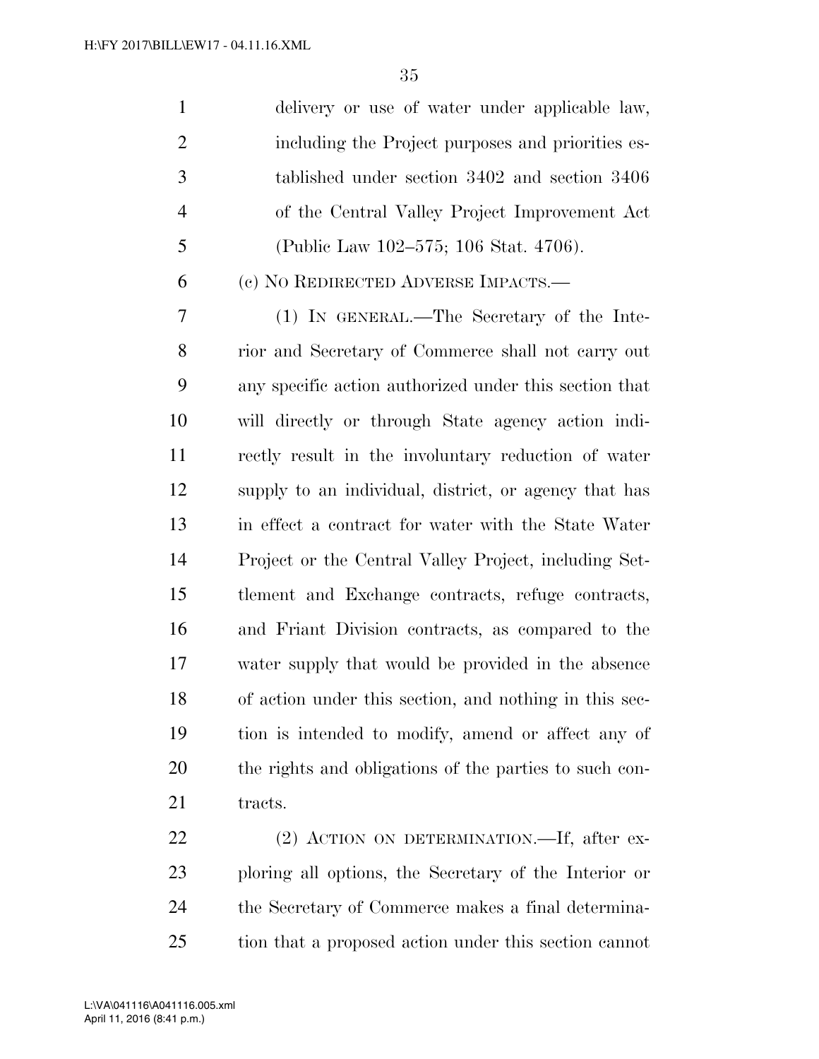delivery or use of water under applicable law, including the Project purposes and priorities established under section 3402 and section 3406 of the Central Valley Project Improvement Act (Public Law 102–575; 106 Stat. 4706).

(c) NO REDIRECTED ADVERSE IMPACTS.—

(1) IN GENERAL.—The Secretary of the Interior and Secretary of Commerce shall not carry out any specific action authorized under this section that will directly or through State agency action indirectly result in the involuntary reduction of water supply to an individual, district, or agency that has in effect a contract for water with the State Water Project or the Central Valley Project, including Settlement and Exchange contracts, refuge contracts, and Friant Division contracts, as compared to the water supply that would be provided in the absence of action under this section, and nothing in this section is intended to modify, amend or affect any of the rights and obligations of the parties to such contracts.

(2) ACTION ON DETERMINATION.—If, after exploring all options, the Secretary of the Interior or the Secretary of Commerce makes a final determination that a proposed action under this section cannot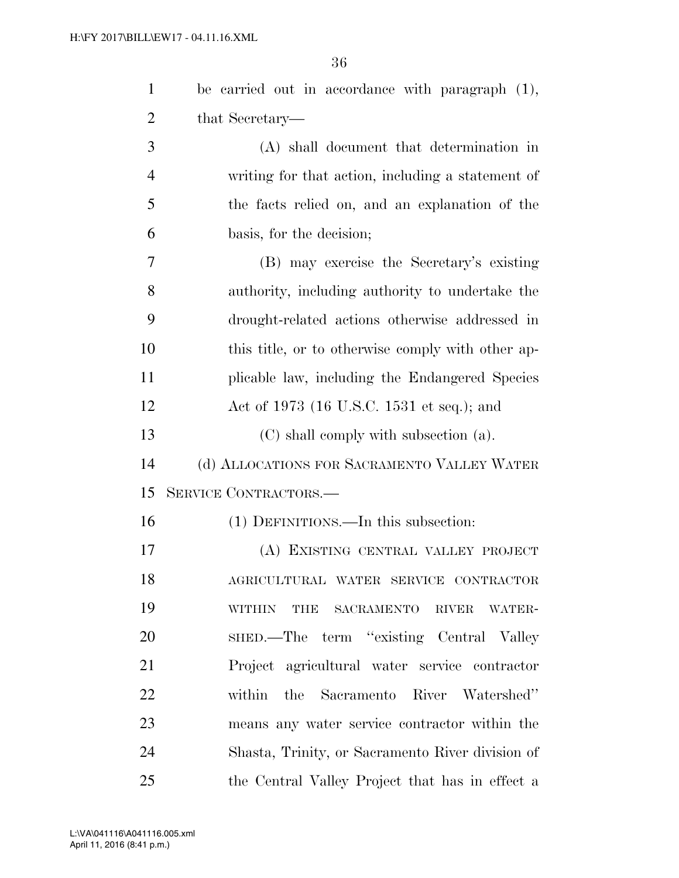be carried out in accordance with paragraph (1), that Secretary—

(A) shall document that determination in writing for that action, including a statement of the facts relied on, and an explanation of the basis, for the decision;

(B) may exercise the Secretary's existing authority, including authority to undertake the drought-related actions otherwise addressed in this title, or to otherwise comply with other applicable law, including the Endangered Species Act of 1973 (16 U.S.C. 1531 et seq.); and

(C) shall comply with subsection (a).

(d) ALLOCATIONS FOR SACRAMENTO VALLEY WATER SERVICE CONTRACTORS.—

(1) DEFINITIONS.—In this subsection:

(A) EXISTING CENTRAL VALLEY PROJECT AGRICULTURAL WATER SERVICE CONTRACTOR WITHIN THE SACRAMENTO RIVER WATERSHED.—The term "existing Central Valley Project agricultural water service contractor within the Sacramento River Watershed" means any water service contractor within the Shasta, Trinity, or Sacramento River division of the Central Valley Project that has in effect a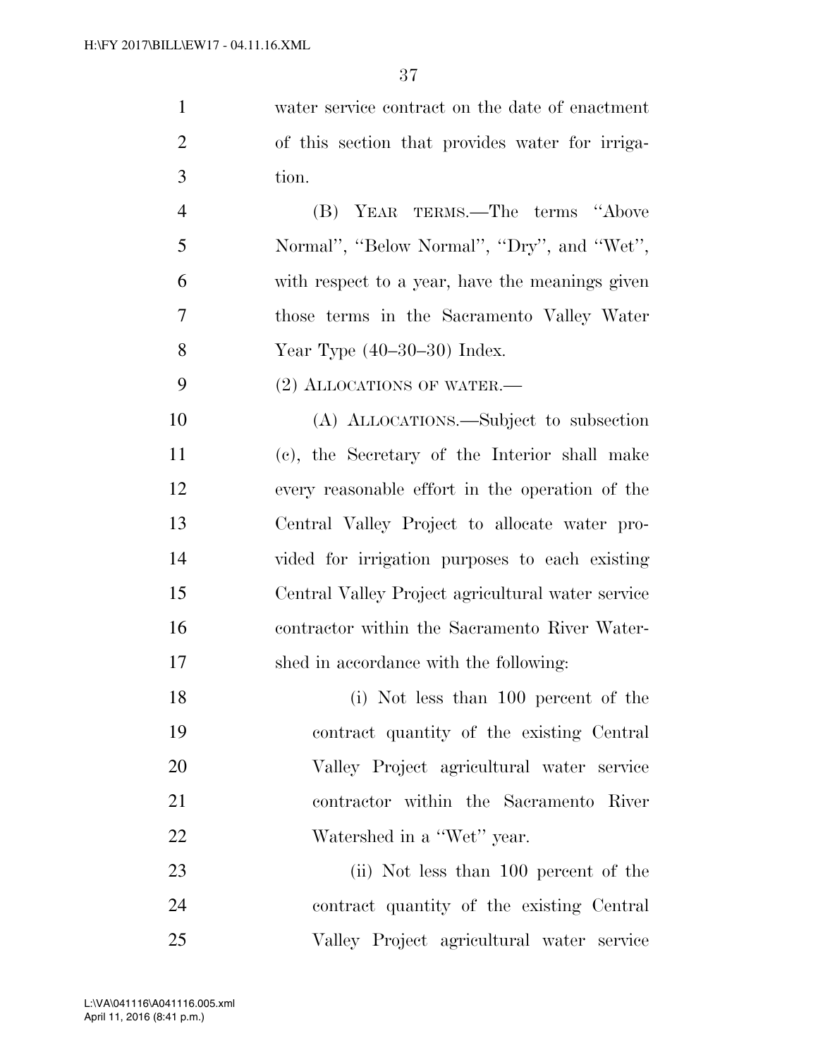water service contract on the date of enactment of this section that provides water for irrigation.

(B) YEAR TERMS.—The terms ''Above Normal'', ''Below Normal'', ''Dry'', and ''Wet'', with respect to a year, have the meanings given those terms in the Sacramento Valley Water Year Type (40–30–30) Index.

(2) ALLOCATIONS OF WATER.—

(A) ALLOCATIONS.—Subject to subsection (c), the Secretary of the Interior shall make every reasonable effort in the operation of the Central Valley Project to allocate water provided for irrigation purposes to each existing Central Valley Project agricultural water service contractor within the Sacramento River Watershed in accordance with the following:

(i) Not less than 100 percent of the contract quantity of the existing Central Valley Project agricultural water service contractor within the Sacramento River Watershed in a ''Wet'' year.

(ii) Not less than 100 percent of the contract quantity of the existing Central Valley Project agricultural water service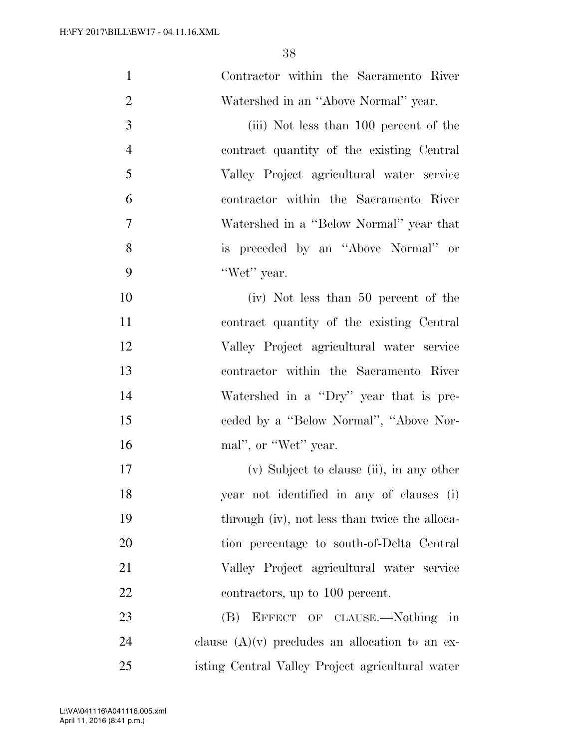Contractor within the Sacramento River Watershed in an ''Above Normal'' year.

(iii) Not less than 100 percent of the contract quantity of the existing Central Valley Project agricultural water service contractor within the Sacramento River Watershed in a ''Below Normal'' year that is preceded by an ''Above Normal'' or ''Wet'' year.

(iv) Not less than 50 percent of the contract quantity of the existing Central Valley Project agricultural water service contractor within the Sacramento River Watershed in a ''Dry'' year that is preceded by a ''Below Normal'', ''Above Normal'', or ''Wet'' year.

(v) Subject to clause (ii), in any other year not identified in any of clauses (i) through (iv), not less than twice the allocation percentage to south-of-Delta Central Valley Project agricultural water service contractors, up to 100 percent.

(B) EFFECT OF CLAUSE.—Nothing in clause (A)(v) precludes an allocation to an existing Central Valley Project agricultural water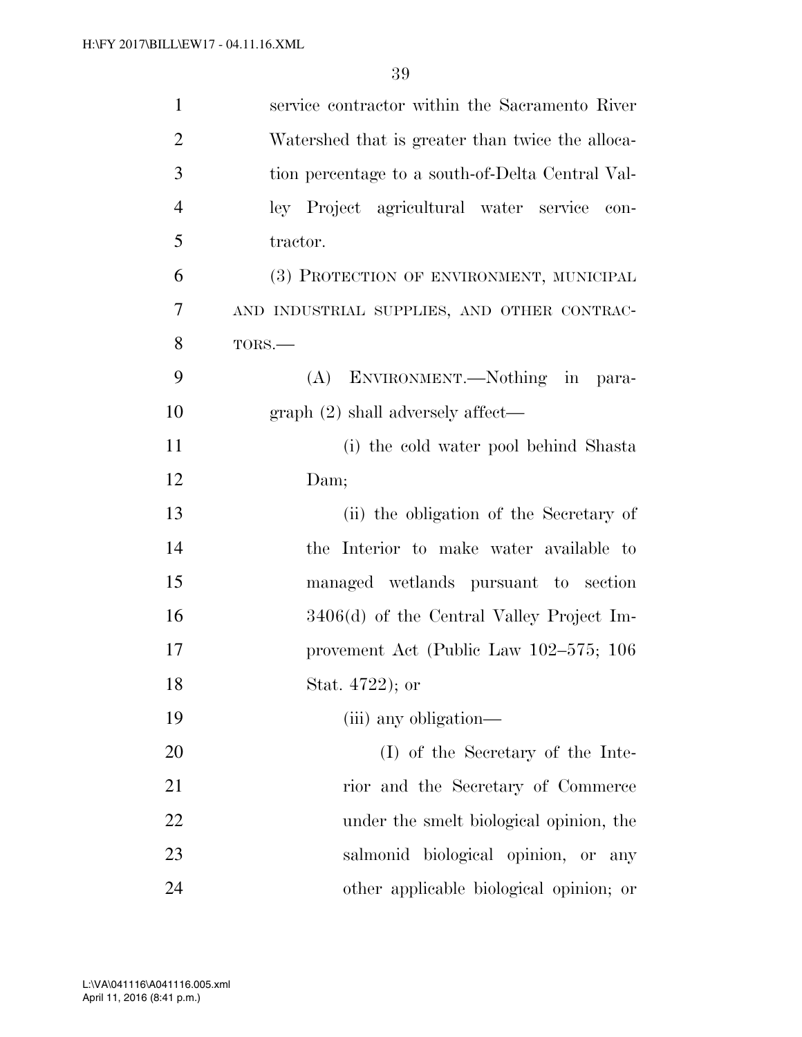service contractor within the Sacramento River Watershed that is greater than twice the allocation percentage to a south-of-Delta Central Valley Project agricultural water service contractor.

(3) PROTECTION OF ENVIRONMENT, MUNICIPAL AND INDUSTRIAL SUPPLIES, AND OTHER CONTRACTORS.—

(A) ENVIRONMENT.—Nothing in paragraph (2) shall adversely affect—

(i) the cold water pool behind Shasta Dam;

(ii) the obligation of the Secretary of the Interior to make water available to managed wetlands pursuant to section 3406(d) of the Central Valley Project Improvement Act (Public Law 102–575; 106 Stat. 4722); or

(iii) any obligation—

(I) of the Secretary of the Interior and the Secretary of Commerce under the smelt biological opinion, the salmonid biological opinion, or any other applicable biological opinion; or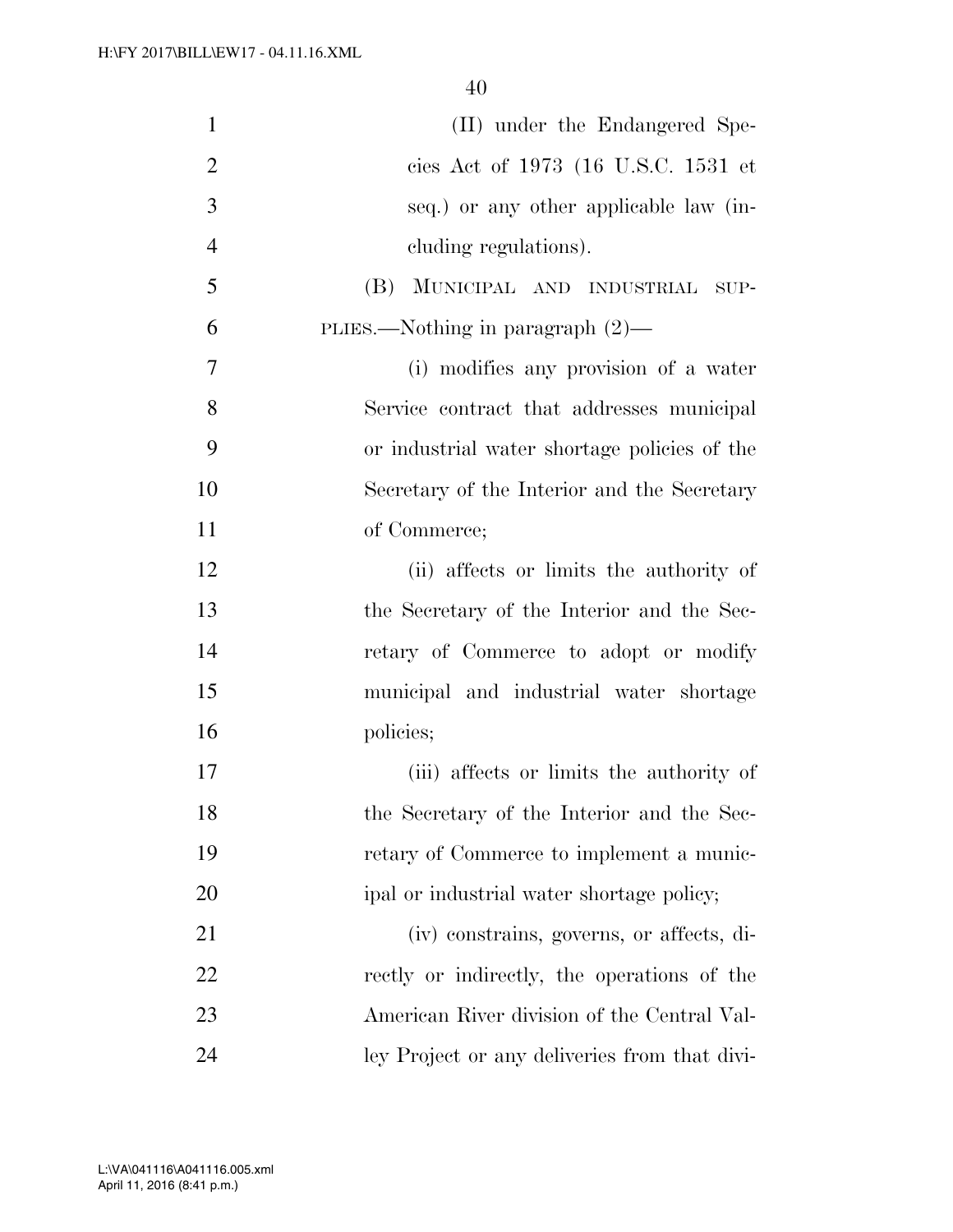(II) under the Endangered Species Act of 1973 (16 U.S.C. 1531 et seq.) or any other applicable law (including regulations).

(B) MUNICIPAL AND INDUSTRIAL SUPPLIES.—Nothing in paragraph (2)—

(i) modifies any provision of a water Service contract that addresses municipal or industrial water shortage policies of the Secretary of the Interior and the Secretary of Commerce;

(ii) affects or limits the authority of the Secretary of the Interior and the Secretary of Commerce to adopt or modify municipal and industrial water shortage policies;

(iii) affects or limits the authority of the Secretary of the Interior and the Secretary of Commerce to implement a municipal or industrial water shortage policy;

(iv) constrains, governs, or affects, directly or indirectly, the operations of the American River division of the Central Valley Project or any deliveries from that divi-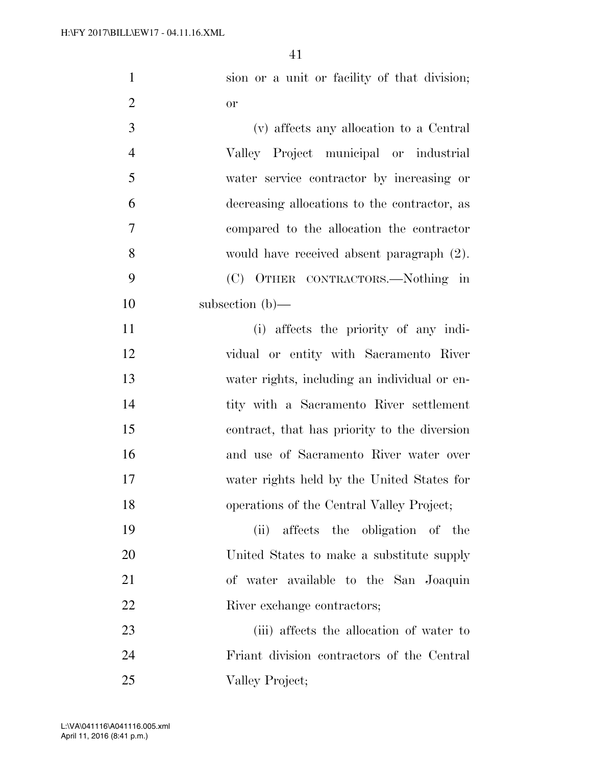sion or a unit or facility of that division; or

(v) affects any allocation to a Central Valley Project municipal or industrial water service contractor by increasing or decreasing allocations to the contractor, as compared to the allocation the contractor would have received absent paragraph (2).

(C) OTHER CONTRACTORS.—Nothing in subsection (b)—

(i) affects the priority of any individual or entity with Sacramento River water rights, including an individual or entity with a Sacramento River settlement contract, that has priority to the diversion and use of Sacramento River water over water rights held by the United States for operations of the Central Valley Project;

(ii) affects the obligation of the United States to make a substitute supply of water available to the San Joaquin River exchange contractors;

(iii) affects the allocation of water to Friant division contractors of the Central Valley Project;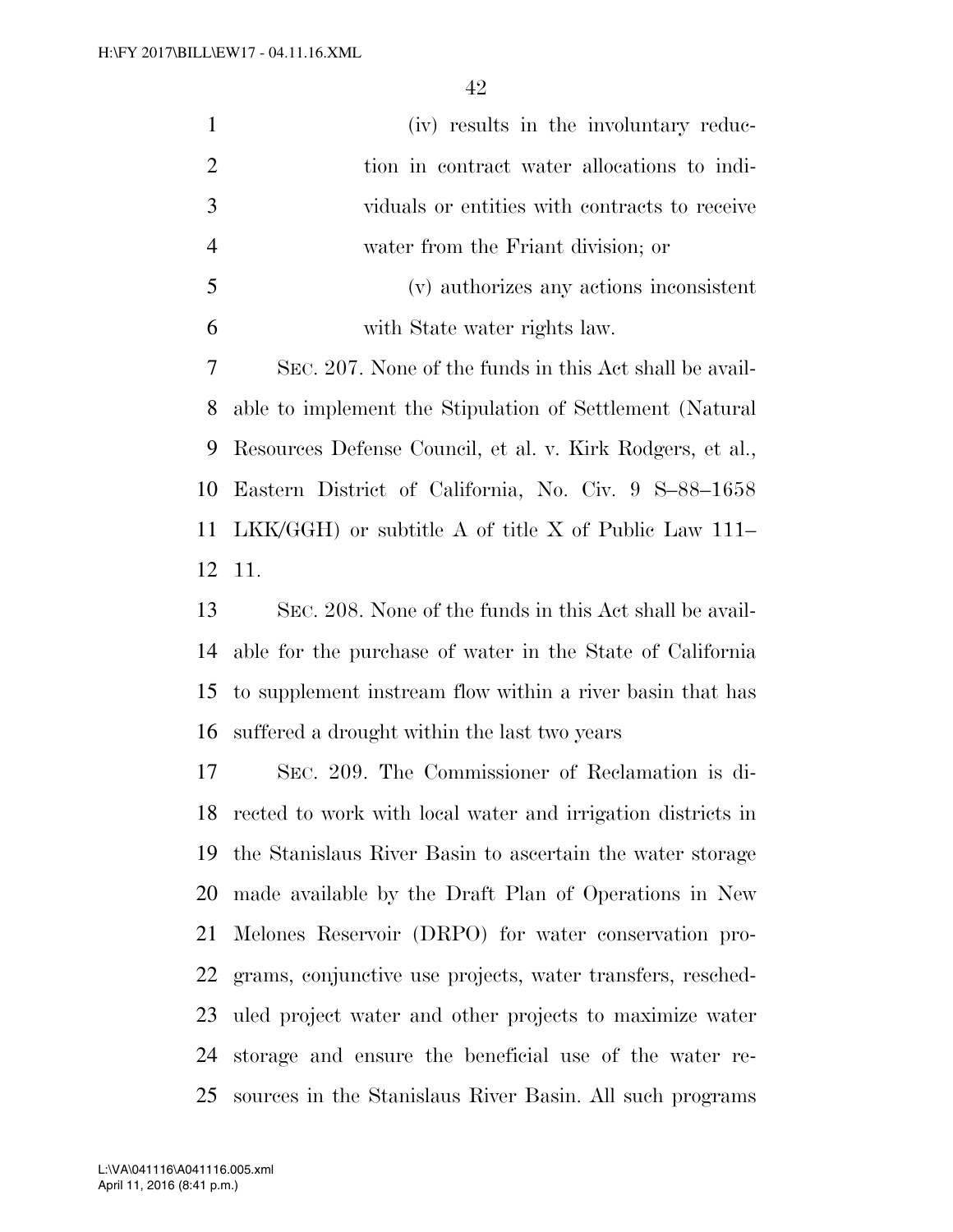(iv) results in the involuntary reduction in contract water allocations to individuals or entities with contracts to receive water from the Friant division; or

(v) authorizes any actions inconsistent with State water rights law.

SEC. 207. None of the funds in this Act shall be available to implement the Stipulation of Settlement (Natural Resources Defense Council, et al. v. Kirk Rodgers, et al., Eastern District of California, No. Civ. 9 S–88–1658 LKK/GGH) or subtitle A of title X of Public Law 111–11.

SEC. 208. None of the funds in this Act shall be available for the purchase of water in the State of California to supplement instream flow within a river basin that has suffered a drought within the last two years

SEC. 209. The Commissioner of Reclamation is directed to work with local water and irrigation districts in the Stanislaus River Basin to ascertain the water storage made available by the Draft Plan of Operations in New Melones Reservoir (DRPO) for water conservation programs, conjunctive use projects, water transfers, rescheduled project water and other projects to maximize water storage and ensure the beneficial use of the water resources in the Stanislaus River Basin. All such programs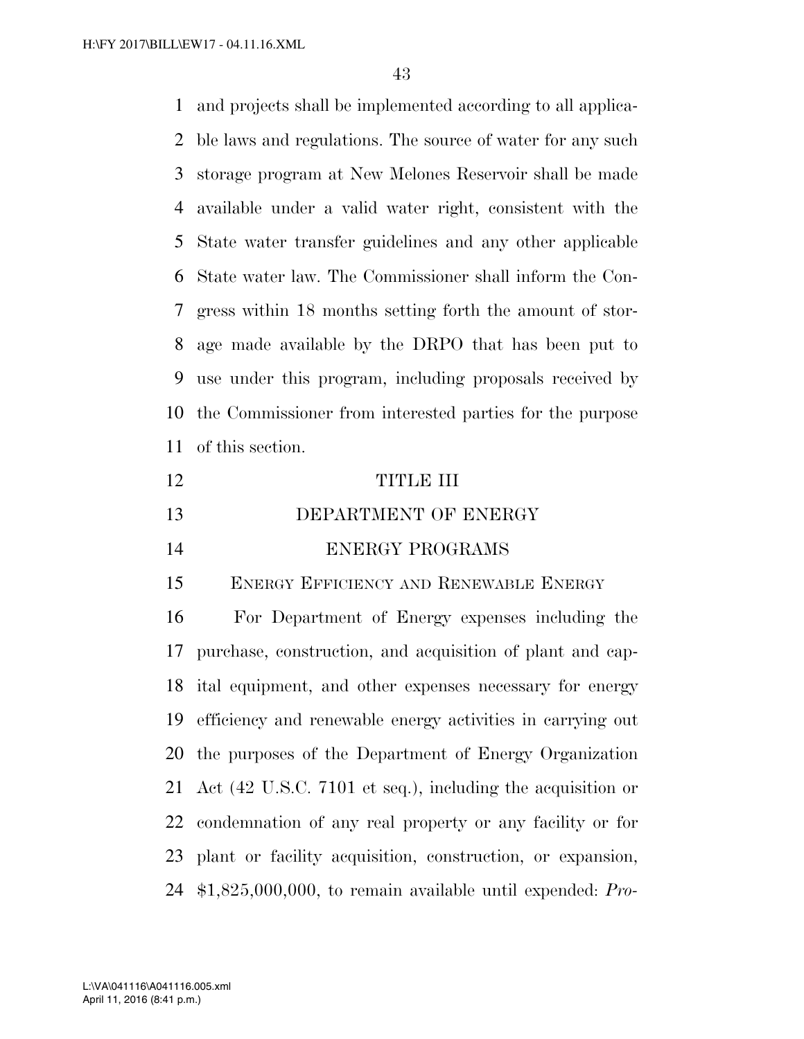and projects shall be implemented according to all applicable laws and regulations. The source of water for any such storage program at New Melones Reservoir shall be made available under a valid water right, consistent with the State water transfer guidelines and any other applicable State water law. The Commissioner shall inform the Congress within 18 months setting forth the amount of storage made available by the DRPO that has been put to use under this program, including proposals received by the Commissioner from interested parties for the purpose of this section.

# TITLE III

# DEPARTMENT OF ENERGY

## ENERGY PROGRAMS

### ENERGY EFFICIENCY AND RENEWABLE ENERGY

For Department of Energy expenses including the purchase, construction, and acquisition of plant and capital equipment, and other expenses necessary for energy efficiency and renewable energy activities in carrying out the purposes of the Department of Energy Organization Act (42 U.S.C. 7101 et seq.), including the acquisition or condemnation of any real property or any facility or for plant or facility acquisition, construction, or expansion, $1,825,000,000, to remain available until expended: *Pro-*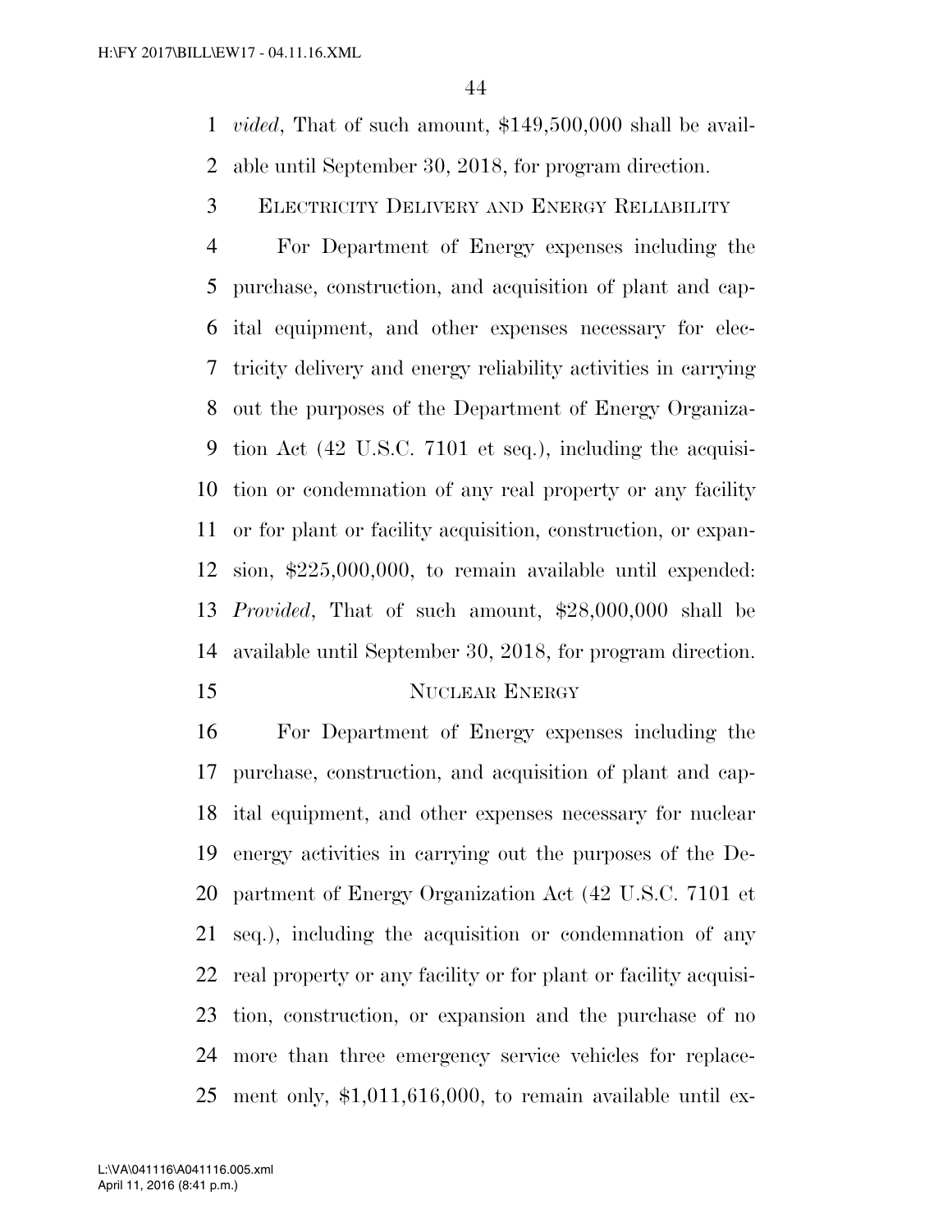*vided*, That of such amount, $149,500,000 shall be available until September 30, 2018, for program direction.

ELECTRICITY DELIVERY AND ENERGY RELIABILITY

For Department of Energy expenses including the purchase, construction, and acquisition of plant and capital equipment, and other expenses necessary for electricity delivery and energy reliability activities in carrying out the purposes of the Department of Energy Organization Act (42 U.S.C. 7101 et seq.), including the acquisition or condemnation of any real property or any facility or for plant or facility acquisition, construction, or expansion, $225,000,000, to remain available until expended: *Provided*, That of such amount, $28,000,000 shall be available until September 30, 2018, for program direction.

NUCLEAR ENERGY

For Department of Energy expenses including the purchase, construction, and acquisition of plant and capital equipment, and other expenses necessary for nuclear energy activities in carrying out the purposes of the Department of Energy Organization Act (42 U.S.C. 7101 et seq.), including the acquisition or condemnation of any real property or any facility or for plant or facility acquisition, construction, or expansion and the purchase of no more than three emergency service vehicles for replacement only, $1,011,616,000, to remain available until ex-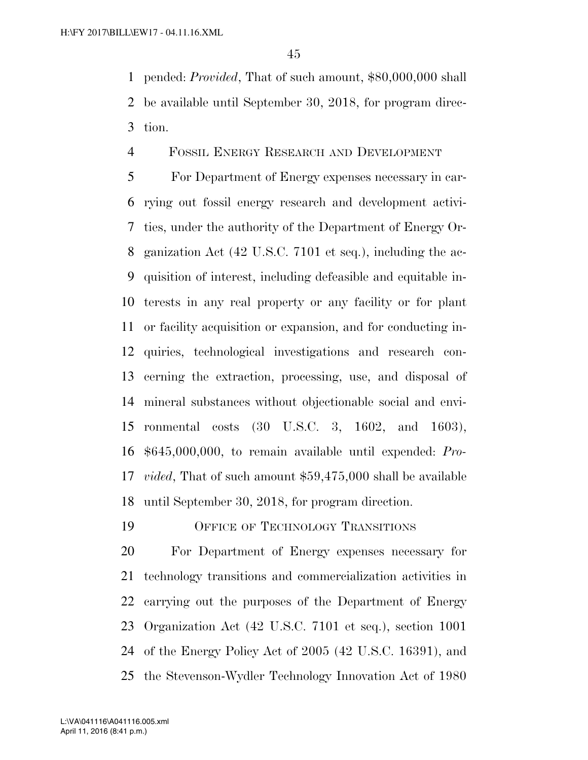pended: *Provided*, That of such amount, $80,000,000 shall be available until September 30, 2018, for program direction.

FOSSIL ENERGY RESEARCH AND DEVELOPMENT

For Department of Energy expenses necessary in carrying out fossil energy research and development activities, under the authority of the Department of Energy Organization Act (42 U.S.C. 7101 et seq.), including the acquisition of interest, including defeasible and equitable interests in any real property or any facility or for plant or facility acquisition or expansion, and for conducting inquiries, technological investigations and research concerning the extraction, processing, use, and disposal of mineral substances without objectionable social and environmental costs (30 U.S.C. 3, 1602, and 1603), $645,000,000, to remain available until expended: *Provided*, That of such amount $59,475,000 shall be available until September 30, 2018, for program direction.

OFFICE OF TECHNOLOGY TRANSITIONS

For Department of Energy expenses necessary for technology transitions and commercialization activities in carrying out the purposes of the Department of Energy Organization Act (42 U.S.C. 7101 et seq.), section 1001 of the Energy Policy Act of 2005 (42 U.S.C. 16391), and the Stevenson-Wydler Technology Innovation Act of 1980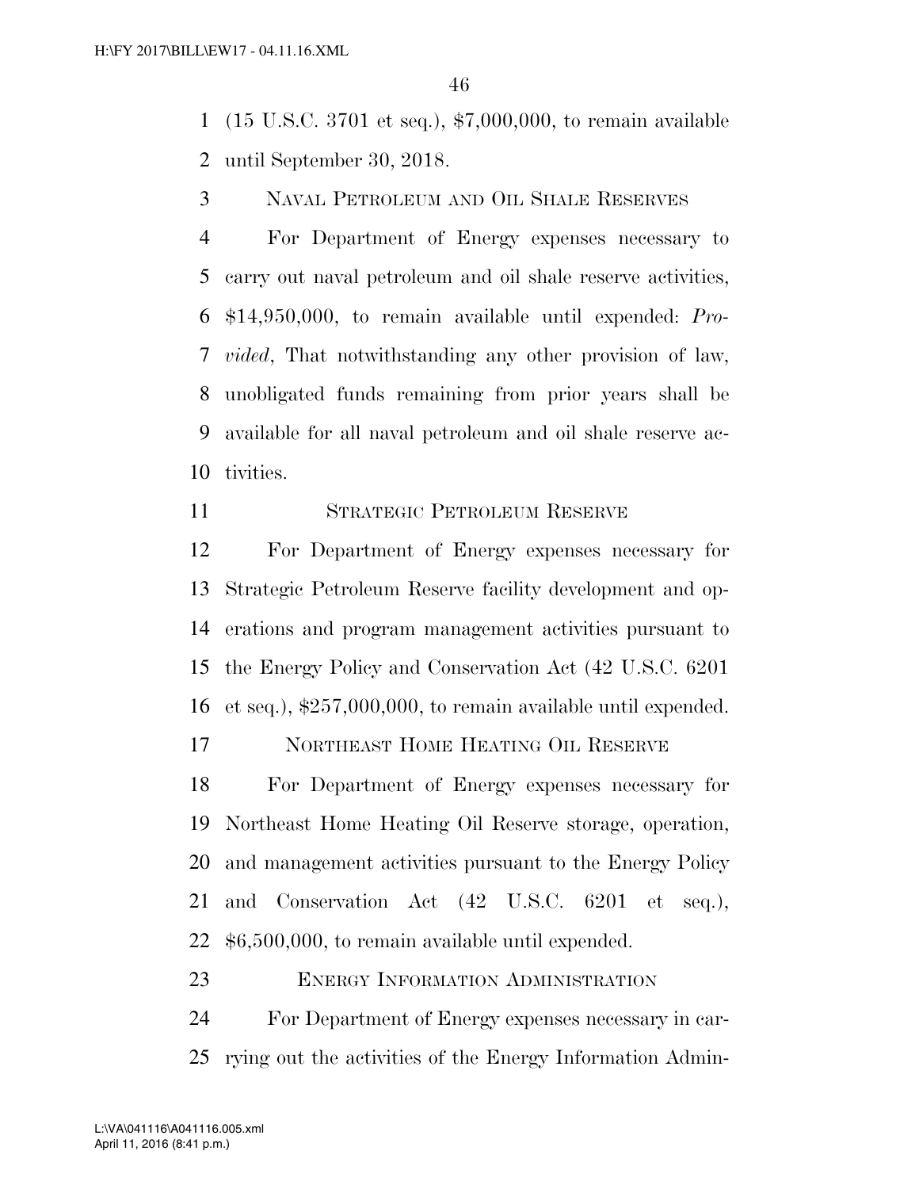(15 U.S.C. 3701 et seq.), $7,000,000, to remain available until September 30, 2018.

NAVAL PETROLEUM AND OIL SHALE RESERVES

For Department of Energy expenses necessary to carry out naval petroleum and oil shale reserve activities, $14,950,000, to remain available until expended: *Provided*, That notwithstanding any other provision of law, unobligated funds remaining from prior years shall be available for all naval petroleum and oil shale reserve activities.

STRATEGIC PETROLEUM RESERVE

For Department of Energy expenses necessary for Strategic Petroleum Reserve facility development and operations and program management activities pursuant to the Energy Policy and Conservation Act (42 U.S.C. 6201 et seq.), $257,000,000, to remain available until expended.

NORTHEAST HOME HEATING OIL RESERVE

For Department of Energy expenses necessary for Northeast Home Heating Oil Reserve storage, operation, and management activities pursuant to the Energy Policy and Conservation Act (42 U.S.C. 6201 et seq.), $6,500,000, to remain available until expended.

ENERGY INFORMATION ADMINISTRATION

For Department of Energy expenses necessary in carrying out the activities of the Energy Information Admin-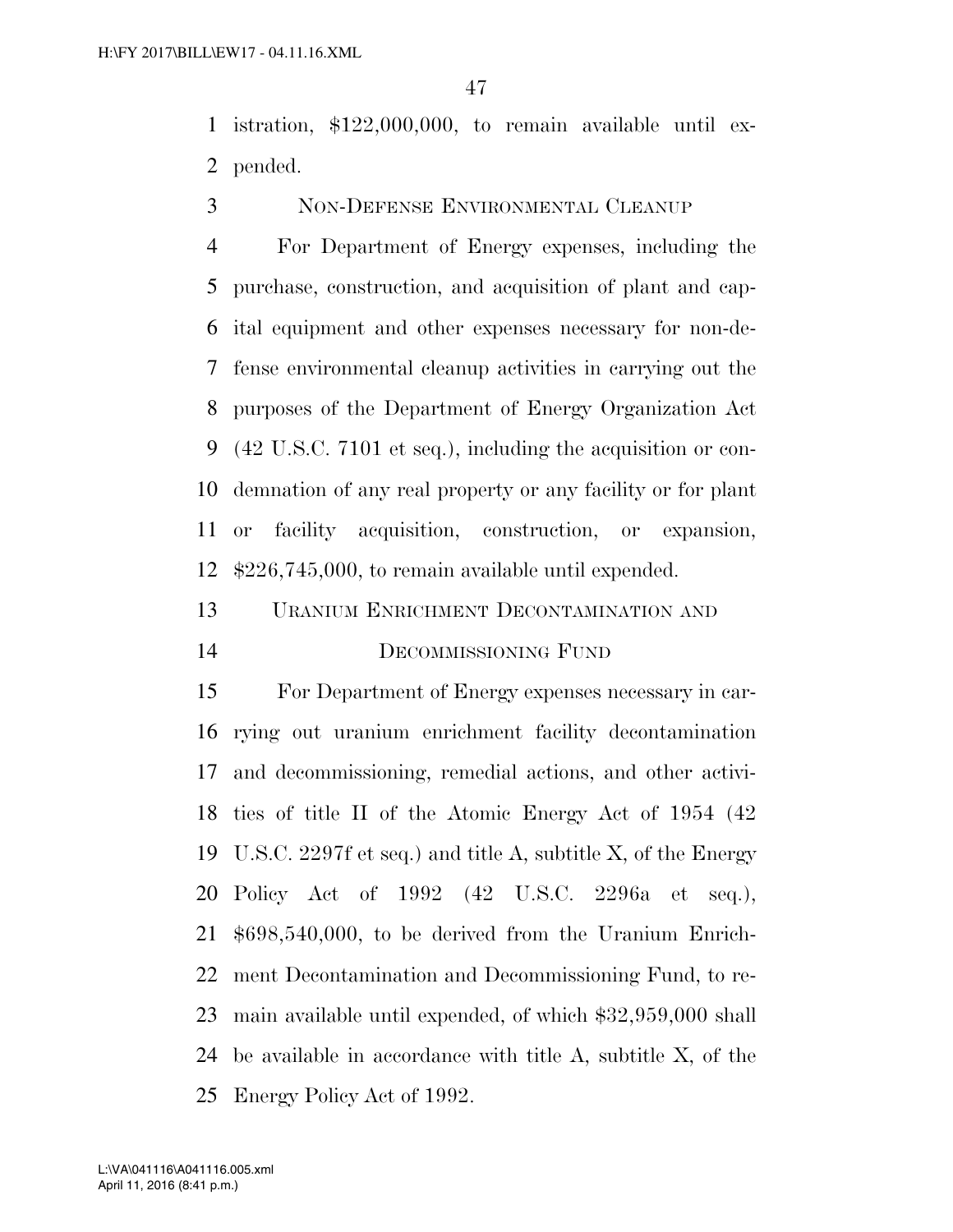istration, $122,000,000, to remain available until expended.

NON-DEFENSE ENVIRONMENTAL CLEANUP

For Department of Energy expenses, including the purchase, construction, and acquisition of plant and capital equipment and other expenses necessary for non-defense environmental cleanup activities in carrying out the purposes of the Department of Energy Organization Act (42 U.S.C. 7101 et seq.), including the acquisition or condemnation of any real property or any facility or for plant or facility acquisition, construction, or expansion, $226,745,000, to remain available until expended.

URANIUM ENRICHMENT DECONTAMINATION AND DECOMMISSIONING FUND

For Department of Energy expenses necessary in carrying out uranium enrichment facility decontamination and decommissioning, remedial actions, and other activities of title II of the Atomic Energy Act of 1954 (42 U.S.C. 2297f et seq.) and title A, subtitle X, of the Energy Policy Act of 1992 (42 U.S.C. 2296a et seq.), $698,540,000, to be derived from the Uranium Enrichment Decontamination and Decommissioning Fund, to remain available until expended, of which $32,959,000 shall be available in accordance with title A, subtitle X, of the Energy Policy Act of 1992.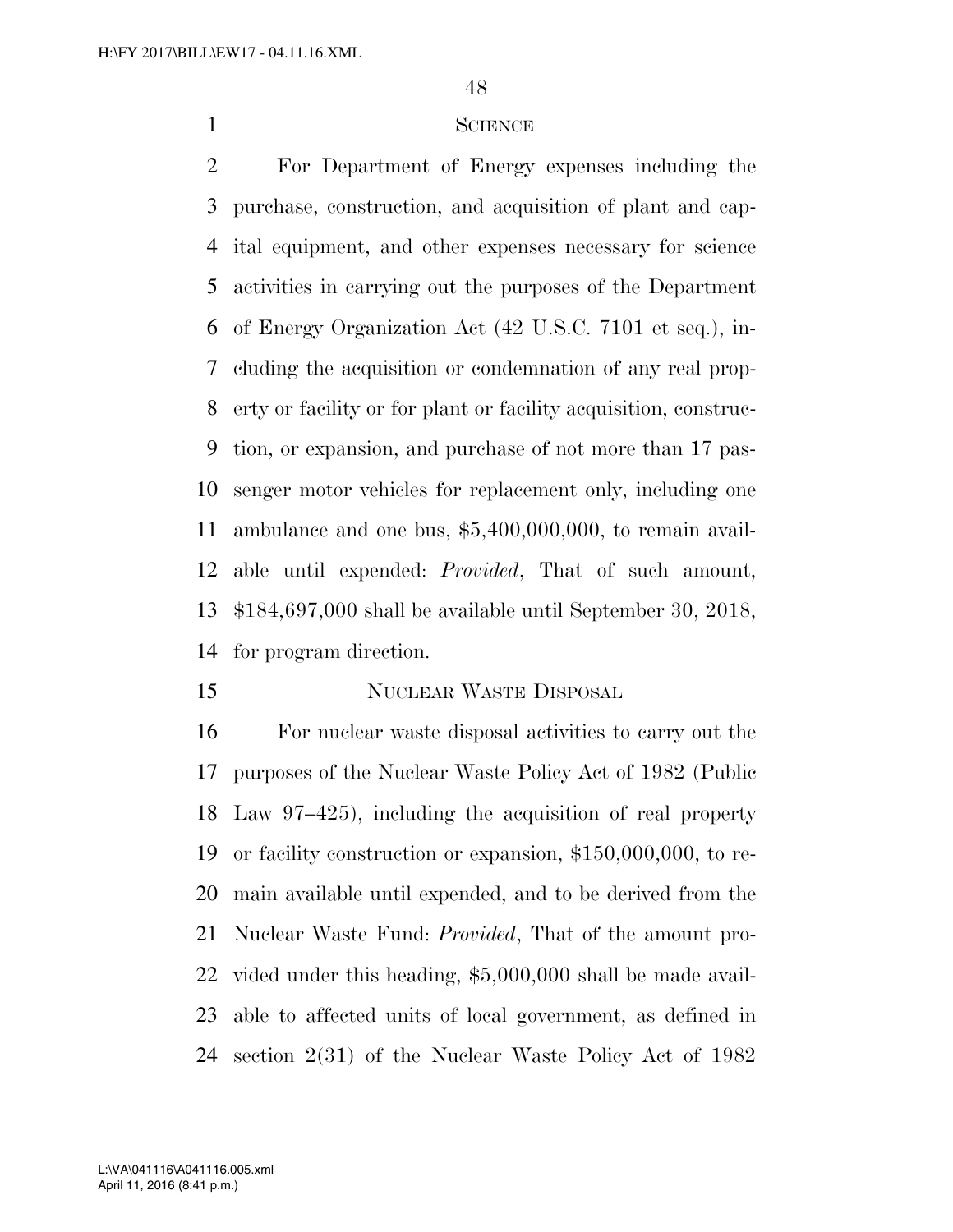## SCIENCE

For Department of Energy expenses including the purchase, construction, and acquisition of plant and capital equipment, and other expenses necessary for science activities in carrying out the purposes of the Department of Energy Organization Act (42 U.S.C. 7101 et seq.), including the acquisition or condemnation of any real property or facility or for plant or facility acquisition, construction, or expansion, and purchase of not more than 17 passenger motor vehicles for replacement only, including one ambulance and one bus, $5,400,000,000, to remain available until expended: *Provided*, That of such amount, $184,697,000 shall be available until September 30, 2018, for program direction.

## NUCLEAR WASTE DISPOSAL

For nuclear waste disposal activities to carry out the purposes of the Nuclear Waste Policy Act of 1982 (Public Law 97–425), including the acquisition of real property or facility construction or expansion, $150,000,000, to remain available until expended, and to be derived from the Nuclear Waste Fund: *Provided*, That of the amount provided under this heading, $5,000,000 shall be made available to affected units of local government, as defined in section 2(31) of the Nuclear Waste Policy Act of 1982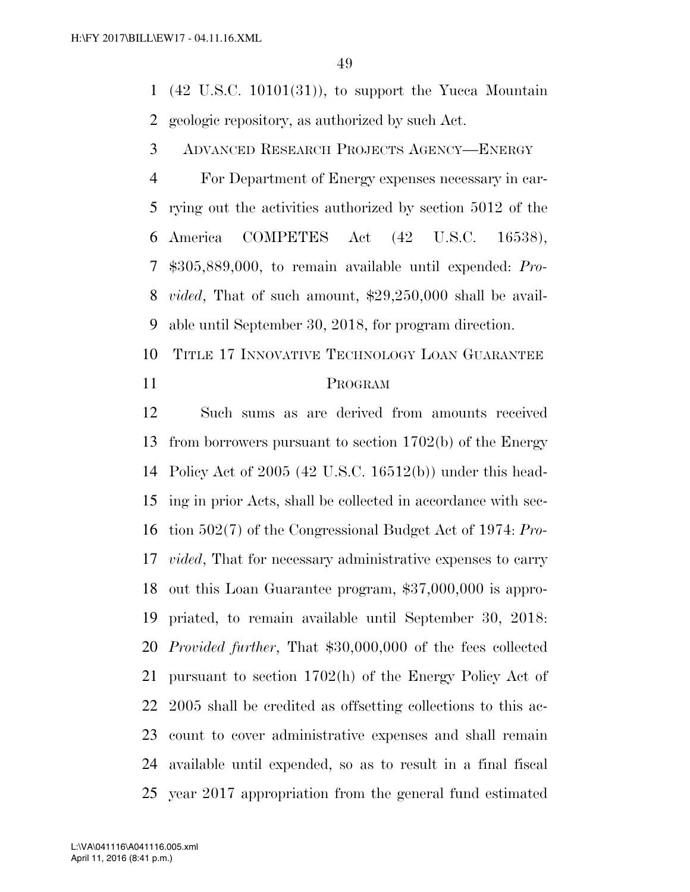(42 U.S.C. 10101(31)), to support the Yucca Mountain geologic repository, as authorized by such Act.

ADVANCED RESEARCH PROJECTS AGENCY—ENERGY

For Department of Energy expenses necessary in carrying out the activities authorized by section 5012 of the America COMPETES Act (42 U.S.C. 16538), $305,889,000, to remain available until expended: *Provided*, That of such amount, $29,250,000 shall be available until September 30, 2018, for program direction.

TITLE 17 INNOVATIVE TECHNOLOGY LOAN GUARANTEE PROGRAM

Such sums as are derived from amounts received from borrowers pursuant to section 1702(b) of the Energy Policy Act of 2005 (42 U.S.C. 16512(b)) under this heading in prior Acts, shall be collected in accordance with section 502(7) of the Congressional Budget Act of 1974: *Provided*, That for necessary administrative expenses to carry out this Loan Guarantee program, $37,000,000 is appropriated, to remain available until September 30, 2018: *Provided further*, That $30,000,000 of the fees collected pursuant to section 1702(h) of the Energy Policy Act of 2005 shall be credited as offsetting collections to this account to cover administrative expenses and shall remain available until expended, so as to result in a final fiscal year 2017 appropriation from the general fund estimated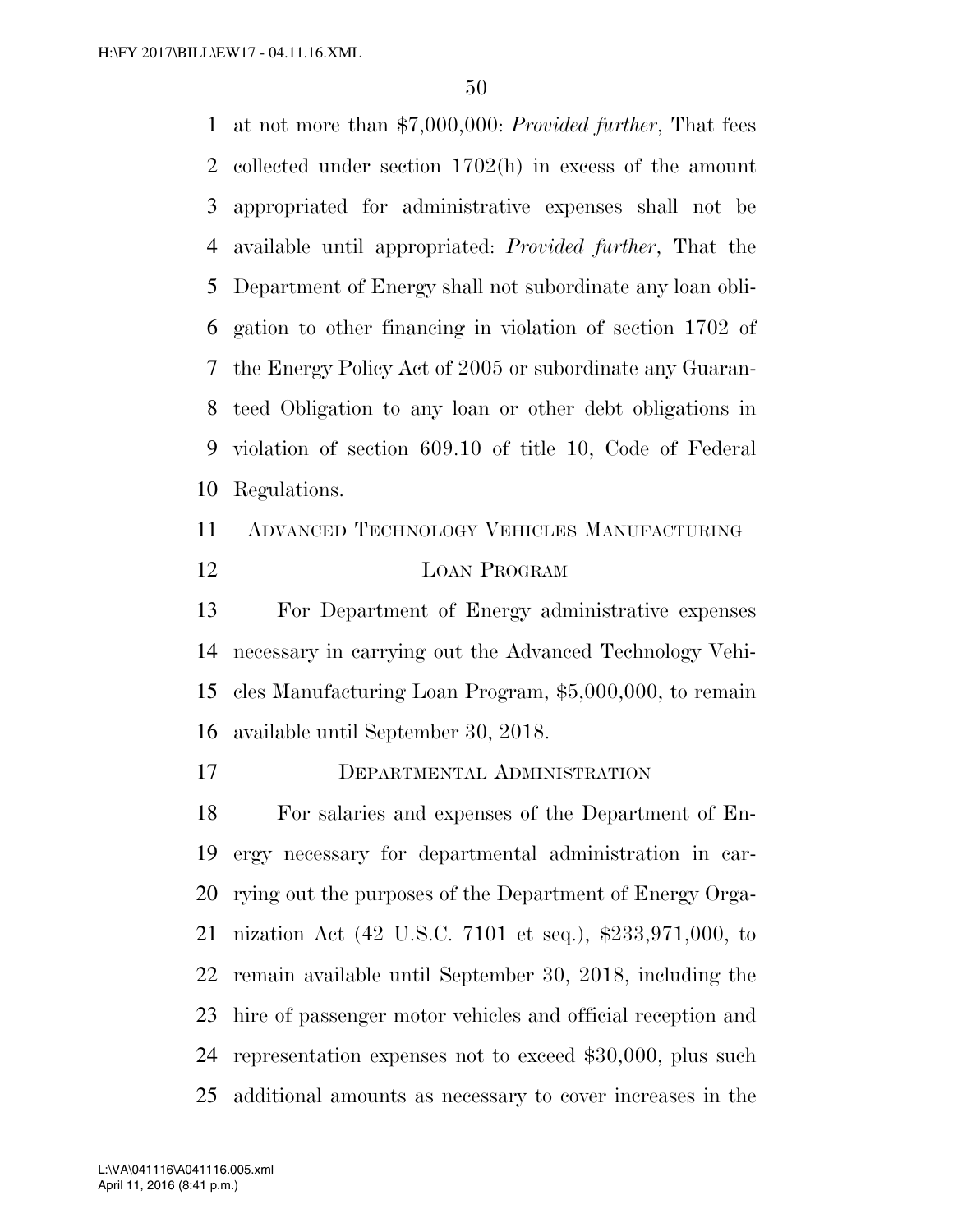at not more than $7,000,000: *Provided further*, That fees collected under section 1702(h) in excess of the amount appropriated for administrative expenses shall not be available until appropriated: *Provided further*, That the Department of Energy shall not subordinate any loan obligation to other financing in violation of section 1702 of the Energy Policy Act of 2005 or subordinate any Guaranteed Obligation to any loan or other debt obligations in violation of section 609.10 of title 10, Code of Federal Regulations.

ADVANCED TECHNOLOGY VEHICLES MANUFACTURING LOAN PROGRAM

For Department of Energy administrative expenses necessary in carrying out the Advanced Technology Vehicles Manufacturing Loan Program, $5,000,000, to remain available until September 30, 2018.

DEPARTMENTAL ADMINISTRATION

For salaries and expenses of the Department of Energy necessary for departmental administration in carrying out the purposes of the Department of Energy Organization Act (42 U.S.C. 7101 et seq.), $233,971,000, to remain available until September 30, 2018, including the hire of passenger motor vehicles and official reception and representation expenses not to exceed $30,000, plus such additional amounts as necessary to cover increases in the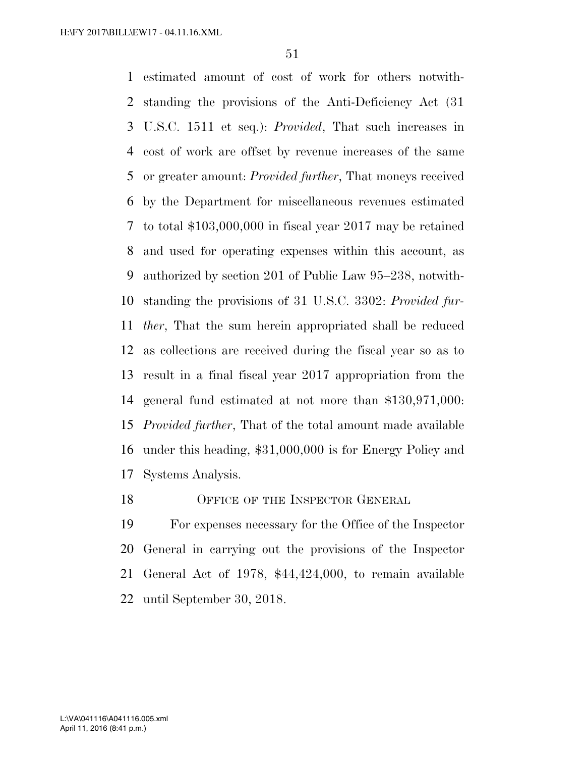estimated amount of cost of work for others notwithstanding the provisions of the Anti-Deficiency Act (31 U.S.C. 1511 et seq.): *Provided*, That such increases in cost of work are offset by revenue increases of the same or greater amount: *Provided further*, That moneys received by the Department for miscellaneous revenues estimated to total $103,000,000 in fiscal year 2017 may be retained and used for operating expenses within this account, as authorized by section 201 of Public Law 95–238, notwithstanding the provisions of 31 U.S.C. 3302: *Provided further*, That the sum herein appropriated shall be reduced as collections are received during the fiscal year so as to result in a final fiscal year 2017 appropriation from the general fund estimated at not more than $130,971,000: *Provided further*, That of the total amount made available under this heading, $31,000,000 is for Energy Policy and Systems Analysis.

## Office of the Inspector General

For expenses necessary for the Office of the Inspector General in carrying out the provisions of the Inspector General Act of 1978, $44,424,000, to remain available until September 30, 2018.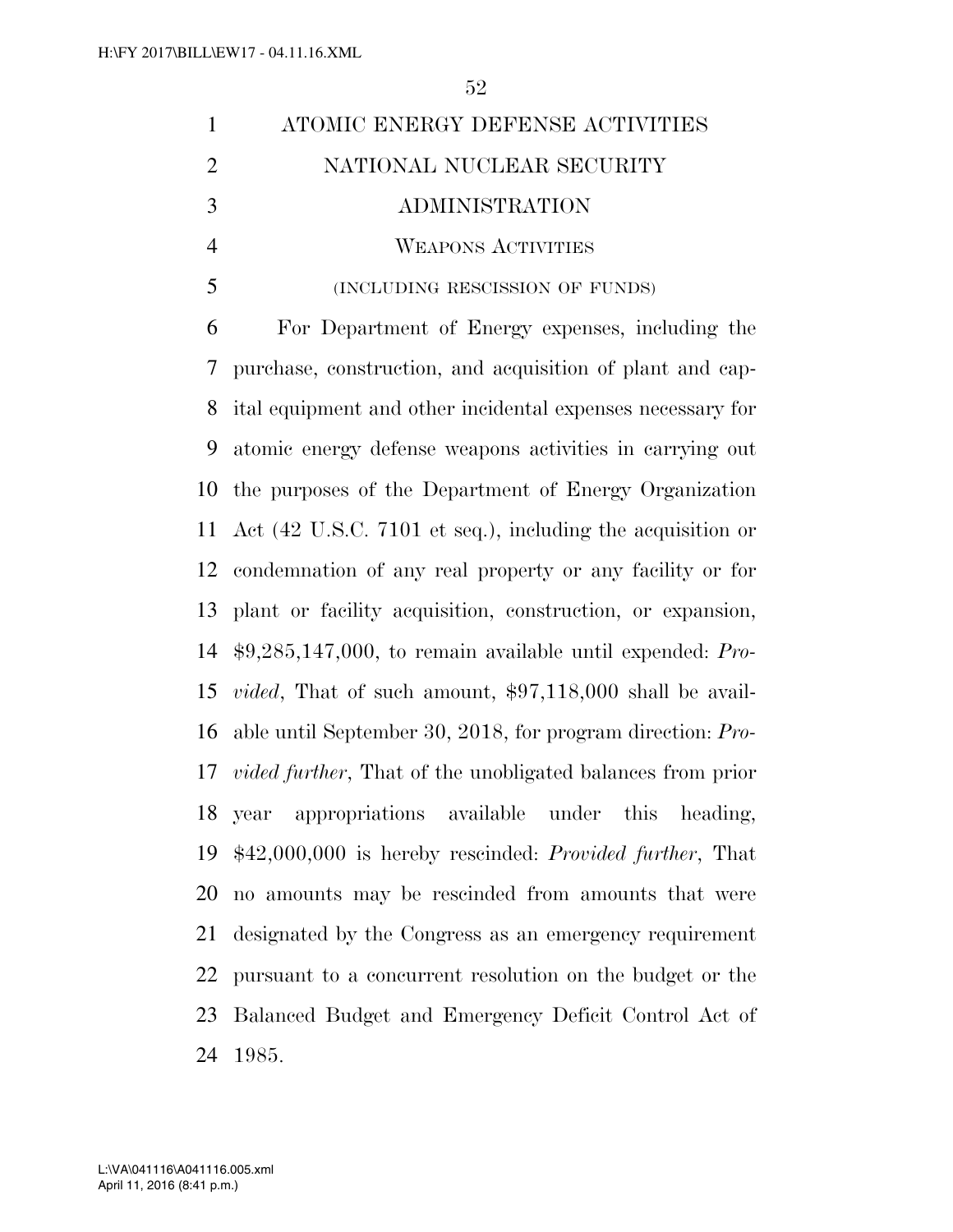# ATOMIC ENERGY DEFENSE ACTIVITIES

## NATIONAL NUCLEAR SECURITY ADMINISTRATION

### WEAPONS ACTIVITIES

(INCLUDING RESCISSION OF FUNDS)

For Department of Energy expenses, including the purchase, construction, and acquisition of plant and capital equipment and other incidental expenses necessary for atomic energy defense weapons activities in carrying out the purposes of the Department of Energy Organization Act (42 U.S.C. 7101 et seq.), including the acquisition or condemnation of any real property or any facility or for plant or facility acquisition, construction, or expansion, $9,285,147,000, to remain available until expended: *Provided*, That of such amount, $97,118,000 shall be available until September 30, 2018, for program direction: *Provided further*, That of the unobligated balances from prior year appropriations available under this heading, $42,000,000 is hereby rescinded: *Provided further*, That no amounts may be rescinded from amounts that were designated by the Congress as an emergency requirement pursuant to a concurrent resolution on the budget or the Balanced Budget and Emergency Deficit Control Act of 1985.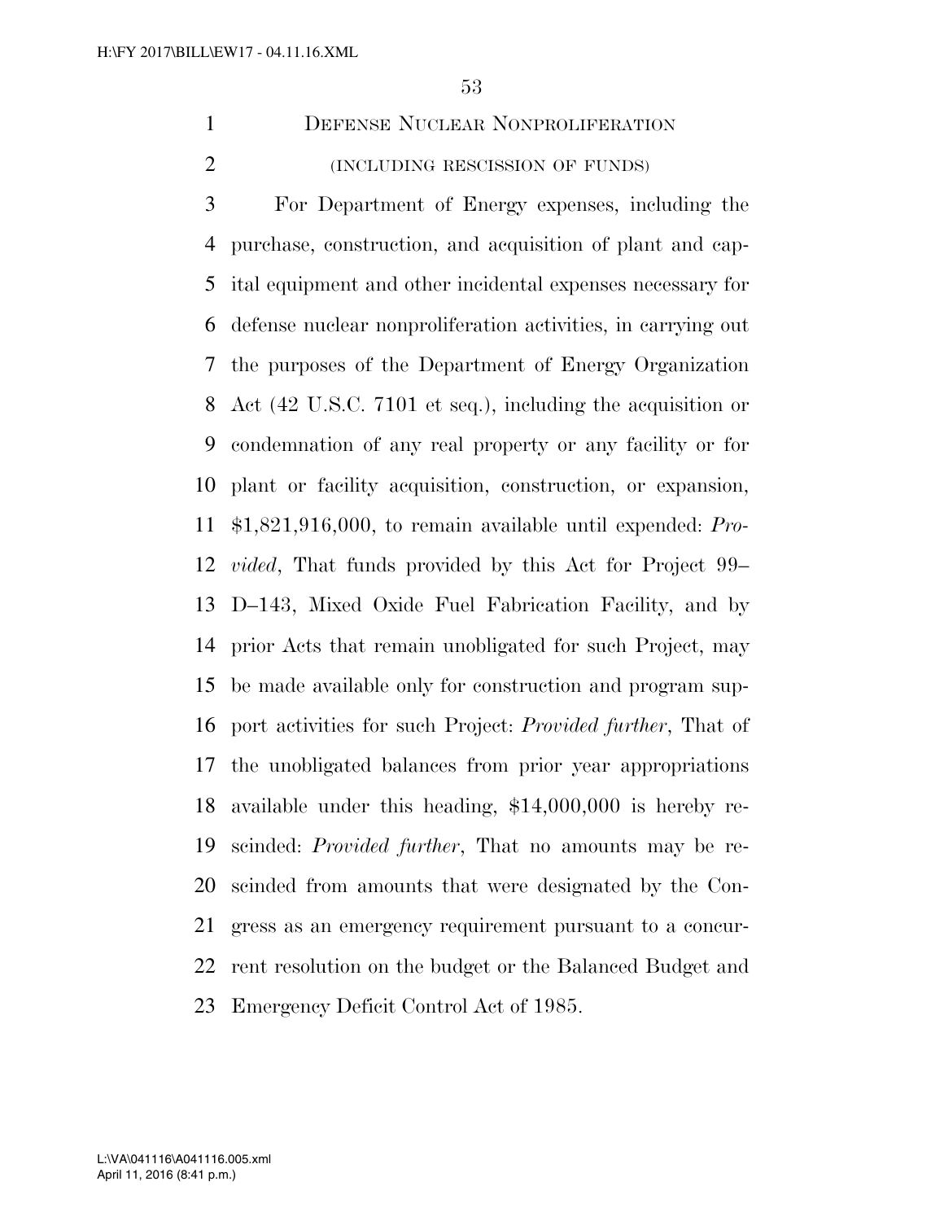## DEFENSE NUCLEAR NONPROLIFERATION

(INCLUDING RESCISSION OF FUNDS)

For Department of Energy expenses, including the purchase, construction, and acquisition of plant and capital equipment and other incidental expenses necessary for defense nuclear nonproliferation activities, in carrying out the purposes of the Department of Energy Organization Act (42 U.S.C. 7101 et seq.), including the acquisition or condemnation of any real property or any facility or for plant or facility acquisition, construction, or expansion, $1,821,916,000, to remain available until expended: *Provided*, That funds provided by this Act for Project 99–D–143, Mixed Oxide Fuel Fabrication Facility, and by prior Acts that remain unobligated for such Project, may be made available only for construction and program support activities for such Project: *Provided further*, That of the unobligated balances from prior year appropriations available under this heading, $14,000,000 is hereby rescinded: *Provided further*, That no amounts may be rescinded from amounts that were designated by the Congress as an emergency requirement pursuant to a concurrent resolution on the budget or the Balanced Budget and Emergency Deficit Control Act of 1985.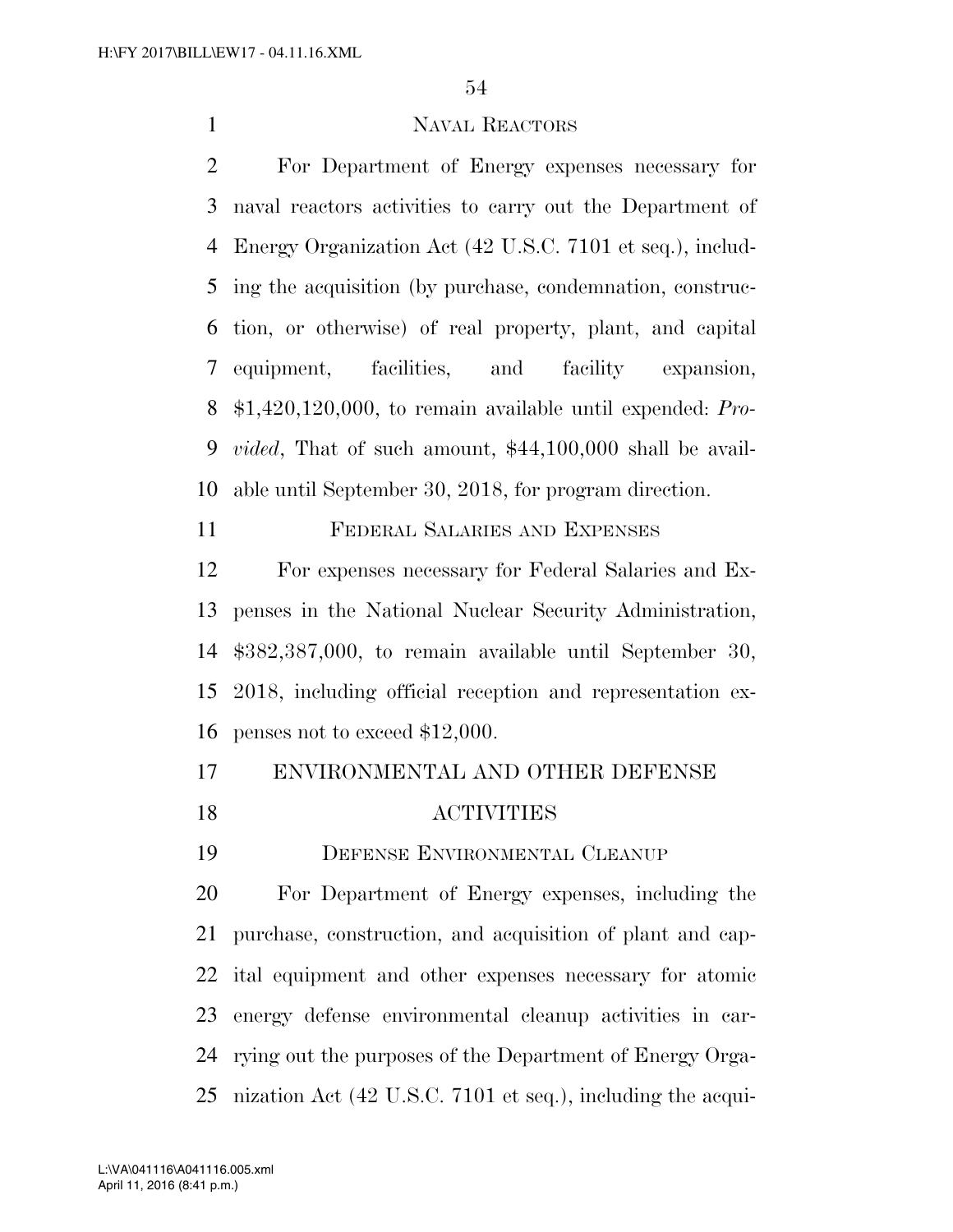NAVAL REACTORS

For Department of Energy expenses necessary for naval reactors activities to carry out the Department of Energy Organization Act (42 U.S.C. 7101 et seq.), including the acquisition (by purchase, condemnation, construction, or otherwise) of real property, plant, and capital equipment, facilities, and facility expansion, $1,420,120,000, to remain available until expended: *Provided*, That of such amount, $44,100,000 shall be available until September 30, 2018, for program direction.

FEDERAL SALARIES AND EXPENSES

For expenses necessary for Federal Salaries and Expenses in the National Nuclear Security Administration, $382,387,000, to remain available until September 30, 2018, including official reception and representation expenses not to exceed $12,000.

## ENVIRONMENTAL AND OTHER DEFENSE ACTIVITIES

DEFENSE ENVIRONMENTAL CLEANUP

For Department of Energy expenses, including the purchase, construction, and acquisition of plant and capital equipment and other expenses necessary for atomic energy defense environmental cleanup activities in carrying out the purposes of the Department of Energy Organization Act (42 U.S.C. 7101 et seq.), including the acqui-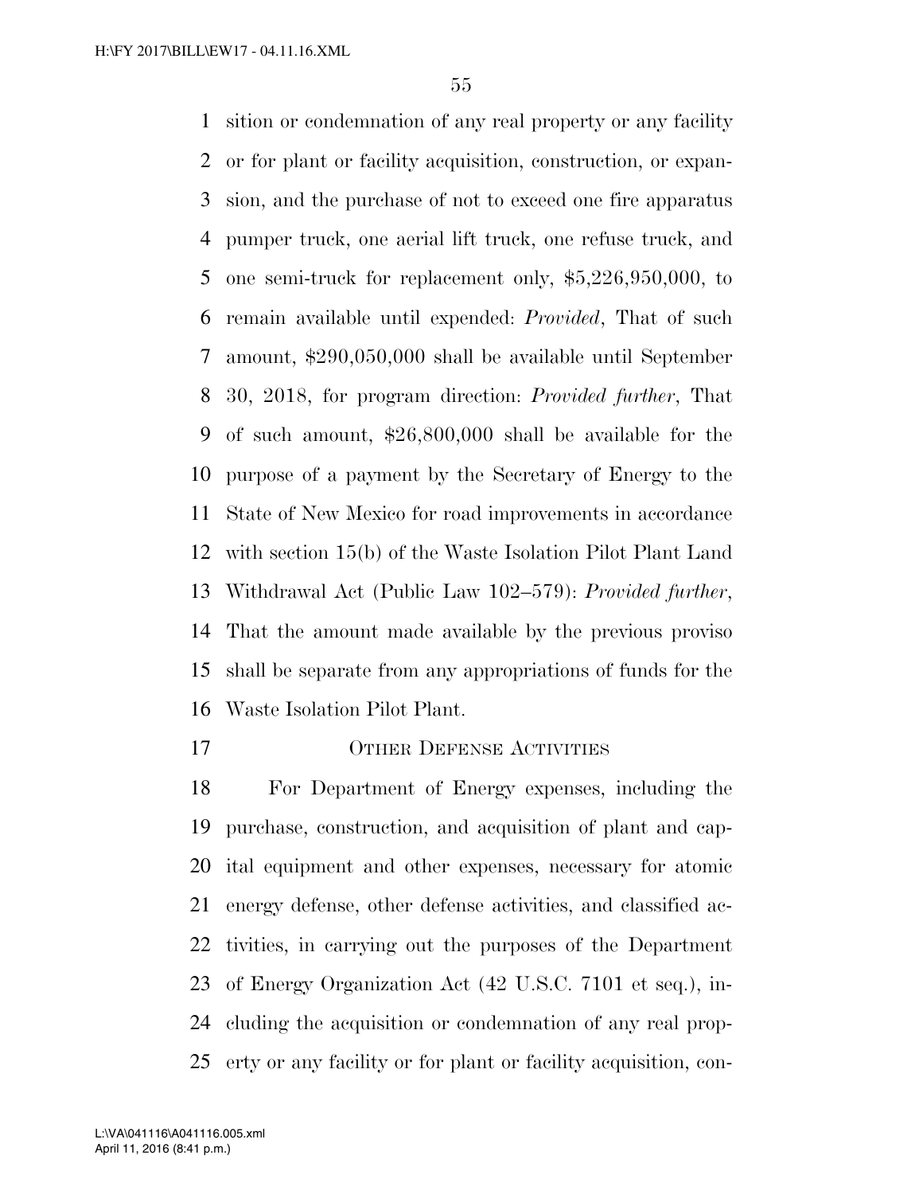sition or condemnation of any real property or any facility or for plant or facility acquisition, construction, or expansion, and the purchase of not to exceed one fire apparatus pumper truck, one aerial lift truck, one refuse truck, and one semi-truck for replacement only, $5,226,950,000, to remain available until expended: *Provided*, That of such amount, $290,050,000 shall be available until September 30, 2018, for program direction: *Provided further*, That of such amount, $26,800,000 shall be available for the purpose of a payment by the Secretary of Energy to the State of New Mexico for road improvements in accordance with section 15(b) of the Waste Isolation Pilot Plant Land Withdrawal Act (Public Law 102–579): *Provided further*, That the amount made available by the previous proviso shall be separate from any appropriations of funds for the Waste Isolation Pilot Plant.

OTHER DEFENSE ACTIVITIES

For Department of Energy expenses, including the purchase, construction, and acquisition of plant and capital equipment and other expenses, necessary for atomic energy defense, other defense activities, and classified activities, in carrying out the purposes of the Department of Energy Organization Act (42 U.S.C. 7101 et seq.), including the acquisition or condemnation of any real property or any facility or for plant or facility acquisition, con-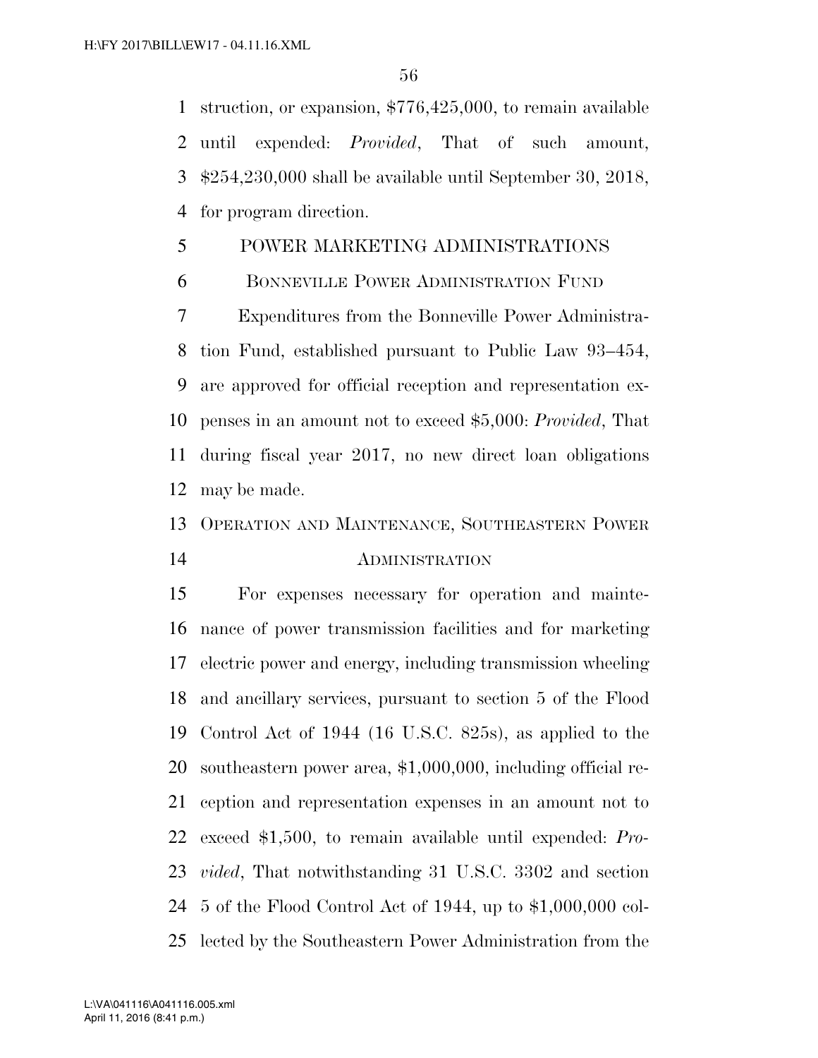struction, or expansion, $776,425,000, to remain available until expended: *Provided*, That of such amount, $254,230,000 shall be available until September 30, 2018, for program direction.

## POWER MARKETING ADMINISTRATIONS

### BONNEVILLE POWER ADMINISTRATION FUND

Expenditures from the Bonneville Power Administration Fund, established pursuant to Public Law 93–454, are approved for official reception and representation expenses in an amount not to exceed $5,000: *Provided*, That during fiscal year 2017, no new direct loan obligations may be made.

### OPERATION AND MAINTENANCE, SOUTHEASTERN POWER ADMINISTRATION

For expenses necessary for operation and maintenance of power transmission facilities and for marketing electric power and energy, including transmission wheeling and ancillary services, pursuant to section 5 of the Flood Control Act of 1944 (16 U.S.C. 825s), as applied to the southeastern power area, $1,000,000, including official reception and representation expenses in an amount not to exceed $1,500, to remain available until expended: *Provided*, That notwithstanding 31 U.S.C. 3302 and section 5 of the Flood Control Act of 1944, up to $1,000,000 collected by the Southeastern Power Administration from the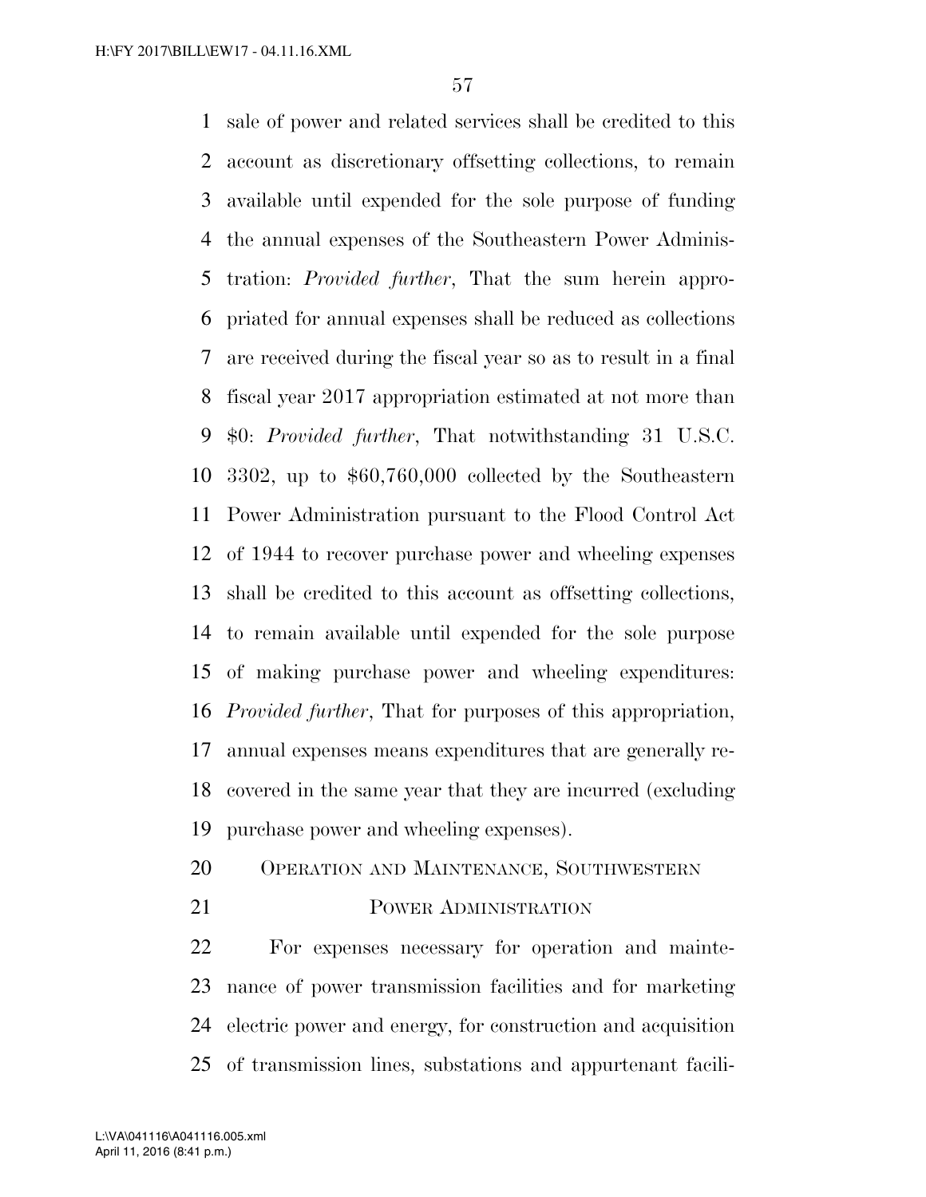sale of power and related services shall be credited to this account as discretionary offsetting collections, to remain available until expended for the sole purpose of funding the annual expenses of the Southeastern Power Administration: *Provided further*, That the sum herein appropriated for annual expenses shall be reduced as collections are received during the fiscal year so as to result in a final fiscal year 2017 appropriation estimated at not more than $0: *Provided further*, That notwithstanding 31 U.S.C. 3302, up to $60,760,000 collected by the Southeastern Power Administration pursuant to the Flood Control Act of 1944 to recover purchase power and wheeling expenses shall be credited to this account as offsetting collections, to remain available until expended for the sole purpose of making purchase power and wheeling expenditures: *Provided further*, That for purposes of this appropriation, annual expenses means expenditures that are generally recovered in the same year that they are incurred (excluding purchase power and wheeling expenses).

OPERATION AND MAINTENANCE, SOUTHWESTERN POWER ADMINISTRATION

For expenses necessary for operation and maintenance of power transmission facilities and for marketing electric power and energy, for construction and acquisition of transmission lines, substations and appurtenant facili-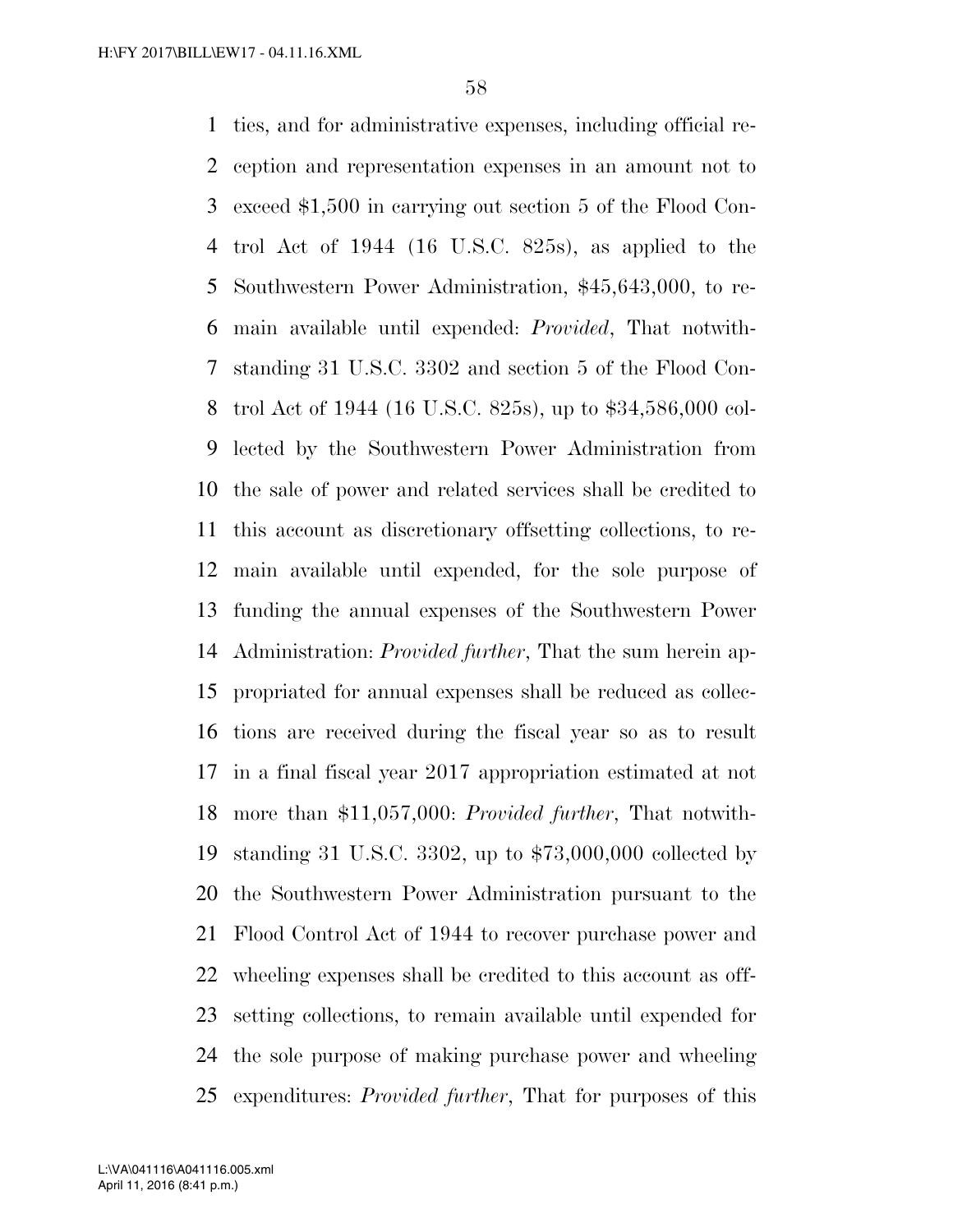ties, and for administrative expenses, including official reception and representation expenses in an amount not to exceed $1,500 in carrying out section 5 of the Flood Control Act of 1944 (16 U.S.C. 825s), as applied to the Southwestern Power Administration, $45,643,000, to remain available until expended: *Provided*, That notwithstanding 31 U.S.C. 3302 and section 5 of the Flood Control Act of 1944 (16 U.S.C. 825s), up to $34,586,000 collected by the Southwestern Power Administration from the sale of power and related services shall be credited to this account as discretionary offsetting collections, to remain available until expended, for the sole purpose of funding the annual expenses of the Southwestern Power Administration: *Provided further*, That the sum herein appropriated for annual expenses shall be reduced as collections are received during the fiscal year so as to result in a final fiscal year 2017 appropriation estimated at not more than $11,057,000: *Provided further*, That notwithstanding 31 U.S.C. 3302, up to $73,000,000 collected by the Southwestern Power Administration pursuant to the Flood Control Act of 1944 to recover purchase power and wheeling expenses shall be credited to this account as offsetting collections, to remain available until expended for the sole purpose of making purchase power and wheeling expenditures: *Provided further*, That for purposes of this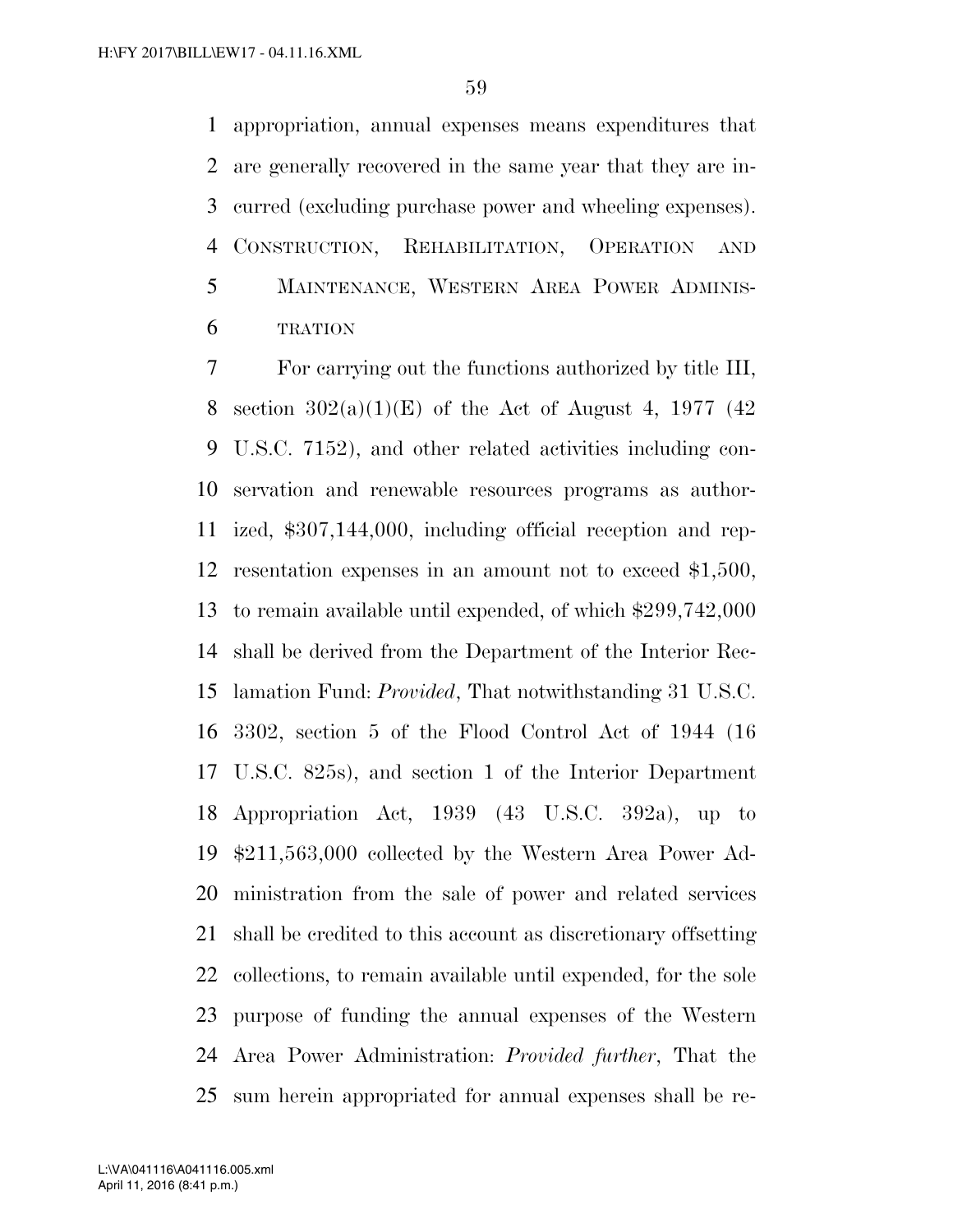appropriation, annual expenses means expenditures that are generally recovered in the same year that they are incurred (excluding purchase power and wheeling expenses).

## Construction, Rehabilitation, Operation and Maintenance, Western Area Power Administration

For carrying out the functions authorized by title III, section 302(a)(1)(E) of the Act of August 4, 1977 (42 U.S.C. 7152), and other related activities including conservation and renewable resources programs as authorized, $307,144,000, including official reception and representation expenses in an amount not to exceed $1,500, to remain available until expended, of which $299,742,000 shall be derived from the Department of the Interior Reclamation Fund: *Provided*, That notwithstanding 31 U.S.C. 3302, section 5 of the Flood Control Act of 1944 (16 U.S.C. 825s), and section 1 of the Interior Department Appropriation Act, 1939 (43 U.S.C. 392a), up to $211,563,000 collected by the Western Area Power Administration from the sale of power and related services shall be credited to this account as discretionary offsetting collections, to remain available until expended, for the sole purpose of funding the annual expenses of the Western Area Power Administration: *Provided further*, That the sum herein appropriated for annual expenses shall be re-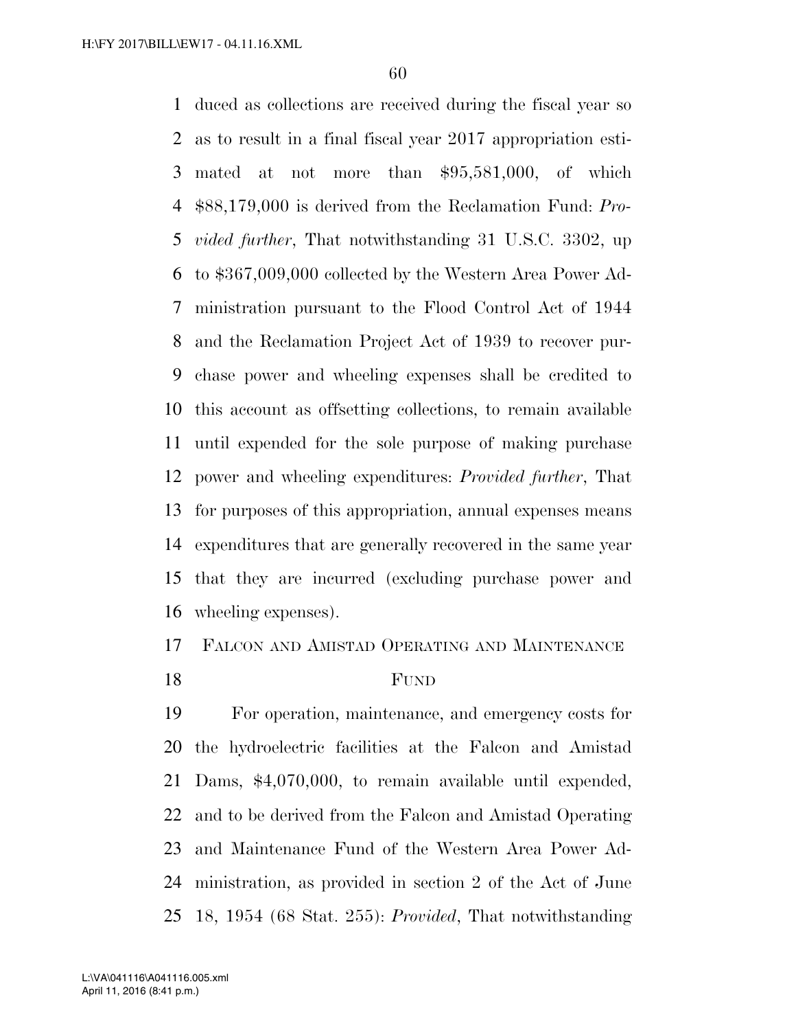duced as collections are received during the fiscal year so as to result in a final fiscal year 2017 appropriation estimated at not more than $95,581,000, of which $88,179,000 is derived from the Reclamation Fund: *Provided further*, That notwithstanding 31 U.S.C. 3302, up to $367,009,000 collected by the Western Area Power Administration pursuant to the Flood Control Act of 1944 and the Reclamation Project Act of 1939 to recover purchase power and wheeling expenses shall be credited to this account as offsetting collections, to remain available until expended for the sole purpose of making purchase power and wheeling expenditures: *Provided further*, That for purposes of this appropriation, annual expenses means expenditures that are generally recovered in the same year that they are incurred (excluding purchase power and wheeling expenses).

FALCON AND AMISTAD OPERATING AND MAINTENANCE FUND

For operation, maintenance, and emergency costs for the hydroelectric facilities at the Falcon and Amistad Dams, $4,070,000, to remain available until expended, and to be derived from the Falcon and Amistad Operating and Maintenance Fund of the Western Area Power Administration, as provided in section 2 of the Act of June 18, 1954 (68 Stat. 255): *Provided*, That notwithstanding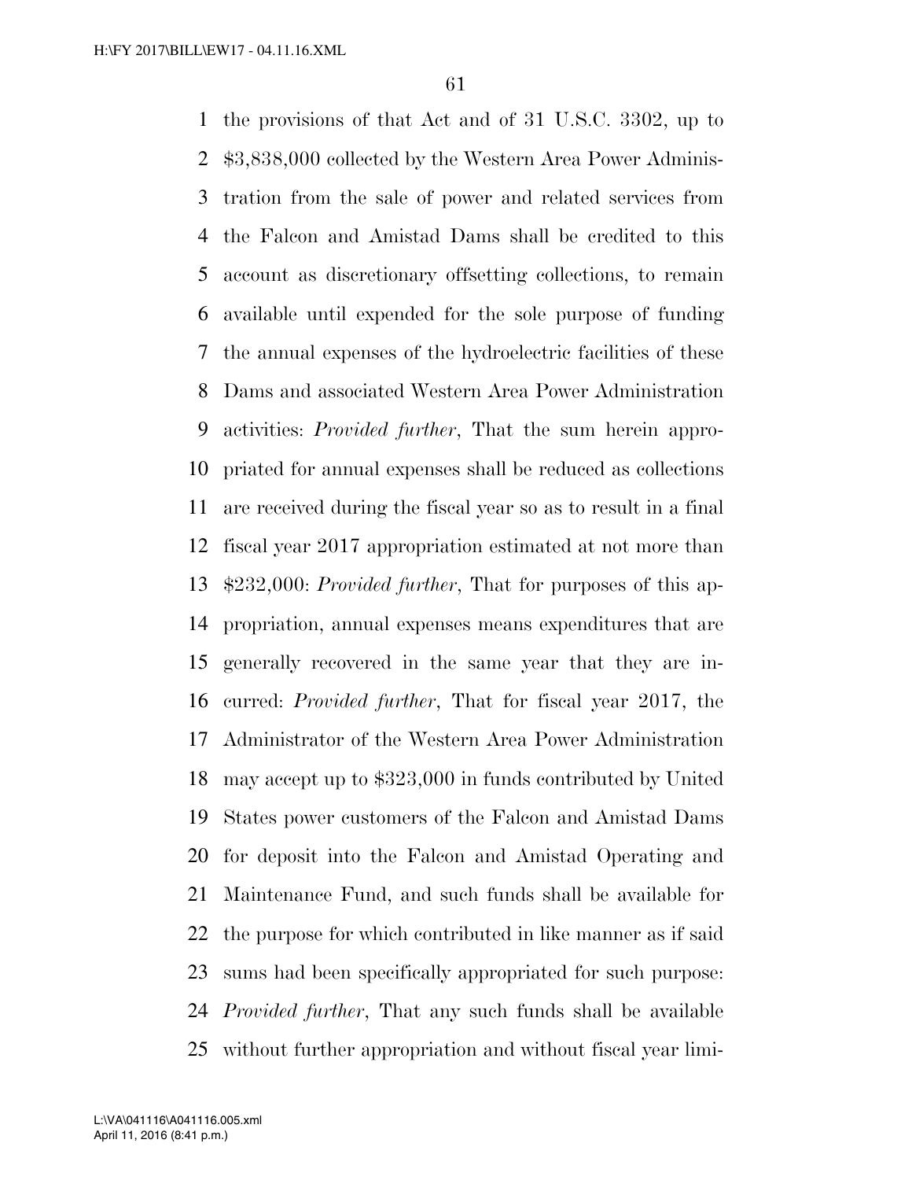the provisions of that Act and of 31 U.S.C. 3302, up to $3,838,000 collected by the Western Area Power Administration from the sale of power and related services from the Falcon and Amistad Dams shall be credited to this account as discretionary offsetting collections, to remain available until expended for the sole purpose of funding the annual expenses of the hydroelectric facilities of these Dams and associated Western Area Power Administration activities: *Provided further*, That the sum herein appropriated for annual expenses shall be reduced as collections are received during the fiscal year so as to result in a final fiscal year 2017 appropriation estimated at not more than $232,000: *Provided further*, That for purposes of this appropriation, annual expenses means expenditures that are generally recovered in the same year that they are incurred: *Provided further*, That for fiscal year 2017, the Administrator of the Western Area Power Administration may accept up to $323,000 in funds contributed by United States power customers of the Falcon and Amistad Dams for deposit into the Falcon and Amistad Operating and Maintenance Fund, and such funds shall be available for the purpose for which contributed in like manner as if said sums had been specifically appropriated for such purpose: *Provided further*, That any such funds shall be available without further appropriation and without fiscal year limi-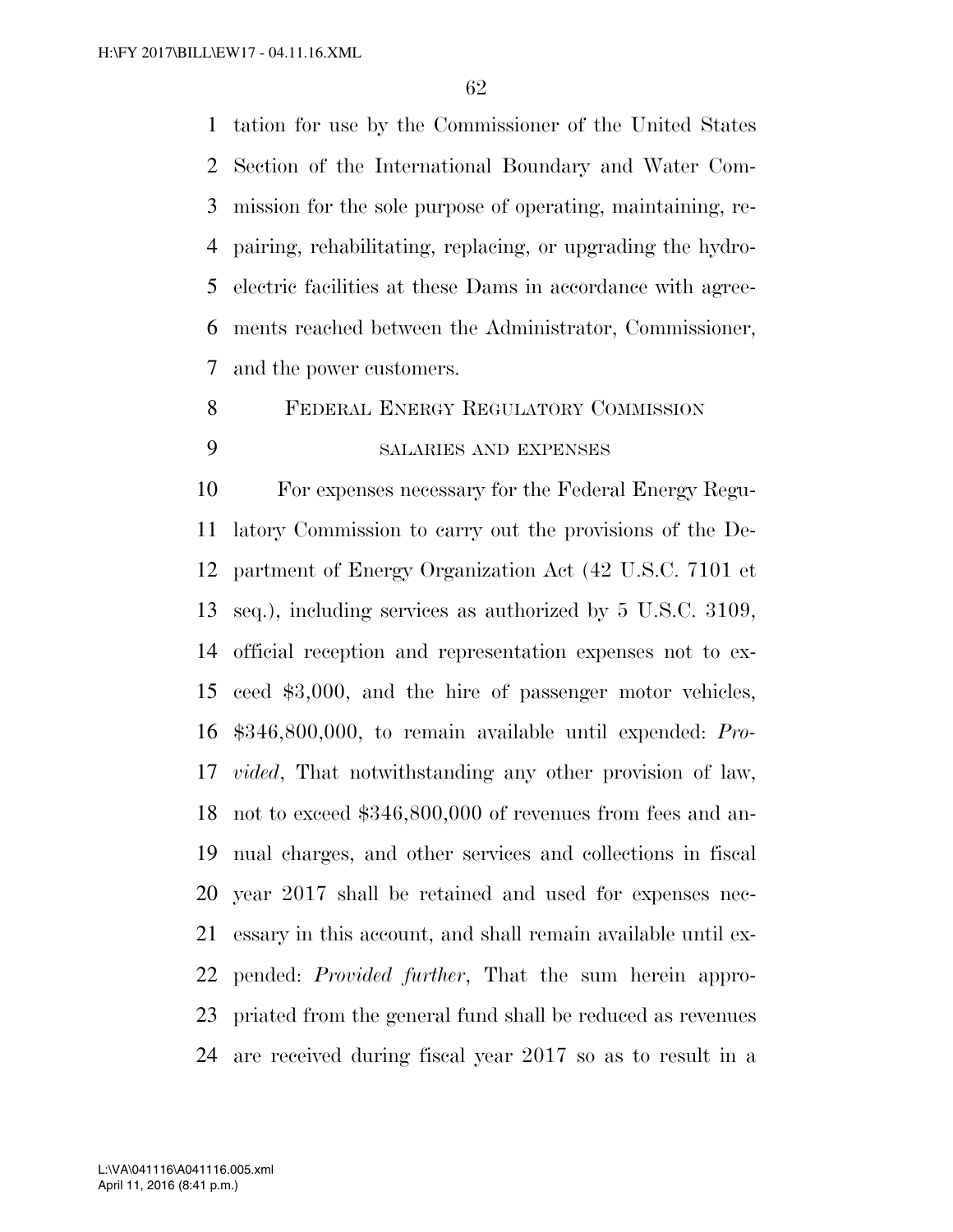tation for use by the Commissioner of the United States Section of the International Boundary and Water Commission for the sole purpose of operating, maintaining, repairing, rehabilitating, replacing, or upgrading the hydroelectric facilities at these Dams in accordance with agreements reached between the Administrator, Commissioner, and the power customers.

FEDERAL ENERGY REGULATORY COMMISSION

SALARIES AND EXPENSES

For expenses necessary for the Federal Energy Regulatory Commission to carry out the provisions of the Department of Energy Organization Act (42 U.S.C. 7101 et seq.), including services as authorized by 5 U.S.C. 3109, official reception and representation expenses not to exceed $3,000, and the hire of passenger motor vehicles, $346,800,000, to remain available until expended: *Provided*, That notwithstanding any other provision of law, not to exceed $346,800,000 of revenues from fees and annual charges, and other services and collections in fiscal year 2017 shall be retained and used for expenses necessary in this account, and shall remain available until expended: *Provided further*, That the sum herein appropriated from the general fund shall be reduced as revenues are received during fiscal year 2017 so as to result in a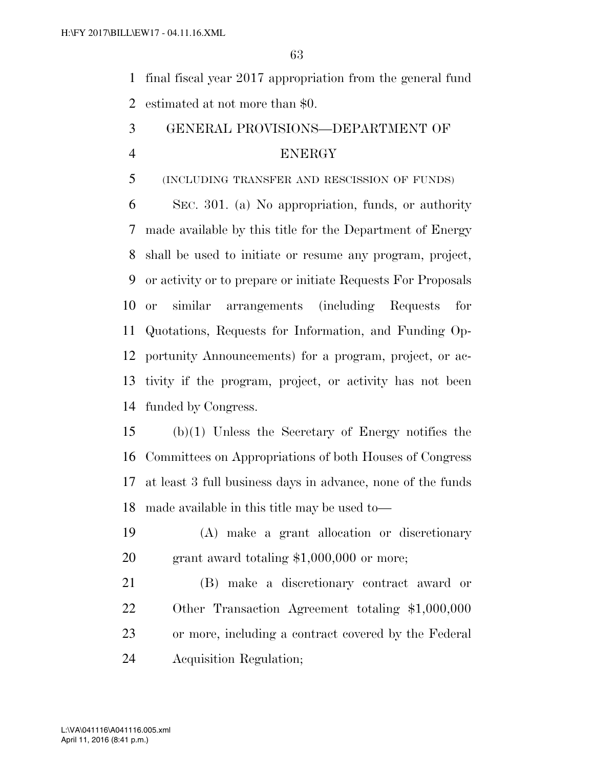final fiscal year 2017 appropriation from the general fund estimated at not more than $0.

## GENERAL PROVISIONS—DEPARTMENT OF ENERGY

(INCLUDING TRANSFER AND RESCISSION OF FUNDS)

SEC. 301. (a) No appropriation, funds, or authority made available by this title for the Department of Energy shall be used to initiate or resume any program, project, or activity or to prepare or initiate Requests For Proposals or similar arrangements (including Requests for Quotations, Requests for Information, and Funding Opportunity Announcements) for a program, project, or activity if the program, project, or activity has not been funded by Congress.

(b)(1) Unless the Secretary of Energy notifies the Committees on Appropriations of both Houses of Congress at least 3 full business days in advance, none of the funds made available in this title may be used to—

(A) make a grant allocation or discretionary grant award totaling $1,000,000 or more;

(B) make a discretionary contract award or Other Transaction Agreement totaling $1,000,000 or more, including a contract covered by the Federal Acquisition Regulation;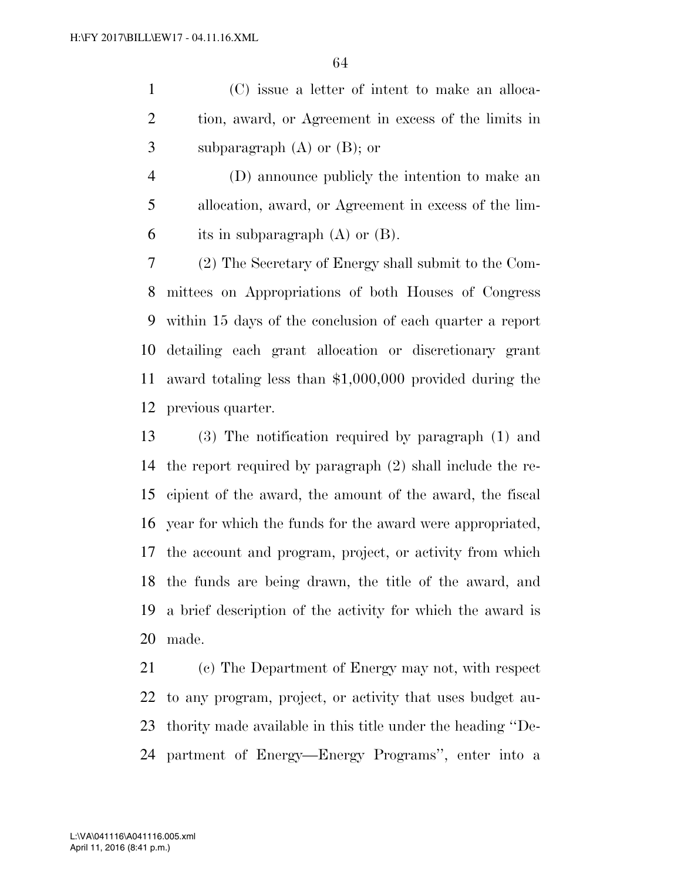(C) issue a letter of intent to make an allocation, award, or Agreement in excess of the limits in subparagraph (A) or (B); or

(D) announce publicly the intention to make an allocation, award, or Agreement in excess of the limits in subparagraph (A) or (B).

(2) The Secretary of Energy shall submit to the Committees on Appropriations of both Houses of Congress within 15 days of the conclusion of each quarter a report detailing each grant allocation or discretionary grant award totaling less than $1,000,000 provided during the previous quarter.

(3) The notification required by paragraph (1) and the report required by paragraph (2) shall include the recipient of the award, the amount of the award, the fiscal year for which the funds for the award were appropriated, the account and program, project, or activity from which the funds are being drawn, the title of the award, and a brief description of the activity for which the award is made.

(c) The Department of Energy may not, with respect to any program, project, or activity that uses budget authority made available in this title under the heading ''Department of Energy—Energy Programs'', enter into a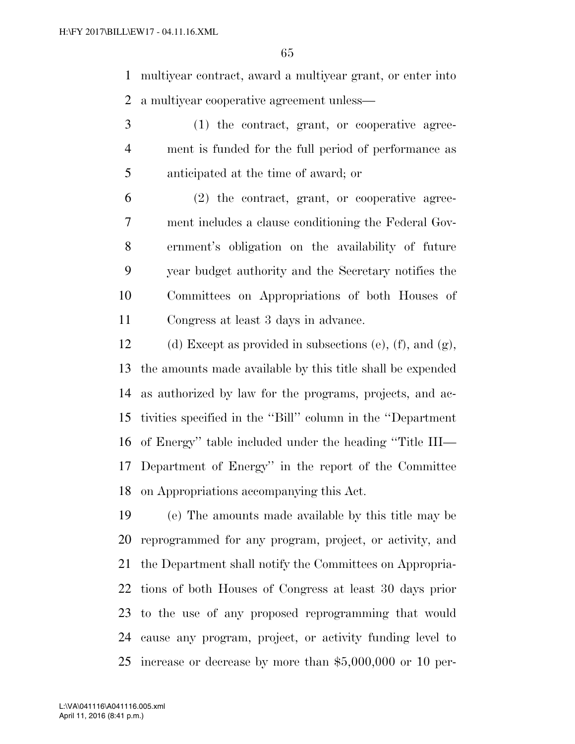multiyear contract, award a multiyear grant, or enter into a multiyear cooperative agreement unless—

(1) the contract, grant, or cooperative agreement is funded for the full period of performance as anticipated at the time of award; or

(2) the contract, grant, or cooperative agreement includes a clause conditioning the Federal Government's obligation on the availability of future year budget authority and the Secretary notifies the Committees on Appropriations of both Houses of Congress at least 3 days in advance.

(d) Except as provided in subsections (e), (f), and (g), the amounts made available by this title shall be expended as authorized by law for the programs, projects, and activities specified in the "Bill" column in the "Department of Energy" table included under the heading "Title III—Department of Energy" in the report of the Committee on Appropriations accompanying this Act.

(e) The amounts made available by this title may be reprogrammed for any program, project, or activity, and the Department shall notify the Committees on Appropriations of both Houses of Congress at least 30 days prior to the use of any proposed reprogramming that would cause any program, project, or activity funding level to increase or decrease by more than $5,000,000 or 10 per-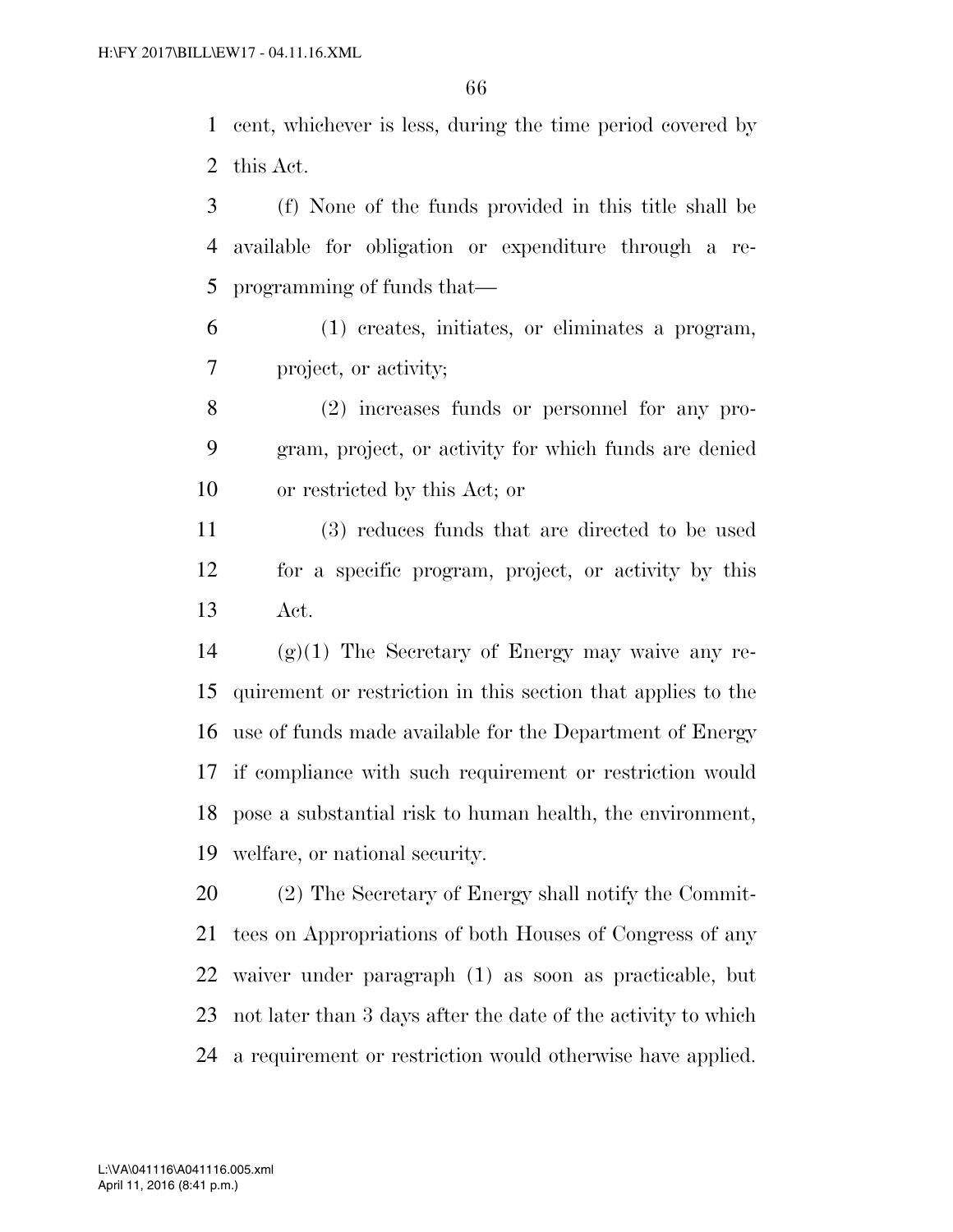cent, whichever is less, during the time period covered by this Act.

(f) None of the funds provided in this title shall be available for obligation or expenditure through a reprogramming of funds that—

(1) creates, initiates, or eliminates a program, project, or activity;

(2) increases funds or personnel for any program, project, or activity for which funds are denied or restricted by this Act; or

(3) reduces funds that are directed to be used for a specific program, project, or activity by this Act.

(g)(1) The Secretary of Energy may waive any requirement or restriction in this section that applies to the use of funds made available for the Department of Energy if compliance with such requirement or restriction would pose a substantial risk to human health, the environment, welfare, or national security.

(2) The Secretary of Energy shall notify the Committees on Appropriations of both Houses of Congress of any waiver under paragraph (1) as soon as practicable, but not later than 3 days after the date of the activity to which a requirement or restriction would otherwise have applied.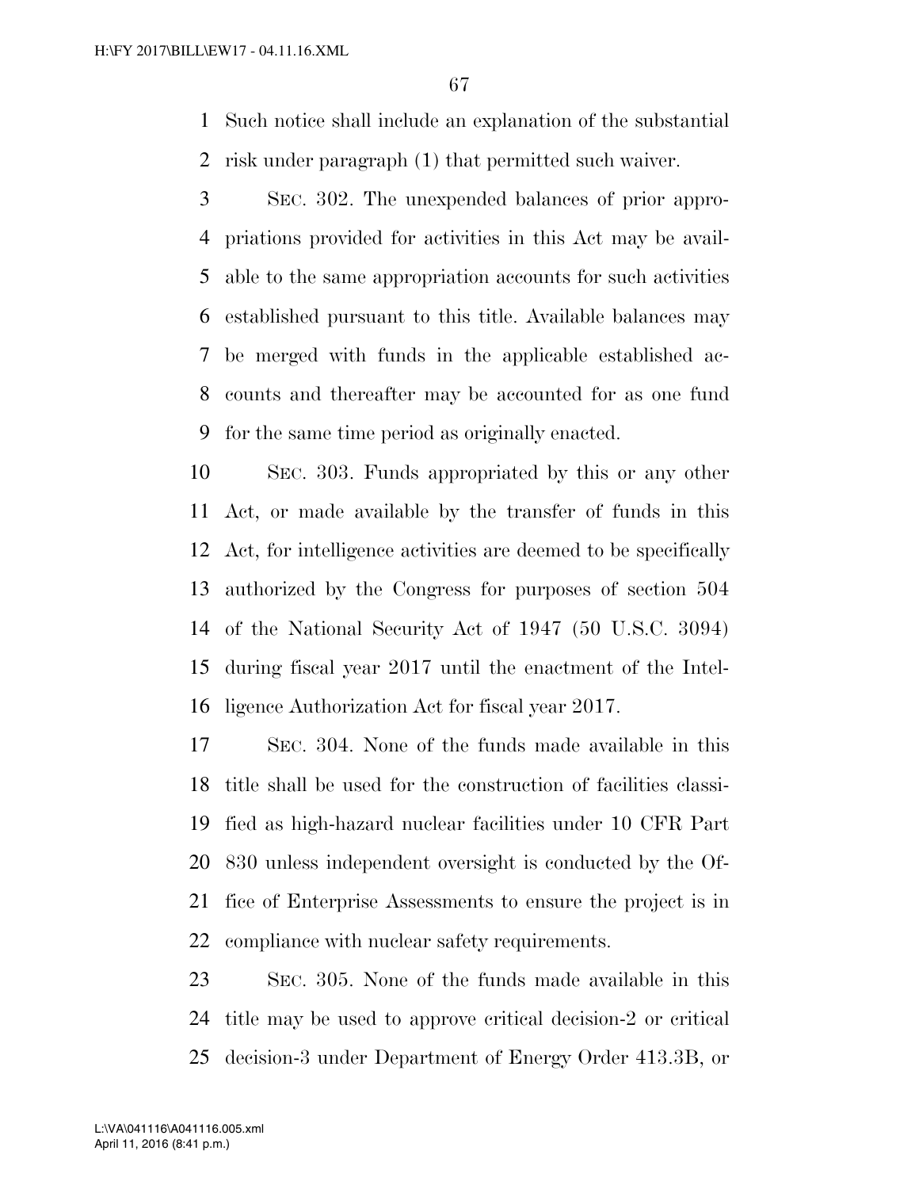Such notice shall include an explanation of the substantial risk under paragraph (1) that permitted such waiver.

SEC. 302. The unexpended balances of prior appropriations provided for activities in this Act may be available to the same appropriation accounts for such activities established pursuant to this title. Available balances may be merged with funds in the applicable established accounts and thereafter may be accounted for as one fund for the same time period as originally enacted.

SEC. 303. Funds appropriated by this or any other Act, or made available by the transfer of funds in this Act, for intelligence activities are deemed to be specifically authorized by the Congress for purposes of section 504 of the National Security Act of 1947 (50 U.S.C. 3094) during fiscal year 2017 until the enactment of the Intelligence Authorization Act for fiscal year 2017.

SEC. 304. None of the funds made available in this title shall be used for the construction of facilities classified as high-hazard nuclear facilities under 10 CFR Part 830 unless independent oversight is conducted by the Office of Enterprise Assessments to ensure the project is in compliance with nuclear safety requirements.

SEC. 305. None of the funds made available in this title may be used to approve critical decision-2 or critical decision-3 under Department of Energy Order 413.3B, or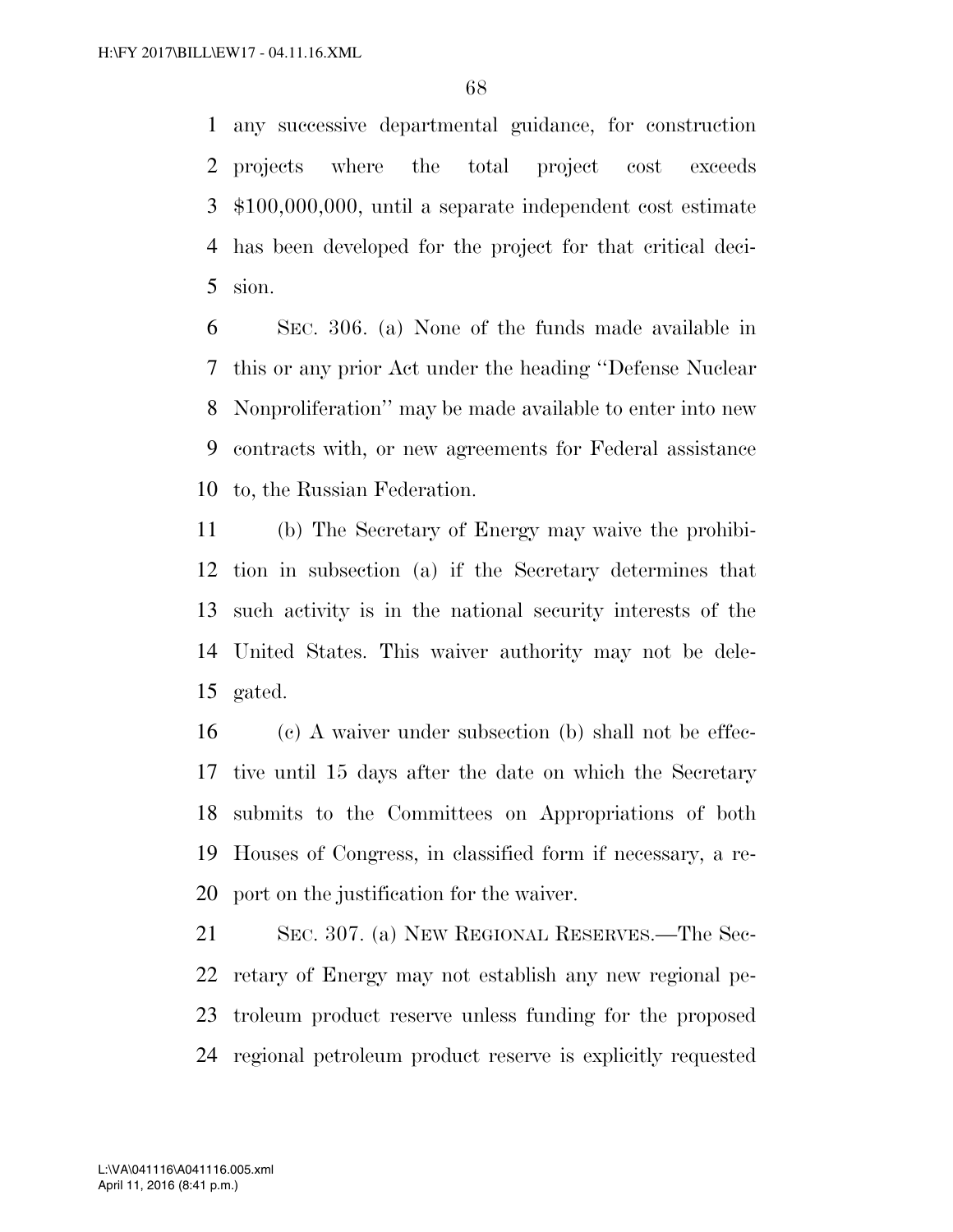any successive departmental guidance, for construction projects where the total project cost exceeds $100,000,000, until a separate independent cost estimate has been developed for the project for that critical decision.

SEC. 306. (a) None of the funds made available in this or any prior Act under the heading ''Defense Nuclear Nonproliferation'' may be made available to enter into new contracts with, or new agreements for Federal assistance to, the Russian Federation.

(b) The Secretary of Energy may waive the prohibition in subsection (a) if the Secretary determines that such activity is in the national security interests of the United States. This waiver authority may not be delegated.

(c) A waiver under subsection (b) shall not be effective until 15 days after the date on which the Secretary submits to the Committees on Appropriations of both Houses of Congress, in classified form if necessary, a report on the justification for the waiver.

SEC. 307. (a) NEW REGIONAL RESERVES.—The Secretary of Energy may not establish any new regional petroleum product reserve unless funding for the proposed regional petroleum product reserve is explicitly requested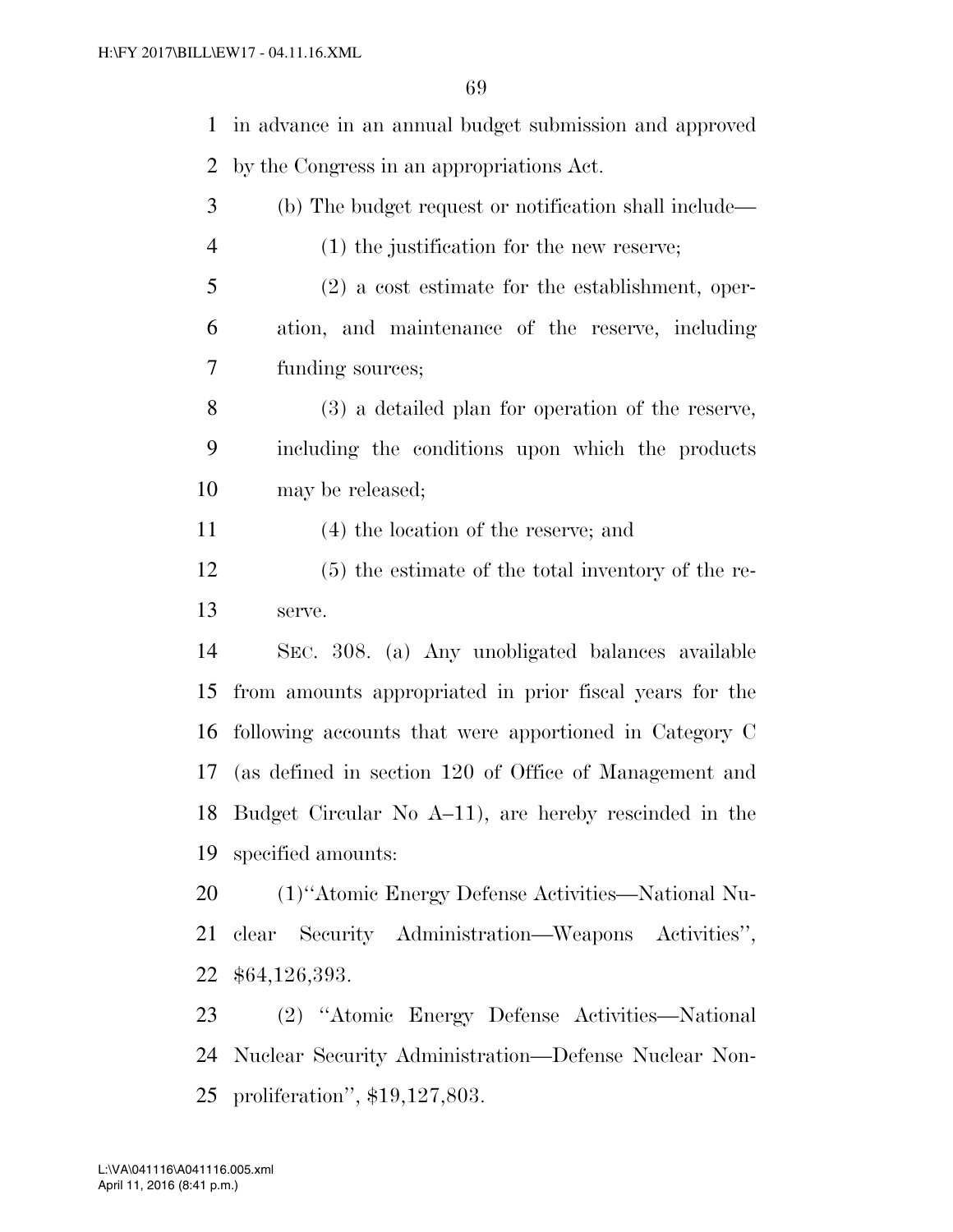in advance in an annual budget submission and approved by the Congress in an appropriations Act.

(b) The budget request or notification shall include—

(1) the justification for the new reserve;

(2) a cost estimate for the establishment, operation, and maintenance of the reserve, including funding sources;

(3) a detailed plan for operation of the reserve, including the conditions upon which the products may be released;

(4) the location of the reserve; and

(5) the estimate of the total inventory of the reserve.

SEC. 308. (a) Any unobligated balances available from amounts appropriated in prior fiscal years for the following accounts that were apportioned in Category C (as defined in section 120 of Office of Management and Budget Circular No A–11), are hereby rescinded in the specified amounts:

(1)''Atomic Energy Defense Activities—National Nuclear Security Administration—Weapons Activities'', $64,126,393.

(2) ''Atomic Energy Defense Activities—National Nuclear Security Administration—Defense Nuclear Nonproliferation'', $19,127,803.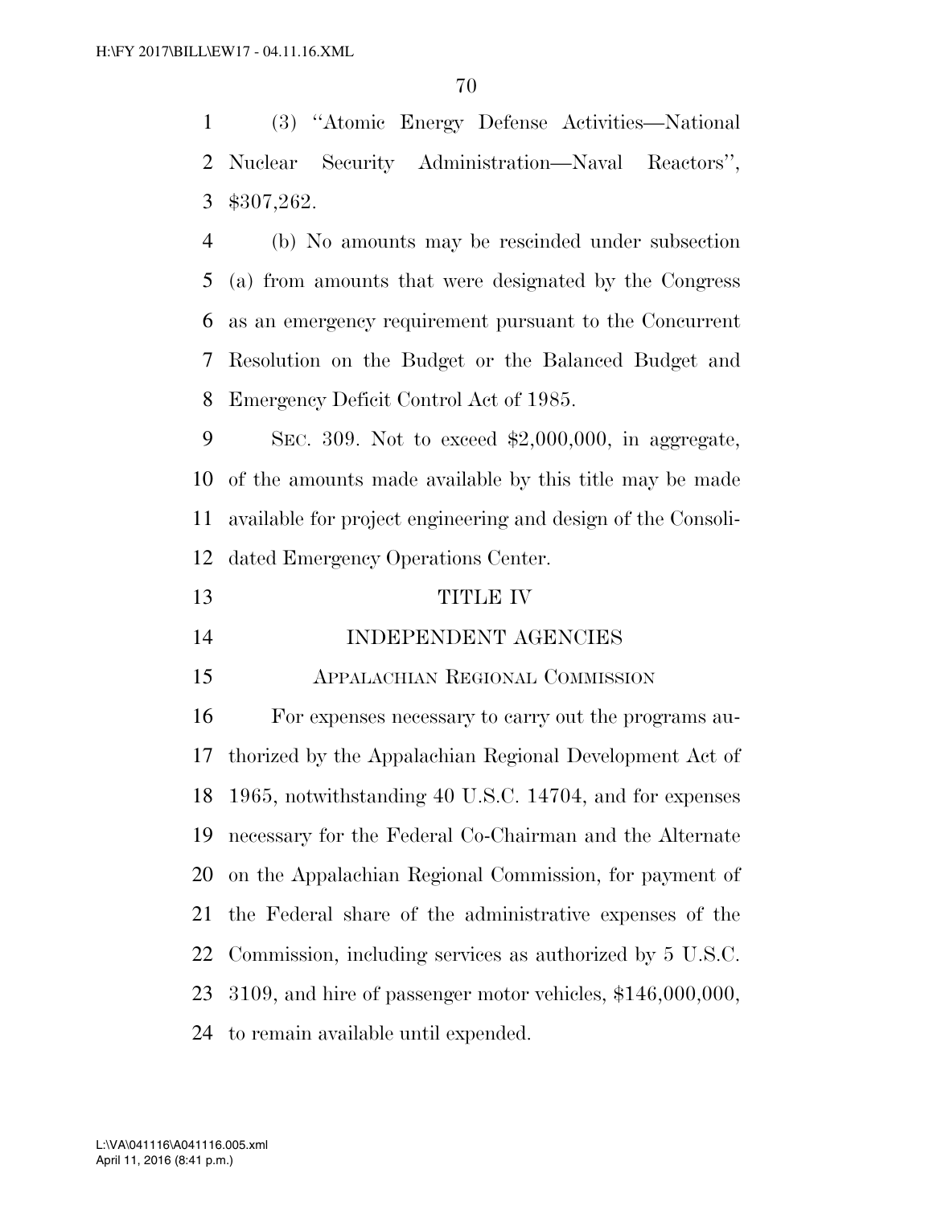(3) "Atomic Energy Defense Activities—National Nuclear Security Administration—Naval Reactors", $307,262.

(b) No amounts may be rescinded under subsection (a) from amounts that were designated by the Congress as an emergency requirement pursuant to the Concurrent Resolution on the Budget or the Balanced Budget and Emergency Deficit Control Act of 1985.

SEC. 309. Not to exceed $2,000,000, in aggregate, of the amounts made available by this title may be made available for project engineering and design of the Consolidated Emergency Operations Center.

# TITLE IV

## INDEPENDENT AGENCIES

### APPALACHIAN REGIONAL COMMISSION

For expenses necessary to carry out the programs authorized by the Appalachian Regional Development Act of 1965, notwithstanding 40 U.S.C. 14704, and for expenses necessary for the Federal Co-Chairman and the Alternate on the Appalachian Regional Commission, for payment of the Federal share of the administrative expenses of the Commission, including services as authorized by 5 U.S.C. 3109, and hire of passenger motor vehicles, $146,000,000, to remain available until expended.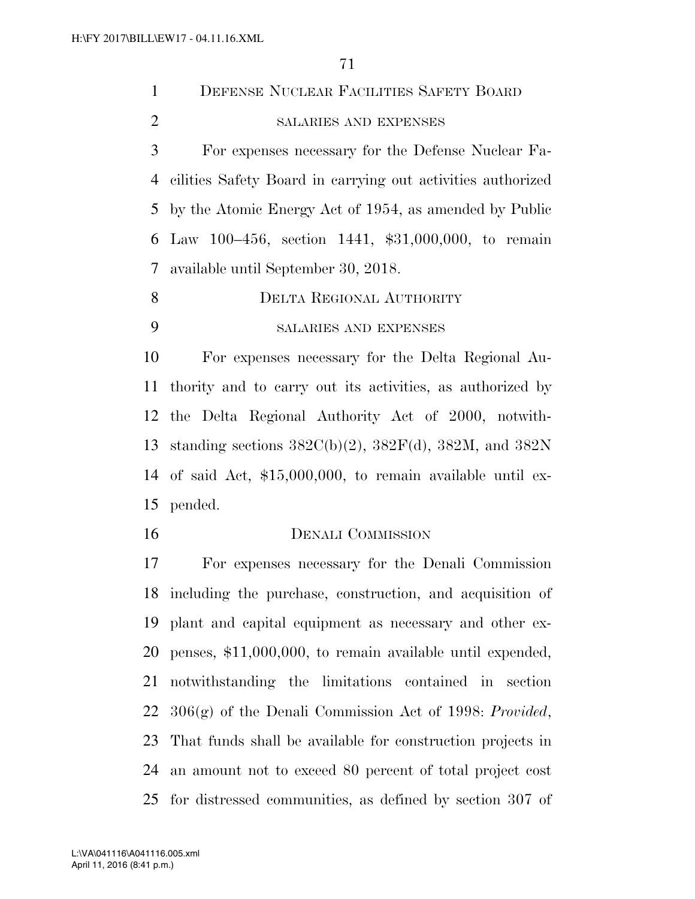## DEFENSE NUCLEAR FACILITIES SAFETY BOARD

### SALARIES AND EXPENSES

For expenses necessary for the Defense Nuclear Facilities Safety Board in carrying out activities authorized by the Atomic Energy Act of 1954, as amended by Public Law 100–456, section 1441, $31,000,000, to remain available until September 30, 2018.

## DELTA REGIONAL AUTHORITY

### SALARIES AND EXPENSES

For expenses necessary for the Delta Regional Authority and to carry out its activities, as authorized by the Delta Regional Authority Act of 2000, notwithstanding sections 382C(b)(2), 382F(d), 382M, and 382N of said Act, $15,000,000, to remain available until expended.

## DENALI COMMISSION

For expenses necessary for the Denali Commission including the purchase, construction, and acquisition of plant and capital equipment as necessary and other expenses, $11,000,000, to remain available until expended, notwithstanding the limitations contained in section 306(g) of the Denali Commission Act of 1998: *Provided*, That funds shall be available for construction projects in an amount not to exceed 80 percent of total project cost for distressed communities, as defined by section 307 of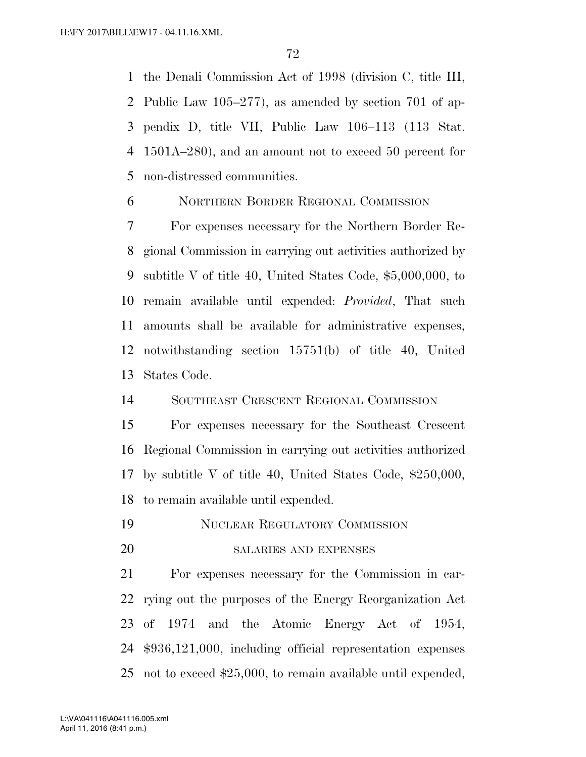the Denali Commission Act of 1998 (division C, title III, Public Law 105–277), as amended by section 701 of appendix D, title VII, Public Law 106–113 (113 Stat. 1501A–280), and an amount not to exceed 50 percent for non-distressed communities.

NORTHERN BORDER REGIONAL COMMISSION

For expenses necessary for the Northern Border Regional Commission in carrying out activities authorized by subtitle V of title 40, United States Code, $5,000,000, to remain available until expended: *Provided*, That such amounts shall be available for administrative expenses, notwithstanding section 15751(b) of title 40, United States Code.

SOUTHEAST CRESCENT REGIONAL COMMISSION

For expenses necessary for the Southeast Crescent Regional Commission in carrying out activities authorized by subtitle V of title 40, United States Code, $250,000, to remain available until expended.

NUCLEAR REGULATORY COMMISSION

SALARIES AND EXPENSES

For expenses necessary for the Commission in carrying out the purposes of the Energy Reorganization Act of 1974 and the Atomic Energy Act of 1954, $936,121,000, including official representation expenses not to exceed $25,000, to remain available until expended,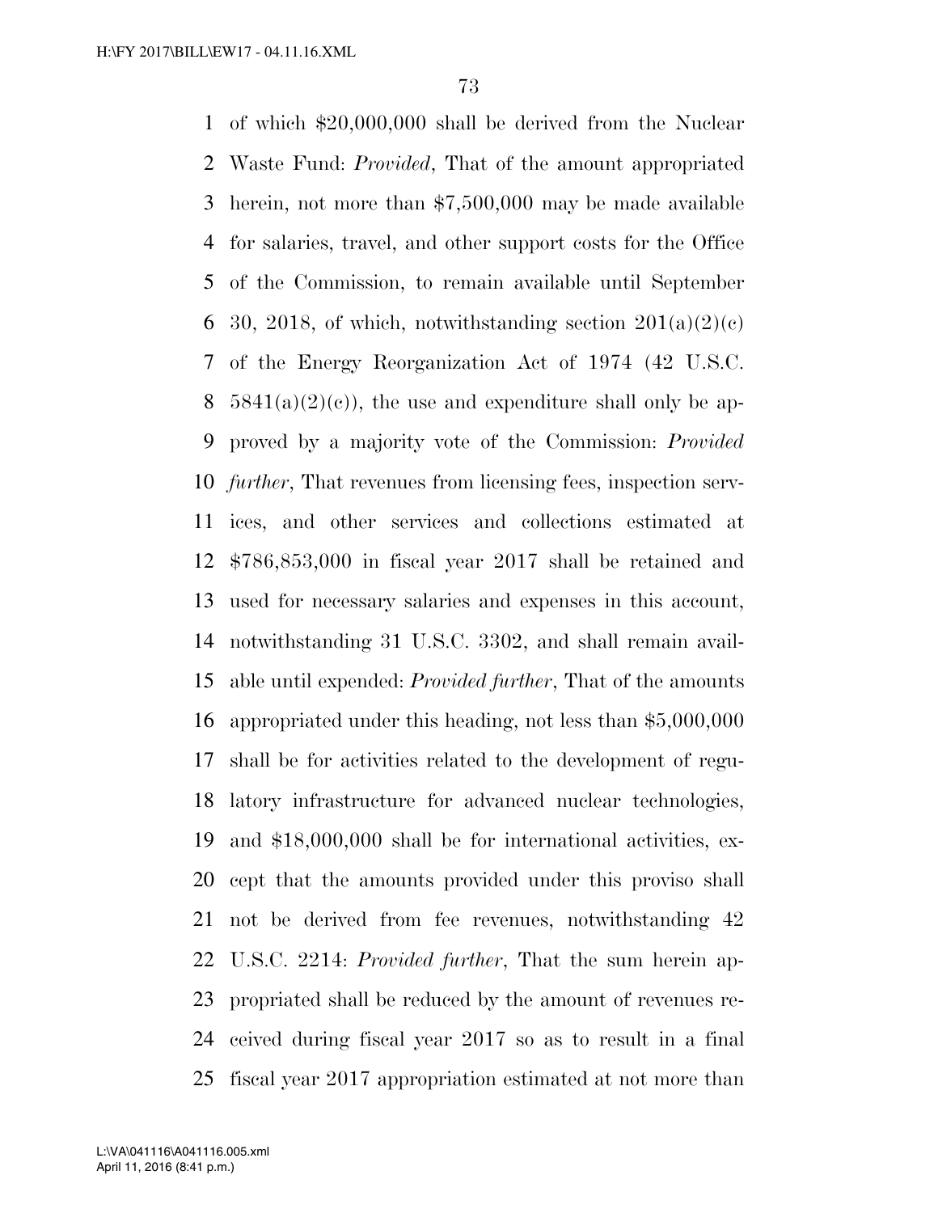of which $20,000,000 shall be derived from the Nuclear Waste Fund: *Provided*, That of the amount appropriated herein, not more than $7,500,000 may be made available for salaries, travel, and other support costs for the Office of the Commission, to remain available until September 30, 2018, of which, notwithstanding section 201(a)(2)(c) of the Energy Reorganization Act of 1974 (42 U.S.C. 5841(a)(2)(c)), the use and expenditure shall only be approved by a majority vote of the Commission: *Provided further*, That revenues from licensing fees, inspection services, and other services and collections estimated at $786,853,000 in fiscal year 2017 shall be retained and used for necessary salaries and expenses in this account, notwithstanding 31 U.S.C. 3302, and shall remain available until expended: *Provided further*, That of the amounts appropriated under this heading, not less than $5,000,000 shall be for activities related to the development of regulatory infrastructure for advanced nuclear technologies, and $18,000,000 shall be for international activities, except that the amounts provided under this proviso shall not be derived from fee revenues, notwithstanding 42 U.S.C. 2214: *Provided further*, That the sum herein appropriated shall be reduced by the amount of revenues received during fiscal year 2017 so as to result in a final fiscal year 2017 appropriation estimated at not more than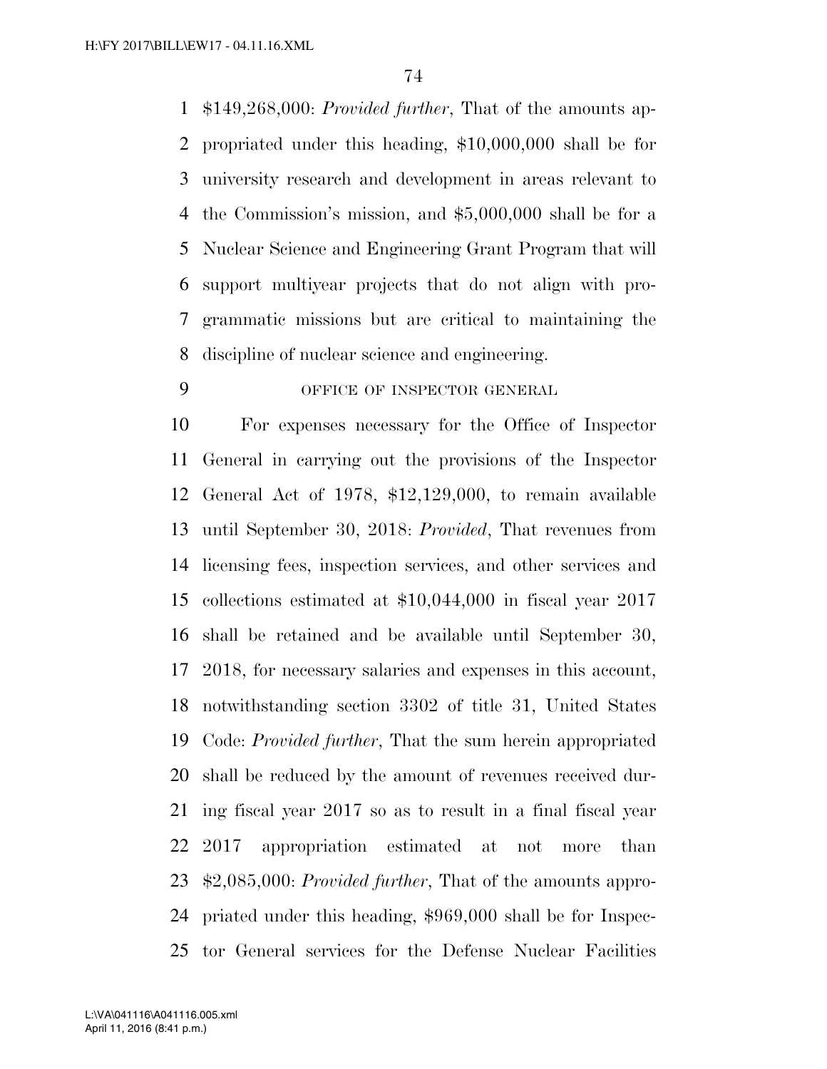$149,268,000: *Provided further*, That of the amounts appropriated under this heading, $10,000,000 shall be for university research and development in areas relevant to the Commission's mission, and $5,000,000 shall be for a Nuclear Science and Engineering Grant Program that will support multiyear projects that do not align with programmatic missions but are critical to maintaining the discipline of nuclear science and engineering.

OFFICE OF INSPECTOR GENERAL

For expenses necessary for the Office of Inspector General in carrying out the provisions of the Inspector General Act of 1978, $12,129,000, to remain available until September 30, 2018: *Provided*, That revenues from licensing fees, inspection services, and other services and collections estimated at $10,044,000 in fiscal year 2017 shall be retained and be available until September 30, 2018, for necessary salaries and expenses in this account, notwithstanding section 3302 of title 31, United States Code: *Provided further*, That the sum herein appropriated shall be reduced by the amount of revenues received during fiscal year 2017 so as to result in a final fiscal year 2017 appropriation estimated at not more than $2,085,000: *Provided further*, That of the amounts appropriated under this heading, $969,000 shall be for Inspector General services for the Defense Nuclear Facilities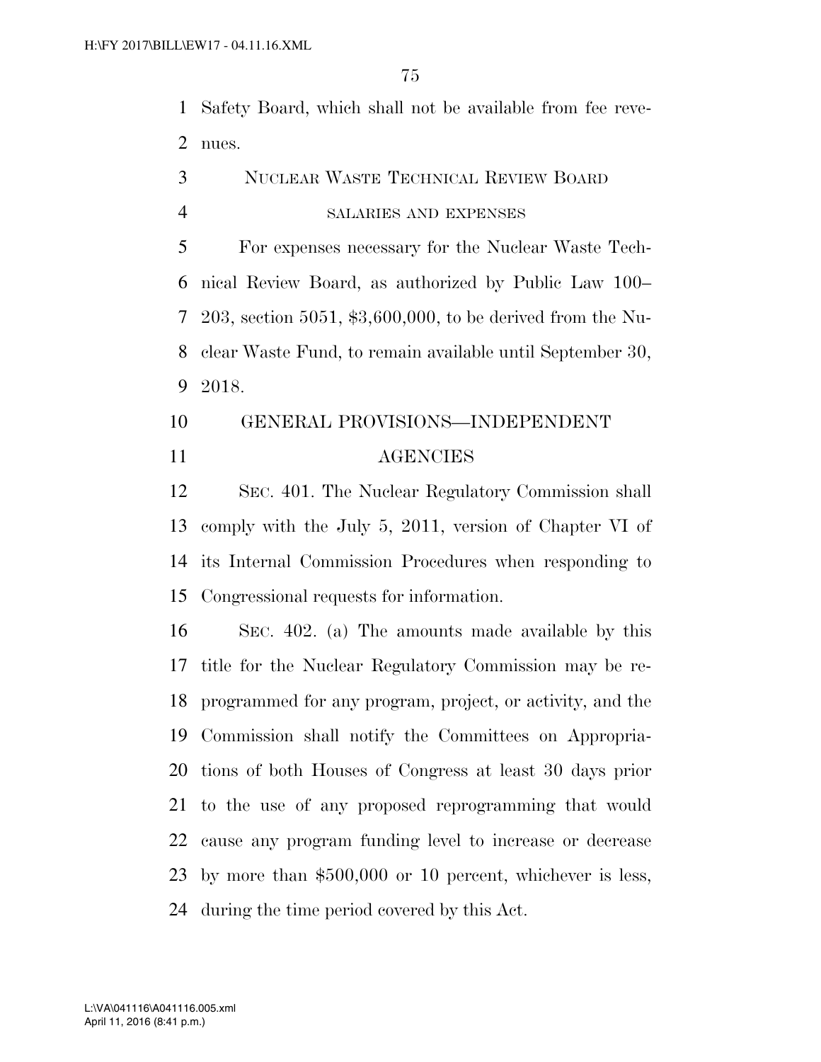Safety Board, which shall not be available from fee revenues.

## NUCLEAR WASTE TECHNICAL REVIEW BOARD

### SALARIES AND EXPENSES

For expenses necessary for the Nuclear Waste Technical Review Board, as authorized by Public Law 100–203, section 5051, $3,600,000, to be derived from the Nuclear Waste Fund, to remain available until September 30, 2018.

## GENERAL PROVISIONS—INDEPENDENT AGENCIES

SEC. 401. The Nuclear Regulatory Commission shall comply with the July 5, 2011, version of Chapter VI of its Internal Commission Procedures when responding to Congressional requests for information.

SEC. 402. (a) The amounts made available by this title for the Nuclear Regulatory Commission may be reprogrammed for any program, project, or activity, and the Commission shall notify the Committees on Appropriations of both Houses of Congress at least 30 days prior to the use of any proposed reprogramming that would cause any program funding level to increase or decrease by more than $500,000 or 10 percent, whichever is less, during the time period covered by this Act.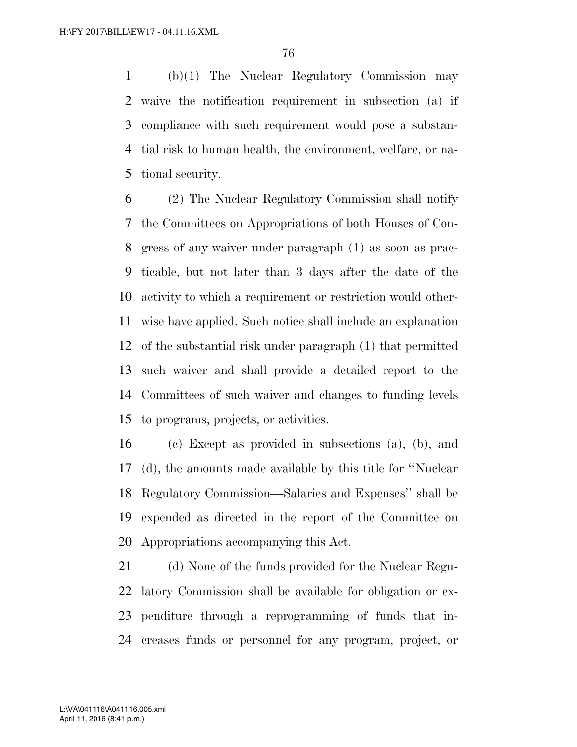(b)(1) The Nuclear Regulatory Commission may waive the notification requirement in subsection (a) if compliance with such requirement would pose a substantial risk to human health, the environment, welfare, or national security.

(2) The Nuclear Regulatory Commission shall notify the Committees on Appropriations of both Houses of Congress of any waiver under paragraph (1) as soon as practicable, but not later than 3 days after the date of the activity to which a requirement or restriction would otherwise have applied. Such notice shall include an explanation of the substantial risk under paragraph (1) that permitted such waiver and shall provide a detailed report to the Committees of such waiver and changes to funding levels to programs, projects, or activities.

(c) Except as provided in subsections (a), (b), and (d), the amounts made available by this title for ''Nuclear Regulatory Commission—Salaries and Expenses'' shall be expended as directed in the report of the Committee on Appropriations accompanying this Act.

(d) None of the funds provided for the Nuclear Regulatory Commission shall be available for obligation or expenditure through a reprogramming of funds that increases funds or personnel for any program, project, or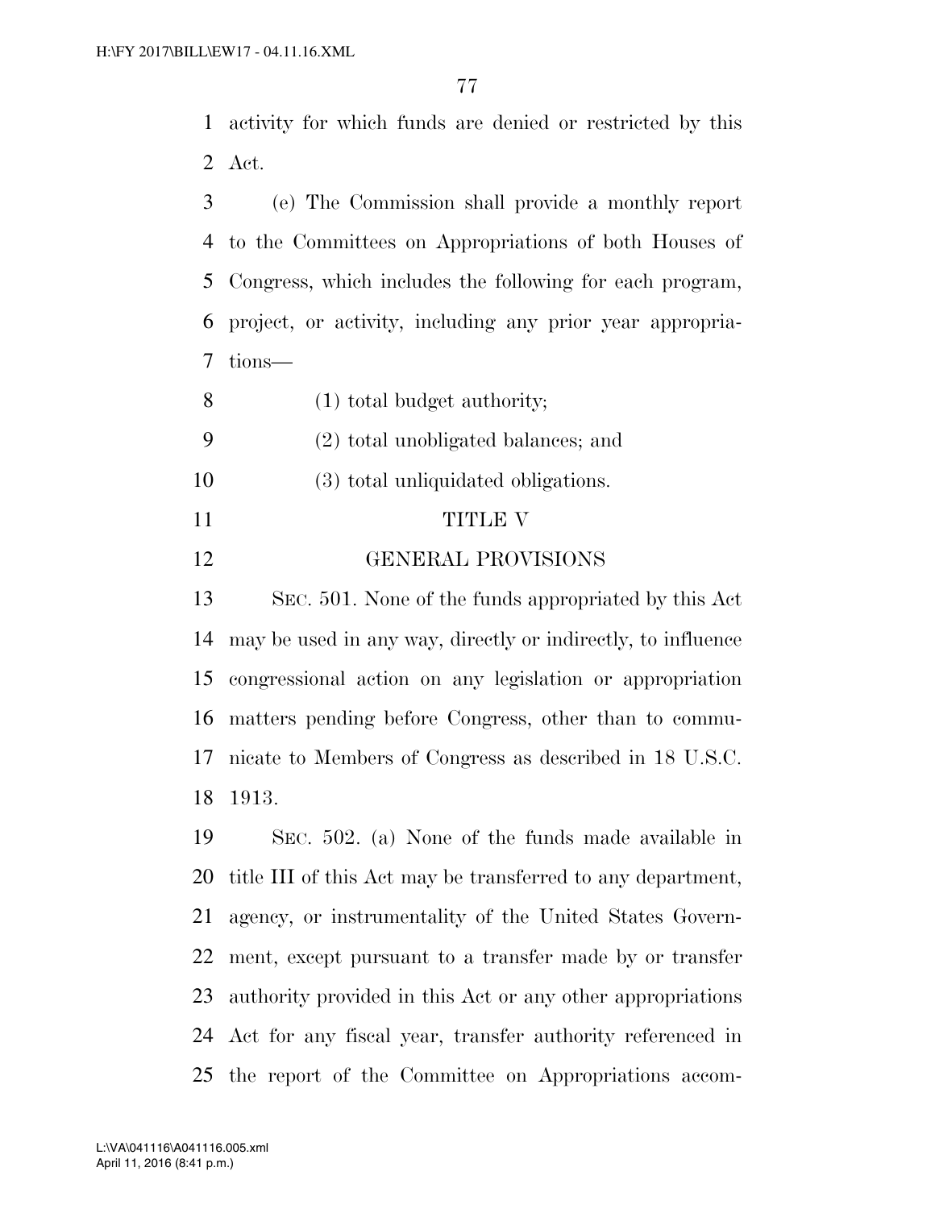activity for which funds are denied or restricted by this Act.

(e) The Commission shall provide a monthly report to the Committees on Appropriations of both Houses of Congress, which includes the following for each program, project, or activity, including any prior year appropriations—

(1) total budget authority;

(2) total unobligated balances; and

(3) total unliquidated obligations.

# TITLE V

# GENERAL PROVISIONS

SEC. 501. None of the funds appropriated by this Act may be used in any way, directly or indirectly, to influence congressional action on any legislation or appropriation matters pending before Congress, other than to communicate to Members of Congress as described in 18 U.S.C. 1913.

SEC. 502. (a) None of the funds made available in title III of this Act may be transferred to any department, agency, or instrumentality of the United States Government, except pursuant to a transfer made by or transfer authority provided in this Act or any other appropriations Act for any fiscal year, transfer authority referenced in the report of the Committee on Appropriations accom-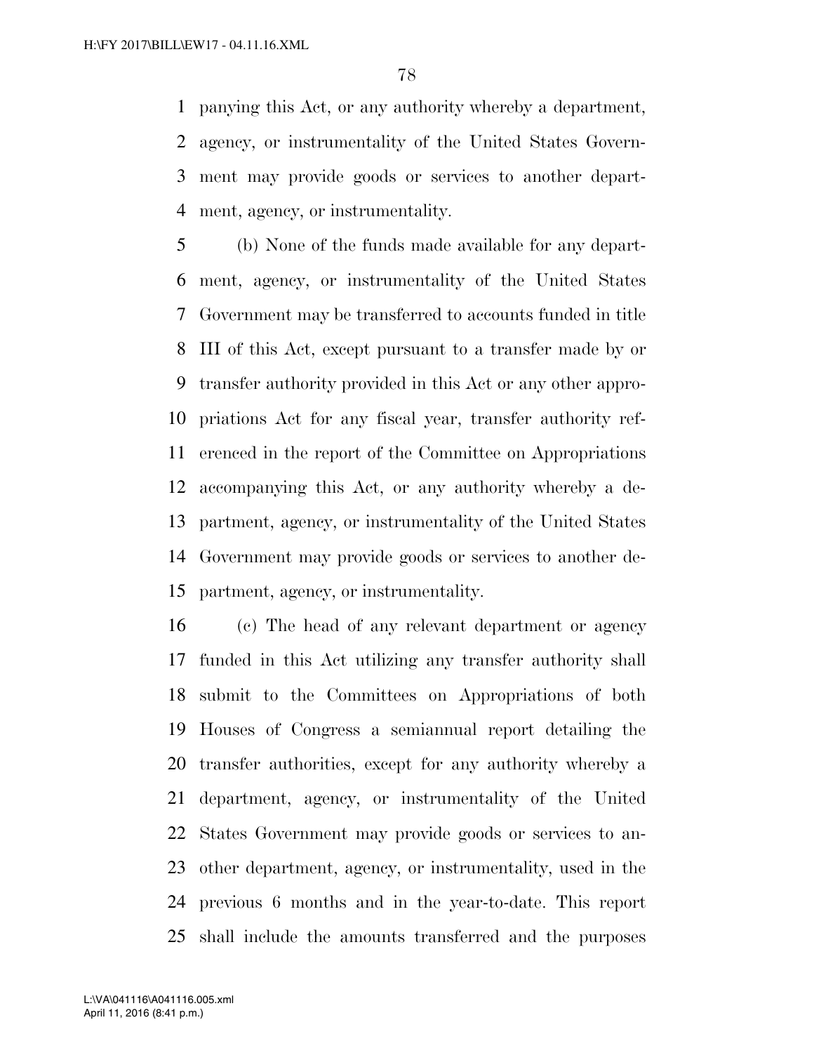panying this Act, or any authority whereby a department, agency, or instrumentality of the United States Government may provide goods or services to another department, agency, or instrumentality.

(b) None of the funds made available for any department, agency, or instrumentality of the United States Government may be transferred to accounts funded in title III of this Act, except pursuant to a transfer made by or transfer authority provided in this Act or any other appropriations Act for any fiscal year, transfer authority referenced in the report of the Committee on Appropriations accompanying this Act, or any authority whereby a department, agency, or instrumentality of the United States Government may provide goods or services to another department, agency, or instrumentality.

(c) The head of any relevant department or agency funded in this Act utilizing any transfer authority shall submit to the Committees on Appropriations of both Houses of Congress a semiannual report detailing the transfer authorities, except for any authority whereby a department, agency, or instrumentality of the United States Government may provide goods or services to another department, agency, or instrumentality, used in the previous 6 months and in the year-to-date. This report shall include the amounts transferred and the purposes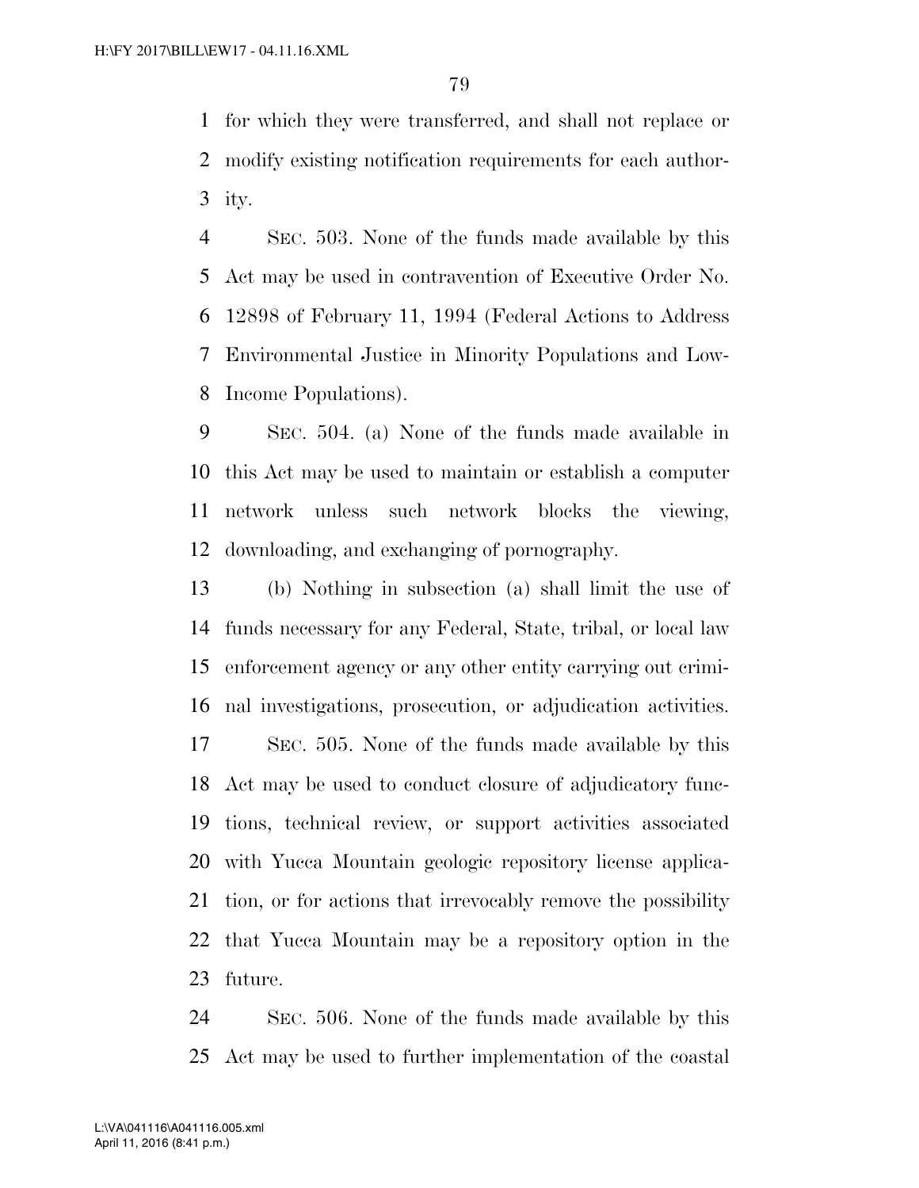for which they were transferred, and shall not replace or modify existing notification requirements for each authority.

SEC. 503. None of the funds made available by this Act may be used in contravention of Executive Order No. 12898 of February 11, 1994 (Federal Actions to Address Environmental Justice in Minority Populations and Low-Income Populations).

SEC. 504. (a) None of the funds made available in this Act may be used to maintain or establish a computer network unless such network blocks the viewing, downloading, and exchanging of pornography.

(b) Nothing in subsection (a) shall limit the use of funds necessary for any Federal, State, tribal, or local law enforcement agency or any other entity carrying out criminal investigations, prosecution, or adjudication activities.

SEC. 505. None of the funds made available by this Act may be used to conduct closure of adjudicatory functions, technical review, or support activities associated with Yucca Mountain geologic repository license application, or for actions that irrevocably remove the possibility that Yucca Mountain may be a repository option in the future.

SEC. 506. None of the funds made available by this Act may be used to further implementation of the coastal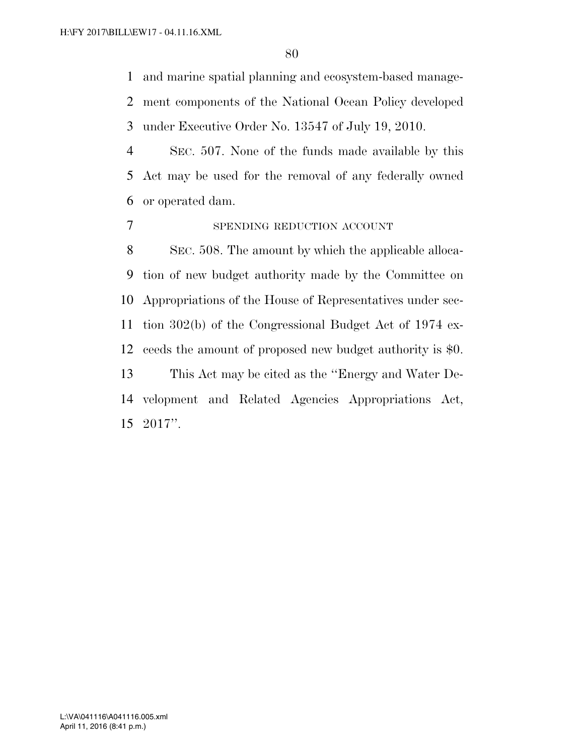and marine spatial planning and ecosystem-based management components of the National Ocean Policy developed under Executive Order No. 13547 of July 19, 2010.

SEC. 507. None of the funds made available by this Act may be used for the removal of any federally owned or operated dam.

SPENDING REDUCTION ACCOUNT

SEC. 508. The amount by which the applicable allocation of new budget authority made by the Committee on Appropriations of the House of Representatives under section 302(b) of the Congressional Budget Act of 1974 exceeds the amount of proposed new budget authority is $0.

This Act may be cited as the ''Energy and Water Development and Related Agencies Appropriations Act, 2017''.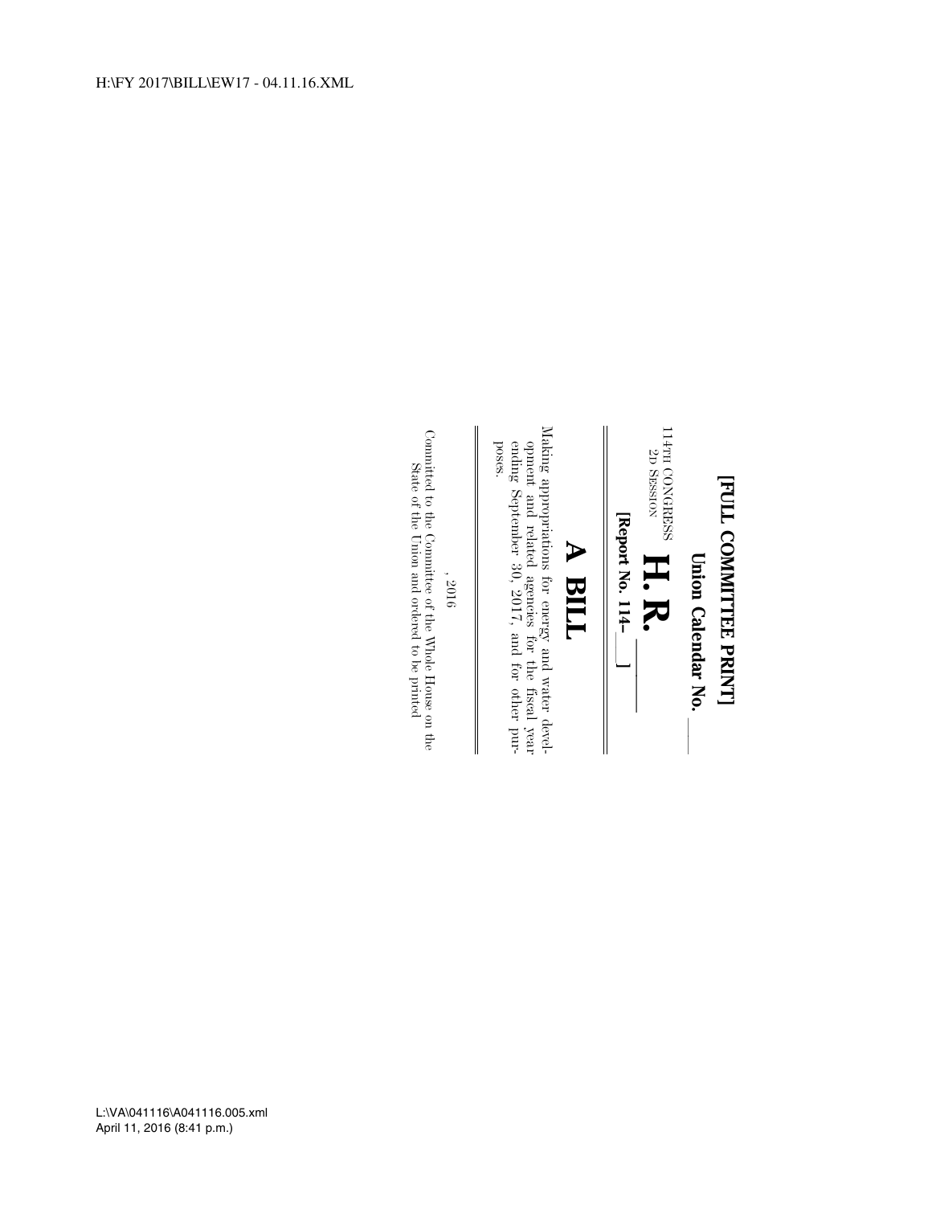**[FULL COMMITTEE PRINT]**

**Union Calendar No. \_\_\_\_**

114TH CONGRESS
2D SESSION

# H. R. \_\_\_\_\_\_

**[Report No. 114–\_\_\_]**

# A BILL

Making appropriations for energy and water development and related agencies for the fiscal year ending September 30, 2017, and for other purposes.

, 2016

Committed to the Committee of the Whole House on the State of the Union and ordered to be printed